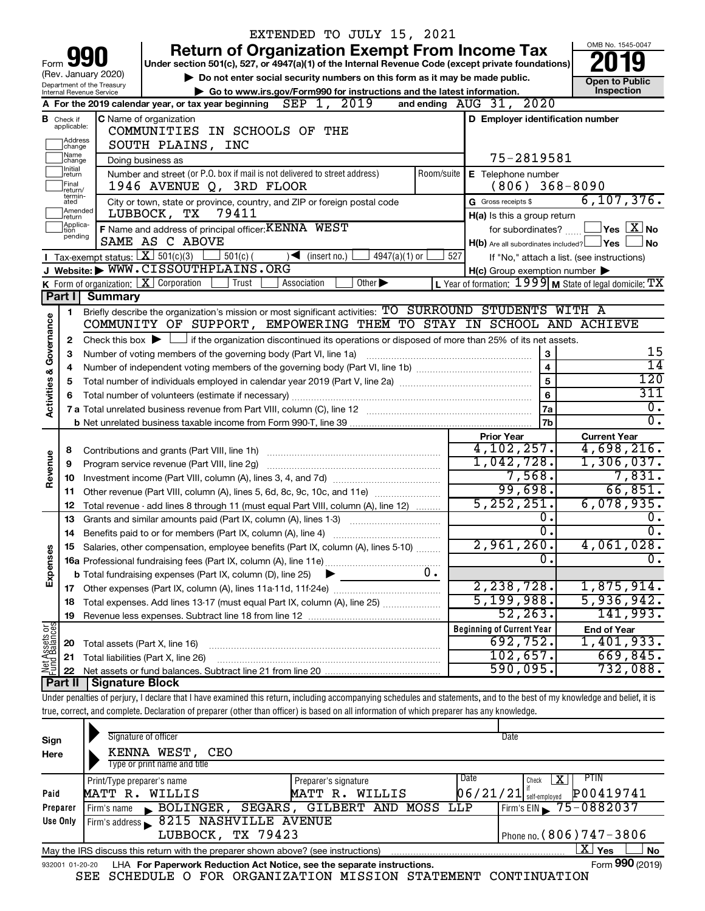EXTENDED TO JULY 15, 2021

Form **990** (Rev. January 2020) Department of the Treasury Internal Revenue Service

# Return of Organization Exempt From Income Tax

**Under section 501(c), 527, or 4947(a)(1) of the Internal Revenue Code (except private foundations)**

▶ Do not enter social security numbers on this form as it may be made public.

▶ Go to www.irs.gov/Form990 for instructions and the latest information.

OMB No. 1545-0047

**2019**

**Open to Public Inspection**

**A** For the 2019 calendar year, or tax year beginning SEP 1, 2019 and ending AUG 31, 2020

**B** Check if applicable: Address change, Name change, Initial return, Final return/terminated, Amended return, Application pending

**C** Name of organization: COMMUNITIES IN SCHOOLS OF THE SOUTH PLAINS, INC

Doing business as

Number and street (or P.O. box if mail is not delivered to street address): 1946 AVENUE Q, 3RD FLOOR

Room/suite

City or town, state or province, country, and ZIP or foreign postal code: LUBBOCK, TX 79411

**D** Employer identification number: 75-2819581

**E** Telephone number: (806) 368-8090

**G** Gross receipts $ 6,107,376.

**F** Name and address of principal officer: KENNA WEST SAME AS C ABOVE

**H(a)** Is this a group return for subordinates? Yes [ ] No [X]

**H(b)** Are all subordinates included? Yes [ ] No [ ]

If "No," attach a list. (see instructions)

**H(c)** Group exemption number ▶

**I** Tax-exempt status: [X] 501(c)(3) [ ] 501(c) ( ) ◀ (insert no.) [ ] 4947(a)(1) or [ ] 527

**J** Website: ▶ WWW.CISSOUTHPLAINS.ORG

**K** Form of organization: [X] Corporation [ ] Trust [ ] Association [ ] Other ▶

**L** Year of formation: 1999 **M** State of legal domicile: TX

## Part I Summary

**Activities & Governance**

1 Briefly describe the organization's mission or most significant activities: TO SURROUND STUDENTS WITH A COMMUNITY OF SUPPORT, EMPOWERING THEM TO STAY IN SCHOOL AND ACHIEVE

2 Check this box ▶ [ ] if the organization discontinued its operations or disposed of more than 25% of its net assets.

| | | | |
|---|---|---|---|
| 3 | Number of voting members of the governing body (Part VI, line 1a) | 3 | 15 |
| 4 | Number of independent voting members of the governing body (Part VI, line 1b) | 4 | 14 |
| 5 | Total number of individuals employed in calendar year 2019 (Part V, line 2a) | 5 | 120 |
| 6 | Total number of volunteers (estimate if necessary) | 6 | 311 |
| 7a | Total unrelated business revenue from Part VIII, column (C), line 12 | 7a | 0. |
| b | Net unrelated business taxable income from Form 990-T, line 39 | 7b | 0. |

| | | Prior Year | Current Year |
|---|---|---|---|
| **Revenue** | | | |
| 8 | Contributions and grants (Part VIII, line 1h) | 4,102,257. | 4,698,216. |
| 9 | Program service revenue (Part VIII, line 2g) | 1,042,728. | 1,306,037. |
| 10 | Investment income (Part VIII, column (A), lines 3, 4, and 7d) | 7,568. | 7,831. |
| 11 | Other revenue (Part VIII, column (A), lines 5, 6d, 8c, 9c, 10c, and 11e) | 99,698. | 66,851. |
| 12 | Total revenue - add lines 8 through 11 (must equal Part VIII, column (A), line 12) | 5,252,251. | 6,078,935. |
| **Expenses** | | | |
| 13 | Grants and similar amounts paid (Part IX, column (A), lines 1-3) | 0. | 0. |
| 14 | Benefits paid to or for members (Part IX, column (A), line 4) | 0. | 0. |
| 15 | Salaries, other compensation, employee benefits (Part IX, column (A), lines 5-10) | 2,961,260. | 4,061,028. |
| 16a | Professional fundraising fees (Part IX, column (A), line 11e) | 0. | 0. |
| b | Total fundraising expenses (Part IX, column (D), line 25) ▶ 0. | | |
| 17 | Other expenses (Part IX, column (A), lines 11a-11d, 11f-24e) | 2,238,728. | 1,875,914. |
| 18 | Total expenses. Add lines 13-17 (must equal Part IX, column (A), line 25) | 5,199,988. | 5,936,942. |
| 19 | Revenue less expenses. Subtract line 18 from line 12 | 52,263. | 141,993. |

| **Net Assets or Fund Balances** | | Beginning of Current Year | End of Year |
|---|---|---|---|
| 20 | Total assets (Part X, line 16) | 692,752. | 1,401,933. |
| 21 | Total liabilities (Part X, line 26) | 102,657. | 669,845. |
| 22 | Net assets or fund balances. Subtract line 21 from line 20 | 590,095. | 732,088. |

## Part II Signature Block

Under penalties of perjury, I declare that I have examined this return, including accompanying schedules and statements, and to the best of my knowledge and belief, it is true, correct, and complete. Declaration of preparer (other than officer) is based on all information of which preparer has any knowledge.

**Sign Here**

Signature of officer | Date

KENNA WEST, CEO
Type or print name and title

**Paid Preparer Use Only**

| Print/Type preparer's name | Preparer's signature | Date | Check [X] if self-employed | PTIN |
|---|---|---|---|---|
| MATT R. WILLIS | MATT R. WILLIS | 06/21/21 | | P00419741 |

Firm's name ▶ BOLINGER, SEGARS, GILBERT AND MOSS LLP | Firm's EIN ▶ 75-0882037

Firm's address ▶ 8215 NASHVILLE AVENUE LUBBOCK, TX 79423 | Phone no. (806)747-3806

May the IRS discuss this return with the preparer shown above? (see instructions) [X] Yes [ ] No

932001 01-20-20 LHA For Paperwork Reduction Act Notice, see the separate instructions. Form **990** (2019)

SEE SCHEDULE O FOR ORGANIZATION MISSION STATEMENT CONTINUATION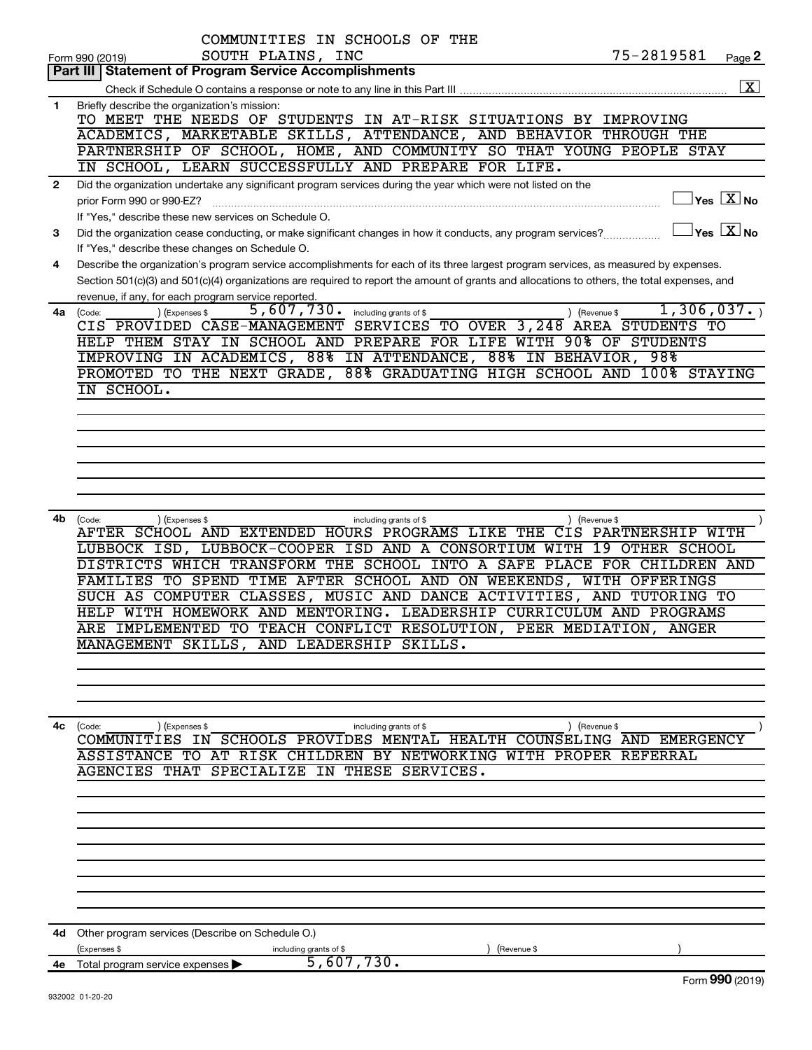COMMUNITIES IN SCHOOLS OF THE SOUTH PLAINS, INC

Form 990 (2019) 75-2819581 Page **2**

## Part III Statement of Program Service Accomplishments

Check if Schedule O contains a response or note to any line in this Part III [X]

**1** Briefly describe the organization's mission:

TO MEET THE NEEDS OF STUDENTS IN AT-RISK SITUATIONS BY IMPROVING ACADEMICS, MARKETABLE SKILLS, ATTENDANCE, AND BEHAVIOR THROUGH THE PARTNERSHIP OF SCHOOL, HOME, AND COMMUNITY SO THAT YOUNG PEOPLE STAY IN SCHOOL, LEARN SUCCESSFULLY AND PREPARE FOR LIFE.

**2** Did the organization undertake any significant program services during the year which were not listed on the prior Form 990 or 990-EZ? [ ] Yes [X] No

If "Yes," describe these new services on Schedule O.

**3** Did the organization cease conducting, or make significant changes in how it conducts, any program services? [ ] Yes [X] No

If "Yes," describe these changes on Schedule O.

**4** Describe the organization's program service accomplishments for each of its three largest program services, as measured by expenses. Section 501(c)(3) and 501(c)(4) organizations are required to report the amount of grants and allocations to others, the total expenses, and revenue, if any, for each program service reported.

**4a** (Code: ) (Expenses $ 5,607,730. including grants of $ ) (Revenue $ 1,306,037. )

CIS PROVIDED CASE-MANAGEMENT SERVICES TO OVER 3,248 AREA STUDENTS TO HELP THEM STAY IN SCHOOL AND PREPARE FOR LIFE WITH 90% OF STUDENTS IMPROVING IN ACADEMICS, 88% IN ATTENDANCE, 88% IN BEHAVIOR, 98% PROMOTED TO THE NEXT GRADE, 88% GRADUATING HIGH SCHOOL AND 100% STAYING IN SCHOOL.

**4b** (Code: ) (Expenses $ including grants of $ ) (Revenue $ )

AFTER SCHOOL AND EXTENDED HOURS PROGRAMS LIKE THE CIS PARTNERSHIP WITH LUBBOCK ISD, LUBBOCK-COOPER ISD AND A CONSORTIUM WITH 19 OTHER SCHOOL DISTRICTS WHICH TRANSFORM THE SCHOOL INTO A SAFE PLACE FOR CHILDREN AND FAMILIES TO SPEND TIME AFTER SCHOOL AND ON WEEKENDS, WITH OFFERINGS SUCH AS COMPUTER CLASSES, MUSIC AND DANCE ACTIVITIES, AND TUTORING TO HELP WITH HOMEWORK AND MENTORING. LEADERSHIP CURRICULUM AND PROGRAMS ARE IMPLEMENTED TO TEACH CONFLICT RESOLUTION, PEER MEDIATION, ANGER MANAGEMENT SKILLS, AND LEADERSHIP SKILLS.

**4c** (Code: ) (Expenses $ including grants of $ ) (Revenue $ )

COMMUNITIES IN SCHOOLS PROVIDES MENTAL HEALTH COUNSELING AND EMERGENCY ASSISTANCE TO AT RISK CHILDREN BY NETWORKING WITH PROPER REFERRAL AGENCIES THAT SPECIALIZE IN THESE SERVICES.

**4d** Other program services (Describe on Schedule O.)

(Expenses $ including grants of $ ) (Revenue $ )

**4e** Total program service expenses ▶ 5,607,730.

Form **990** (2019)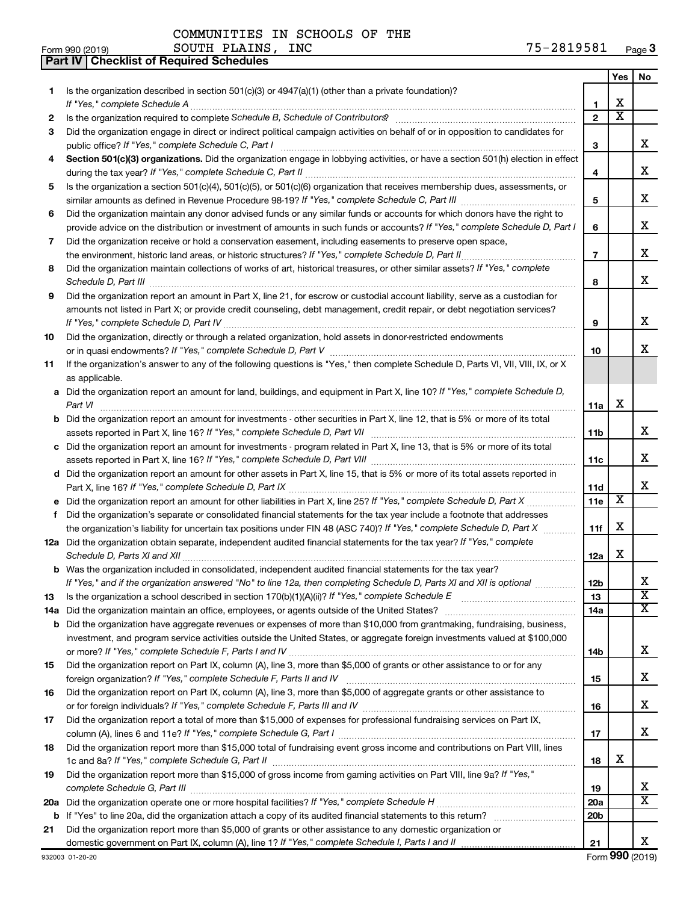COMMUNITIES IN SCHOOLS OF THE SOUTH PLAINS, INC 75-2819581

Form 990 (2019)

**Part IV | Checklist of Required Schedules**

| | | | Yes | No |
|---|---|---|---|---|
| **1** | Is the organization described in section 501(c)(3) or 4947(a)(1) (other than a private foundation)? *If "Yes," complete Schedule A* | **1** | X | |
| **2** | Is the organization required to complete *Schedule B, Schedule of Contributors*? | **2** | X | |
| **3** | Did the organization engage in direct or indirect political campaign activities on behalf of or in opposition to candidates for public office? *If "Yes," complete Schedule C, Part I* | **3** | | X |
| **4** | **Section 501(c)(3) organizations.** Did the organization engage in lobbying activities, or have a section 501(h) election in effect during the tax year? *If "Yes," complete Schedule C, Part II* | **4** | | X |
| **5** | Is the organization a section 501(c)(4), 501(c)(5), or 501(c)(6) organization that receives membership dues, assessments, or similar amounts as defined in Revenue Procedure 98-19? *If "Yes," complete Schedule C, Part III* | **5** | | X |
| **6** | Did the organization maintain any donor advised funds or any similar funds or accounts for which donors have the right to provide advice on the distribution or investment of amounts in such funds or accounts? *If "Yes," complete Schedule D, Part I* | **6** | | X |
| **7** | Did the organization receive or hold a conservation easement, including easements to preserve open space, the environment, historic land areas, or historic structures? *If "Yes," complete Schedule D, Part II* | **7** | | X |
| **8** | Did the organization maintain collections of works of art, historical treasures, or other similar assets? *If "Yes," complete Schedule D, Part III* | **8** | | X |
| **9** | Did the organization report an amount in Part X, line 21, for escrow or custodial account liability, serve as a custodian for amounts not listed in Part X; or provide credit counseling, debt management, credit repair, or debt negotiation services? *If "Yes," complete Schedule D, Part IV* | **9** | | X |
| **10** | Did the organization, directly or through a related organization, hold assets in donor-restricted endowments or in quasi endowments? *If "Yes," complete Schedule D, Part V* | **10** | | X |
| **11** | If the organization's answer to any of the following questions is "Yes," then complete Schedule D, Parts VI, VII, VIII, IX, or X as applicable. | | | |
| **a** | Did the organization report an amount for land, buildings, and equipment in Part X, line 10? *If "Yes," complete Schedule D, Part VI* | **11a** | X | |
| **b** | Did the organization report an amount for investments - other securities in Part X, line 12, that is 5% or more of its total assets reported in Part X, line 16? *If "Yes," complete Schedule D, Part VII* | **11b** | | X |
| **c** | Did the organization report an amount for investments - program related in Part X, line 13, that is 5% or more of its total assets reported in Part X, line 16? *If "Yes," complete Schedule D, Part VIII* | **11c** | | X |
| **d** | Did the organization report an amount for other assets in Part X, line 15, that is 5% or more of its total assets reported in Part X, line 16? *If "Yes," complete Schedule D, Part IX* | **11d** | | X |
| **e** | Did the organization report an amount for other liabilities in Part X, line 25? *If "Yes," complete Schedule D, Part X* | **11e** | X | |
| **f** | Did the organization's separate or consolidated financial statements for the tax year include a footnote that addresses the organization's liability for uncertain tax positions under FIN 48 (ASC 740)? *If "Yes," complete Schedule D, Part X* | **11f** | X | |
| **12a** | Did the organization obtain separate, independent audited financial statements for the tax year? *If "Yes," complete Schedule D, Parts XI and XII* | **12a** | X | |
| **b** | Was the organization included in consolidated, independent audited financial statements for the tax year? *If "Yes," and if the organization answered "No" to line 12a, then completing Schedule D, Parts XI and XII is optional* | **12b** | | X |
| **13** | Is the organization a school described in section 170(b)(1)(A)(ii)? *If "Yes," complete Schedule E* | **13** | | X |
| **14a** | Did the organization maintain an office, employees, or agents outside of the United States? | **14a** | | X |
| **b** | Did the organization have aggregate revenues or expenses of more than $10,000 from grantmaking, fundraising, business, investment, and program service activities outside the United States, or aggregate foreign investments valued at $100,000 or more? *If "Yes," complete Schedule F, Parts I and IV* | **14b** | | X |
| **15** | Did the organization report on Part IX, column (A), line 3, more than $5,000 of grants or other assistance to or for any foreign organization? *If "Yes," complete Schedule F, Parts II and IV* | **15** | | X |
| **16** | Did the organization report on Part IX, column (A), line 3, more than $5,000 of aggregate grants or other assistance to or for foreign individuals? *If "Yes," complete Schedule F, Parts III and IV* | **16** | | X |
| **17** | Did the organization report a total of more than $15,000 of expenses for professional fundraising services on Part IX, column (A), lines 6 and 11e? *If "Yes," complete Schedule G, Part I* | **17** | | X |
| **18** | Did the organization report more than $15,000 total of fundraising event gross income and contributions on Part VIII, lines 1c and 8a? *If "Yes," complete Schedule G, Part II* | **18** | X | |
| **19** | Did the organization report more than $15,000 of gross income from gaming activities on Part VIII, line 9a? *If "Yes," complete Schedule G, Part III* | **19** | | X |
| **20a** | Did the organization operate one or more hospital facilities? *If "Yes," complete Schedule H* | **20a** | | X |
| **b** | If "Yes" to line 20a, did the organization attach a copy of its audited financial statements to this return? | **20b** | | |
| **21** | Did the organization report more than $5,000 of grants or other assistance to any domestic organization or domestic government on Part IX, column (A), line 1? *If "Yes," complete Schedule I, Parts I and II* | **21** | | X |

932003 01-20-20 Form **990** (2019)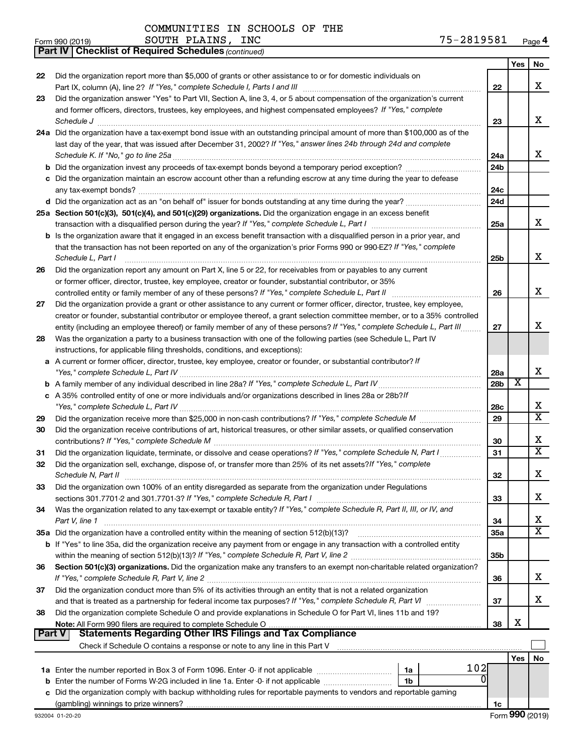COMMUNITIES IN SCHOOLS OF THE SOUTH PLAINS, INC 75-2819581

Form 990 (2019)

**Part IV | Checklist of Required Schedules** *(continued)*

| | | | Yes | No |
|---|---|---|---|---|
| 22 | Did the organization report more than $5,000 of grants or other assistance to or for domestic individuals on Part IX, column (A), line 2? *If "Yes," complete Schedule I, Parts I and III* | 22 | | X |
| 23 | Did the organization answer "Yes" to Part VII, Section A, line 3, 4, or 5 about compensation of the organization's current and former officers, directors, trustees, key employees, and highest compensated employees? *If "Yes," complete Schedule J* | 23 | | X |
| 24a | Did the organization have a tax-exempt bond issue with an outstanding principal amount of more than $100,000 as of the last day of the year, that was issued after December 31, 2002? *If "Yes," answer lines 24b through 24d and complete Schedule K. If "No," go to line 25a* | 24a | | X |
| b | Did the organization invest any proceeds of tax-exempt bonds beyond a temporary period exception? | 24b | | |
| c | Did the organization maintain an escrow account other than a refunding escrow at any time during the year to defease any tax-exempt bonds? | 24c | | |
| d | Did the organization act as an "on behalf of" issuer for bonds outstanding at any time during the year? | 24d | | |
| 25a | **Section 501(c)(3), 501(c)(4), and 501(c)(29) organizations.** Did the organization engage in an excess benefit transaction with a disqualified person during the year? *If "Yes," complete Schedule L, Part I* | 25a | | X |
| b | Is the organization aware that it engaged in an excess benefit transaction with a disqualified person in a prior year, and that the transaction has not been reported on any of the organization's prior Forms 990 or 990-EZ? *If "Yes," complete Schedule L, Part I* | 25b | | X |
| 26 | Did the organization report any amount on Part X, line 5 or 22, for receivables from or payables to any current or former officer, director, trustee, key employee, creator or founder, substantial contributor, or 35% controlled entity or family member of any of these persons? *If "Yes," complete Schedule L, Part II* | 26 | | X |
| 27 | Did the organization provide a grant or other assistance to any current or former officer, director, trustee, key employee, creator or founder, substantial contributor or employee thereof, a grant selection committee member, or to a 35% controlled entity (including an employee thereof) or family member of any of these persons? *If "Yes," complete Schedule L, Part III* | 27 | | X |
| 28 | Was the organization a party to a business transaction with one of the following parties (see Schedule L, Part IV instructions, for applicable filing thresholds, conditions, and exceptions): | | | |
| a | A current or former officer, director, trustee, key employee, creator or founder, or substantial contributor? *If "Yes," complete Schedule L, Part IV* | 28a | | X |
| b | A family member of any individual described in line 28a? *If "Yes," complete Schedule L, Part IV* | 28b | X | |
| c | A 35% controlled entity of one or more individuals and/or organizations described in lines 28a or 28b? *If "Yes," complete Schedule L, Part IV* | 28c | | X |
| 29 | Did the organization receive more than $25,000 in non-cash contributions? *If "Yes," complete Schedule M* | 29 | | X |
| 30 | Did the organization receive contributions of art, historical treasures, or other similar assets, or qualified conservation contributions? *If "Yes," complete Schedule M* | 30 | | X |
| 31 | Did the organization liquidate, terminate, or dissolve and cease operations? *If "Yes," complete Schedule N, Part I* | 31 | | X |
| 32 | Did the organization sell, exchange, dispose of, or transfer more than 25% of its net assets? *If "Yes," complete Schedule N, Part II* | 32 | | X |
| 33 | Did the organization own 100% of an entity disregarded as separate from the organization under Regulations sections 301.7701-2 and 301.7701-3? *If "Yes," complete Schedule R, Part I* | 33 | | X |
| 34 | Was the organization related to any tax-exempt or taxable entity? *If "Yes," complete Schedule R, Part II, III, or IV, and Part V, line 1* | 34 | | X |
| 35a | Did the organization have a controlled entity within the meaning of section 512(b)(13)? | 35a | | X |
| b | If "Yes" to line 35a, did the organization receive any payment from or engage in any transaction with a controlled entity within the meaning of section 512(b)(13)? *If "Yes," complete Schedule R, Part V, line 2* | 35b | | |
| 36 | **Section 501(c)(3) organizations.** Did the organization make any transfers to an exempt non-charitable related organization? *If "Yes," complete Schedule R, Part V, line 2* | 36 | | X |
| 37 | Did the organization conduct more than 5% of its activities through an entity that is not a related organization and that is treated as a partnership for federal income tax purposes? *If "Yes," complete Schedule R, Part VI* | 37 | | X |
| 38 | Did the organization complete Schedule O and provide explanations in Schedule O for Part VI, lines 11b and 19? **Note:** All Form 990 filers are required to complete Schedule O | 38 | X | |

**Part V | Statements Regarding Other IRS Filings and Tax Compliance**

Check if Schedule O contains a response or note to any line in this Part V

| | | | | | Yes | No |
|---|---|---|---|---|---|---|
| 1a | Enter the number reported in Box 3 of Form 1096. Enter -0- if not applicable | 1a | 102 | | | |
| b | Enter the number of Forms W-2G included in line 1a. Enter -0- if not applicable | 1b | 0 | | | |
| c | Did the organization comply with backup withholding rules for reportable payments to vendors and reportable gaming (gambling) winnings to prize winners? | | | 1c | | |

932004 01-20-20 Form **990** (2019)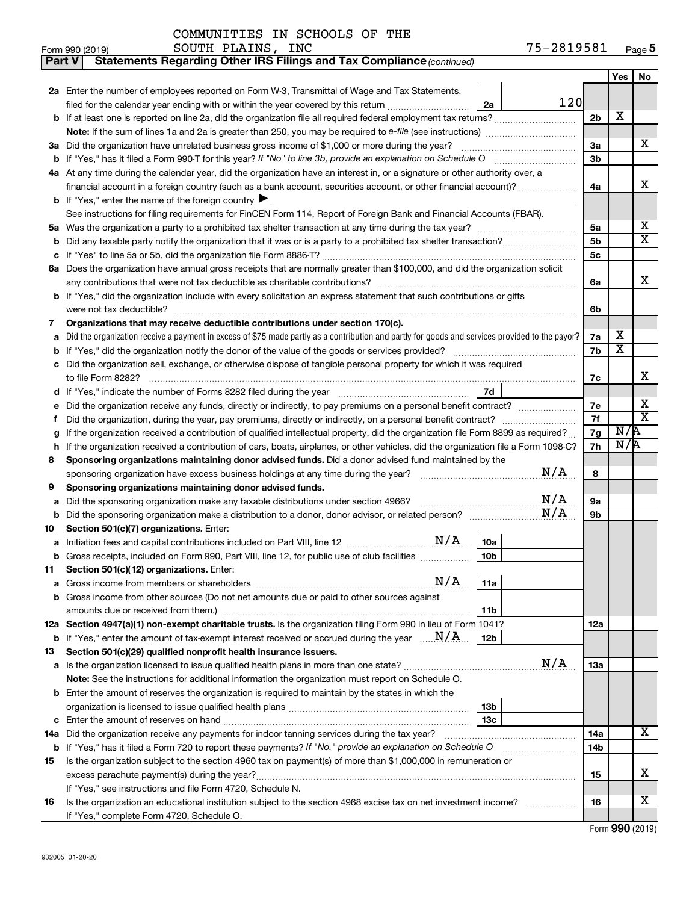COMMUNITIES IN SCHOOLS OF THE SOUTH PLAINS, INC — 75-2819581

Form 990 (2019) Page 5

**Part V  Statements Regarding Other IRS Filings and Tax Compliance** *(continued)*

| | | | | Yes | No |
|---|---|---|---|---|---|
| **2a** | Enter the number of employees reported on Form W-3, Transmittal of Wage and Tax Statements, filed for the calendar year ending with or within the year covered by this return | 2a 120 | | | |
| **b** | If at least one is reported on line 2a, did the organization file all required federal employment tax returns? | | 2b | X | |
| | **Note:** If the sum of lines 1a and 2a is greater than 250, you may be required to *e-file* (see instructions) | | | | |
| **3a** | Did the organization have unrelated business gross income of $1,000 or more during the year? | | 3a | | X |
| **b** | If "Yes," has it filed a Form 990-T for this year? *If "No" to line 3b, provide an explanation on Schedule O* | | 3b | | |
| **4a** | At any time during the calendar year, did the organization have an interest in, or a signature or other authority over, a financial account in a foreign country (such as a bank account, securities account, or other financial account)? | | 4a | | X |
| **b** | If "Yes," enter the name of the foreign country ▶ | | | | |
| | See instructions for filing requirements for FinCEN Form 114, Report of Foreign Bank and Financial Accounts (FBAR). | | | | |
| **5a** | Was the organization a party to a prohibited tax shelter transaction at any time during the tax year? | | 5a | | X |
| **b** | Did any taxable party notify the organization that it was or is a party to a prohibited tax shelter transaction? | | 5b | | X |
| **c** | If "Yes" to line 5a or 5b, did the organization file Form 8886-T? | | 5c | | |
| **6a** | Does the organization have annual gross receipts that are normally greater than $100,000, and did the organization solicit any contributions that were not tax deductible as charitable contributions? | | 6a | | X |
| **b** | If "Yes," did the organization include with every solicitation an express statement that such contributions or gifts were not tax deductible? | | 6b | | |
| **7** | **Organizations that may receive deductible contributions under section 170(c).** | | | | |
| **a** | Did the organization receive a payment in excess of $75 made partly as a contribution and partly for goods and services provided to the payor? | | 7a | X | |
| **b** | If "Yes," did the organization notify the donor of the value of the goods or services provided? | | 7b | X | |
| **c** | Did the organization sell, exchange, or otherwise dispose of tangible personal property for which it was required to file Form 8282? | | 7c | | X |
| **d** | If "Yes," indicate the number of Forms 8282 filed during the year | 7d | | | |
| **e** | Did the organization receive any funds, directly or indirectly, to pay premiums on a personal benefit contract? | | 7e | | X |
| **f** | Did the organization, during the year, pay premiums, directly or indirectly, on a personal benefit contract? | | 7f | | X |
| **g** | If the organization received a contribution of qualified intellectual property, did the organization file Form 8899 as required? | | 7g | N/A | |
| **h** | If the organization received a contribution of cars, boats, airplanes, or other vehicles, did the organization file a Form 1098-C? | | 7h | N/A | |
| **8** | **Sponsoring organizations maintaining donor advised funds.** Did a donor advised fund maintained by the sponsoring organization have excess business holdings at any time during the year? N/A | | 8 | | |
| **9** | **Sponsoring organizations maintaining donor advised funds.** | | | | |
| **a** | Did the sponsoring organization make any taxable distributions under section 4966? N/A | | 9a | | |
| **b** | Did the sponsoring organization make a distribution to a donor, donor advisor, or related person? N/A | | 9b | | |
| **10** | **Section 501(c)(7) organizations.** Enter: | | | | |
| **a** | Initiation fees and capital contributions included on Part VIII, line 12 N/A | 10a | | | |
| **b** | Gross receipts, included on Form 990, Part VIII, line 12, for public use of club facilities | 10b | | | |
| **11** | **Section 501(c)(12) organizations.** Enter: | | | | |
| **a** | Gross income from members or shareholders N/A | 11a | | | |
| **b** | Gross income from other sources (Do not net amounts due or paid to other sources against amounts due or received from them.) | 11b | | | |
| **12a** | **Section 4947(a)(1) non-exempt charitable trusts.** Is the organization filing Form 990 in lieu of Form 1041? | | 12a | | |
| **b** | If "Yes," enter the amount of tax-exempt interest received or accrued during the year N/A | 12b | | | |
| **13** | **Section 501(c)(29) qualified nonprofit health insurance issuers.** | | | | |
| **a** | Is the organization licensed to issue qualified health plans in more than one state? N/A | | 13a | | |
| | **Note:** See the instructions for additional information the organization must report on Schedule O. | | | | |
| **b** | Enter the amount of reserves the organization is required to maintain by the states in which the organization is licensed to issue qualified health plans | 13b | | | |
| **c** | Enter the amount of reserves on hand | 13c | | | |
| **14a** | Did the organization receive any payments for indoor tanning services during the tax year? | | 14a | | X |
| **b** | If "Yes," has it filed a Form 720 to report these payments? *If "No," provide an explanation on Schedule O* | | 14b | | |
| **15** | Is the organization subject to the section 4960 tax on payment(s) of more than $1,000,000 in remuneration or excess parachute payment(s) during the year? | | 15 | | X |
| | If "Yes," see instructions and file Form 4720, Schedule N. | | | | |
| **16** | Is the organization an educational institution subject to the section 4968 excise tax on net investment income? | | 16 | | X |
| | If "Yes," complete Form 4720, Schedule O. | | | | |

Form **990** (2019)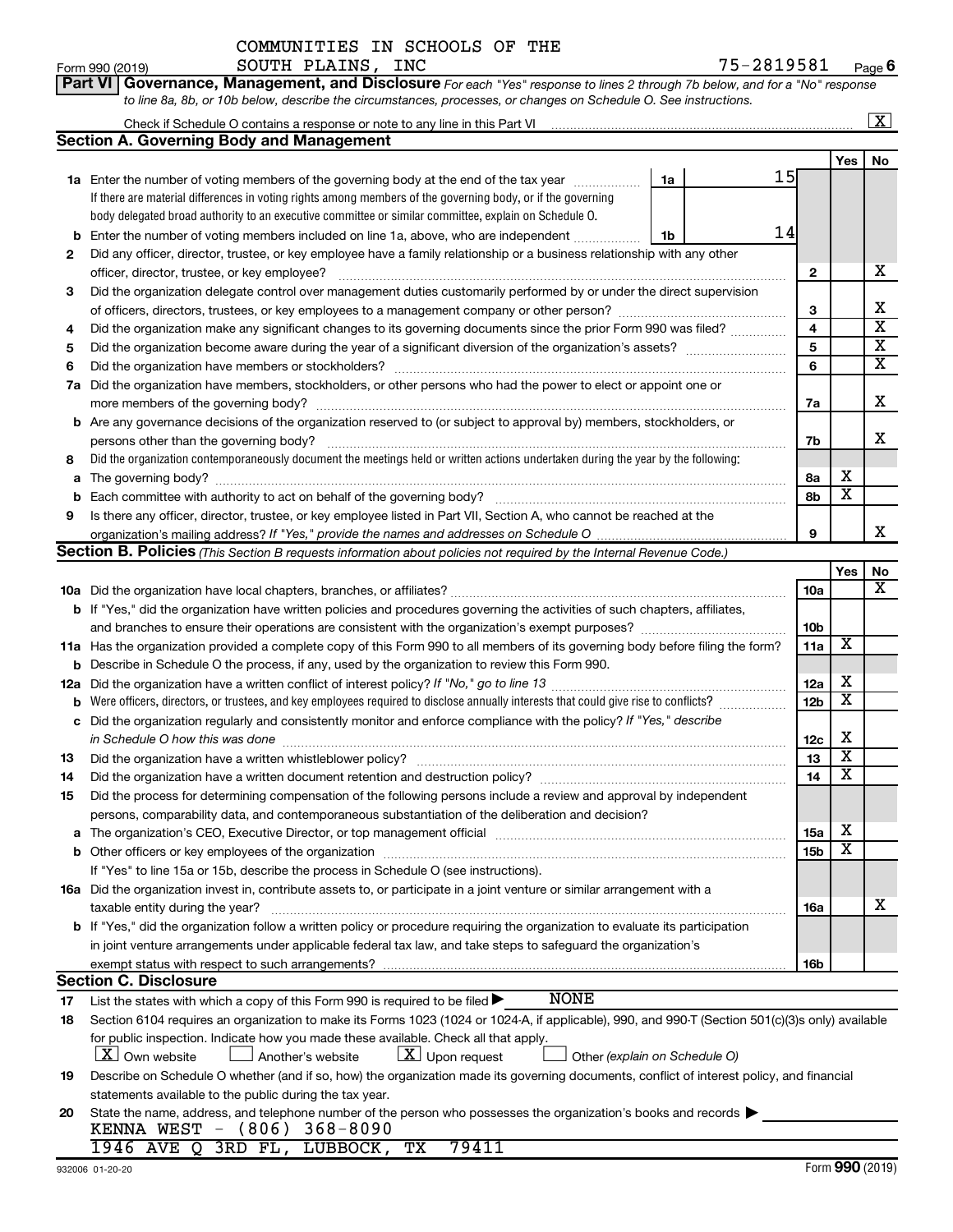COMMUNITIES IN SCHOOLS OF THE SOUTH PLAINS, INC

Form 990 (2019) 75-2819581 Page 6

**Part VI Governance, Management, and Disclosure** *For each "Yes" response to lines 2 through 7b below, and for a "No" response to line 8a, 8b, or 10b below, describe the circumstances, processes, or changes on Schedule O. See instructions.*

Check if Schedule O contains a response or note to any line in this Part VI ... [X]

## Section A. Governing Body and Management

| | | | Yes | No |
|---|---|---|---|---|
| 1a | Enter the number of voting members of the governing body at the end of the tax year ... 1a 15 | | | |
| | If there are material differences in voting rights among members of the governing body, or if the governing body delegated broad authority to an executive committee or similar committee, explain on Schedule O. | | | |
| b | Enter the number of voting members included on line 1a, above, who are independent ... 1b 14 | | | |
| 2 | Did any officer, director, trustee, or key employee have a family relationship or a business relationship with any other officer, director, trustee, or key employee? | 2 | | X |
| 3 | Did the organization delegate control over management duties customarily performed by or under the direct supervision of officers, directors, trustees, or key employees to a management company or other person? | 3 | | X |
| 4 | Did the organization make any significant changes to its governing documents since the prior Form 990 was filed? | 4 | | X |
| 5 | Did the organization become aware during the year of a significant diversion of the organization's assets? | 5 | | X |
| 6 | Did the organization have members or stockholders? | 6 | | X |
| 7a | Did the organization have members, stockholders, or other persons who had the power to elect or appoint one or more members of the governing body? | 7a | | X |
| b | Are any governance decisions of the organization reserved to (or subject to approval by) members, stockholders, or persons other than the governing body? | 7b | | X |
| 8 | Did the organization contemporaneously document the meetings held or written actions undertaken during the year by the following: | | | |
| a | The governing body? | 8a | X | |
| b | Each committee with authority to act on behalf of the governing body? | 8b | X | |
| 9 | Is there any officer, director, trustee, or key employee listed in Part VII, Section A, who cannot be reached at the organization's mailing address? *If "Yes," provide the names and addresses on Schedule O* | 9 | | X |

## Section B. Policies *(This Section B requests information about policies not required by the Internal Revenue Code.)*

| | | | Yes | No |
|---|---|---|---|---|
| 10a | Did the organization have local chapters, branches, or affiliates? | 10a | | X |
| b | If "Yes," did the organization have written policies and procedures governing the activities of such chapters, affiliates, and branches to ensure their operations are consistent with the organization's exempt purposes? | 10b | | |
| 11a | Has the organization provided a complete copy of this Form 990 to all members of its governing body before filing the form? | 11a | X | |
| b | Describe in Schedule O the process, if any, used by the organization to review this Form 990. | | | |
| 12a | Did the organization have a written conflict of interest policy? *If "No," go to line 13* | 12a | X | |
| b | Were officers, directors, or trustees, and key employees required to disclose annually interests that could give rise to conflicts? | 12b | X | |
| c | Did the organization regularly and consistently monitor and enforce compliance with the policy? *If "Yes," describe in Schedule O how this was done* | 12c | X | |
| 13 | Did the organization have a written whistleblower policy? | 13 | X | |
| 14 | Did the organization have a written document retention and destruction policy? | 14 | X | |
| 15 | Did the process for determining compensation of the following persons include a review and approval by independent persons, comparability data, and contemporaneous substantiation of the deliberation and decision? | | | |
| a | The organization's CEO, Executive Director, or top management official | 15a | X | |
| b | Other officers or key employees of the organization | 15b | X | |
| | If "Yes" to line 15a or 15b, describe the process in Schedule O (see instructions). | | | |
| 16a | Did the organization invest in, contribute assets to, or participate in a joint venture or similar arrangement with a taxable entity during the year? | 16a | | X |
| b | If "Yes," did the organization follow a written policy or procedure requiring the organization to evaluate its participation in joint venture arrangements under applicable federal tax law, and take steps to safeguard the organization's exempt status with respect to such arrangements? | 16b | | |

## Section C. Disclosure

17 List the states with which a copy of this Form 990 is required to be filed ▶ NONE

18 Section 6104 requires an organization to make its Forms 1023 (1024 or 1024-A, if applicable), 990, and 990-T (Section 501(c)(3)s only) available for public inspection. Indicate how you made these available. Check all that apply.
[X] Own website [ ] Another's website [X] Upon request [ ] Other *(explain on Schedule O)*

19 Describe on Schedule O whether (and if so, how) the organization made its governing documents, conflict of interest policy, and financial statements available to the public during the tax year.

20 State the name, address, and telephone number of the person who possesses the organization's books and records ▶
KENNA WEST - (806) 368-8090
1946 AVE Q 3RD FL, LUBBOCK, TX 79411

932006 01-20-20 Form **990** (2019)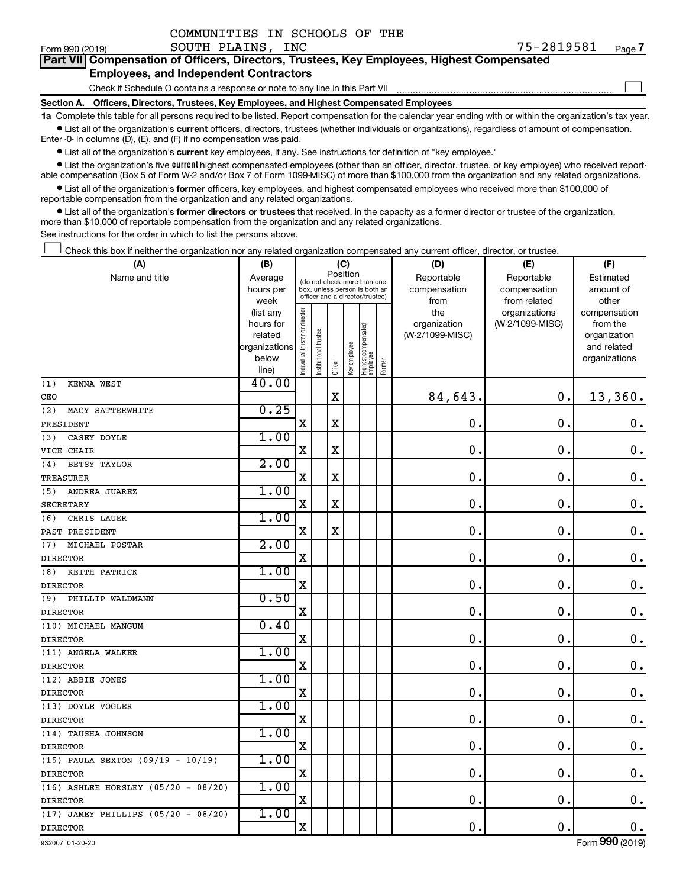COMMUNITIES IN SCHOOLS OF THE SOUTH PLAINS, INC

Form 990 (2019) 75-2819581 Page 7

**Part VII Compensation of Officers, Directors, Trustees, Key Employees, Highest Compensated Employees, and Independent Contractors**

Check if Schedule O contains a response or note to any line in this Part VII ☐

**Section A. Officers, Directors, Trustees, Key Employees, and Highest Compensated Employees**

**1a** Complete this table for all persons required to be listed. Report compensation for the calendar year ending with or within the organization's tax year.

- List all of the organization's **current** officers, directors, trustees (whether individuals or organizations), regardless of amount of compensation. Enter -0- in columns (D), (E), and (F) if no compensation was paid.
- List all of the organization's **current** key employees, if any. See instructions for definition of "key employee."
- List the organization's five **current** highest compensated employees (other than an officer, director, trustee, or key employee) who received reportable compensation (Box 5 of Form W-2 and/or Box 7 of Form 1099-MISC) of more than $100,000 from the organization and any related organizations.
- List all of the organization's **former** officers, key employees, and highest compensated employees who received more than $100,000 of reportable compensation from the organization and any related organizations.
- List all of the organization's **former directors or trustees** that received, in the capacity as a former director or trustee of the organization, more than $10,000 of reportable compensation from the organization and any related organizations.

See instructions for the order in which to list the persons above.

☐ Check this box if neither the organization nor any related organization compensated any current officer, director, or trustee.

| (A) Name and title | (B) Average hours per week (list any hours for related organizations below line) | (C) Position: Individual trustee or director | Institutional trustee | Officer | Key employee | Highest compensated employee | Former | (D) Reportable compensation from the organization (W-2/1099-MISC) | (E) Reportable compensation from related organizations (W-2/1099-MISC) | (F) Estimated amount of other compensation from the organization and related organizations |
|---|---|---|---|---|---|---|---|---|---|---|
| (1) KENNA WEST<br>CEO | 40.00 | | | X | | | | 84,643. | 0. | 13,360. |
| (2) MACY SATTERWHITE<br>PRESIDENT | 0.25 | X | | X | | | | 0. | 0. | 0. |
| (3) CASEY DOYLE<br>VICE CHAIR | 1.00 | X | | X | | | | 0. | 0. | 0. |
| (4) BETSY TAYLOR<br>TREASURER | 2.00 | X | | X | | | | 0. | 0. | 0. |
| (5) ANDREA JUAREZ<br>SECRETARY | 1.00 | X | | X | | | | 0. | 0. | 0. |
| (6) CHRIS LAUER<br>PAST PRESIDENT | 1.00 | X | | X | | | | 0. | 0. | 0. |
| (7) MICHAEL POSTAR<br>DIRECTOR | 2.00 | X | | | | | | 0. | 0. | 0. |
| (8) KEITH PATRICK<br>DIRECTOR | 1.00 | X | | | | | | 0. | 0. | 0. |
| (9) PHILLIP WALDMANN<br>DIRECTOR | 0.50 | X | | | | | | 0. | 0. | 0. |
| (10) MICHAEL MANGUM<br>DIRECTOR | 0.40 | X | | | | | | 0. | 0. | 0. |
| (11) ANGELA WALKER<br>DIRECTOR | 1.00 | X | | | | | | 0. | 0. | 0. |
| (12) ABBIE JONES<br>DIRECTOR | 1.00 | X | | | | | | 0. | 0. | 0. |
| (13) DOYLE VOGLER<br>DIRECTOR | 1.00 | X | | | | | | 0. | 0. | 0. |
| (14) TAUSHA JOHNSON<br>DIRECTOR | 1.00 | X | | | | | | 0. | 0. | 0. |
| (15) PAULA SEXTON (09/19 - 10/19)<br>DIRECTOR | 1.00 | X | | | | | | 0. | 0. | 0. |
| (16) ASHLEE HORSLEY (05/20 - 08/20)<br>DIRECTOR | 1.00 | X | | | | | | 0. | 0. | 0. |
| (17) JAMEY PHILLIPS (05/20 - 08/20)<br>DIRECTOR | 1.00 | X | | | | | | 0. | 0. | 0. |

932007 01-20-20 Form 990 (2019)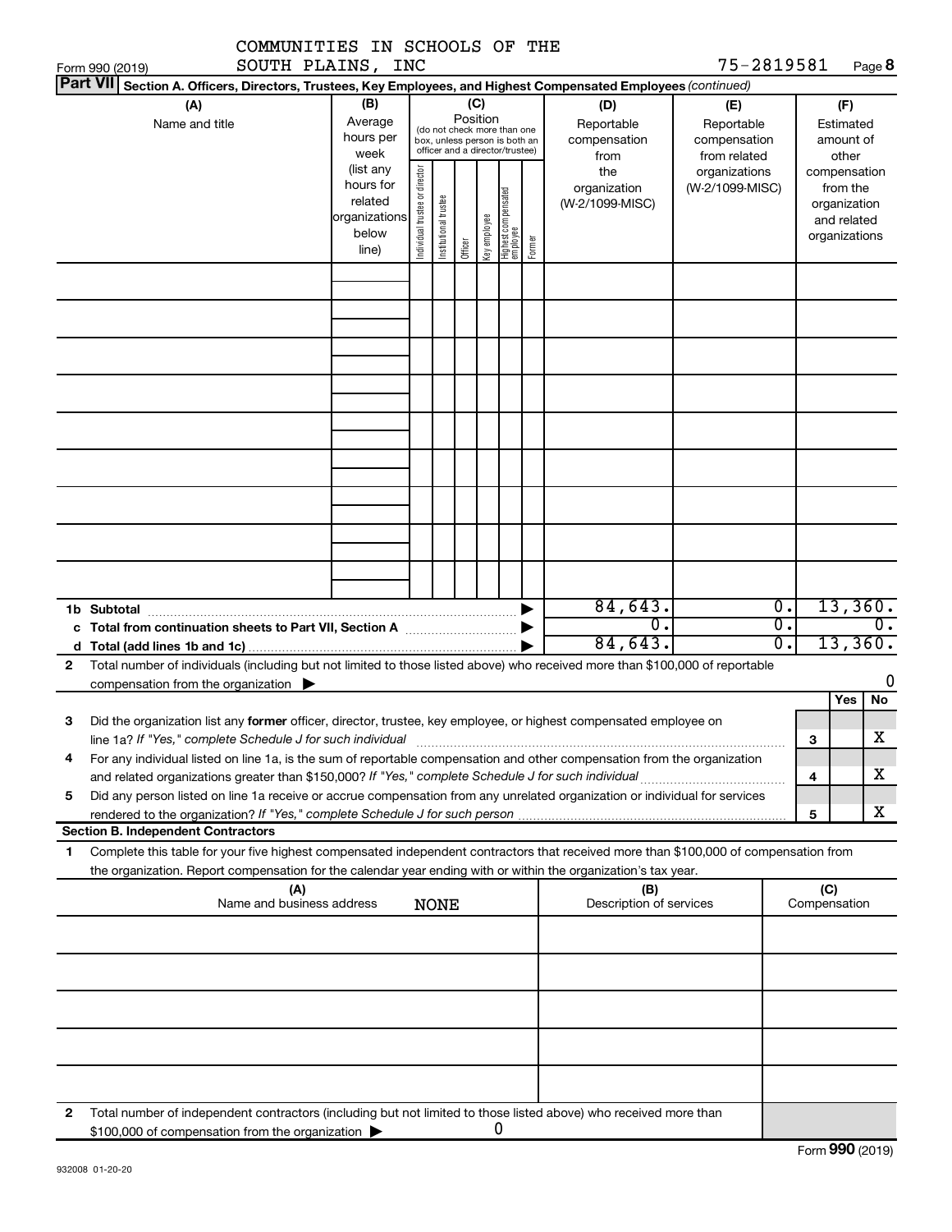COMMUNITIES IN SCHOOLS OF THE SOUTH PLAINS, INC

Form 990 (2019) 75-2819581 Page **8**

**Part VII** **Section A. Officers, Directors, Trustees, Key Employees, and Highest Compensated Employees** *(continued)*

| (A) Name and title | (B) Average hours per week (list any hours for related organizations below line) | (C) Position (do not check more than one box, unless person is both an officer and a director/trustee): Individual trustee or director | Institutional trustee | Officer | Key employee | Highest compensated employee | Former | (D) Reportable compensation from the organization (W-2/1099-MISC) | (E) Reportable compensation from related organizations (W-2/1099-MISC) | (F) Estimated amount of other compensation from the organization and related organizations |
|---|---|---|---|---|---|---|---|---|---|---|
| | | | | | | | | | | |
| | | | | | | | | | | |
| | | | | | | | | | | |
| | | | | | | | | | | |
| | | | | | | | | | | |
| | | | | | | | | | | |
| | | | | | | | | | | |
| | | | | | | | | | | |
| | | | | | | | | | | |
| **1b Subtotal** | | | | | | | ▶ | 84,643. | 0. | 13,360. |
| **c Total from continuation sheets to Part VII, Section A** | | | | | | | ▶ | 0. | 0. | 0. |
| **d Total (add lines 1b and 1c)** | | | | | | | ▶ | 84,643. | 0. | 13,360. |

**2** Total number of individuals (including but not limited to those listed above) who received more than $100,000 of reportable compensation from the organization ▶ 0

| | | Yes | No |
|---|---|---|---|
| **3** Did the organization list any **former** officer, director, trustee, key employee, or highest compensated employee on line 1a? *If "Yes," complete Schedule J for such individual* | 3 | | X |
| **4** For any individual listed on line 1a, is the sum of reportable compensation and other compensation from the organization and related organizations greater than $150,000? *If "Yes," complete Schedule J for such individual* | 4 | | X |
| **5** Did any person listed on line 1a receive or accrue compensation from any unrelated organization or individual for services rendered to the organization? *If "Yes," complete Schedule J for such person* | 5 | | X |

**Section B. Independent Contractors**

**1** Complete this table for your five highest compensated independent contractors that received more than $100,000 of compensation from the organization. Report compensation for the calendar year ending with or within the organization's tax year.

| (A) Name and business address NONE | (B) Description of services | (C) Compensation |
|---|---|---|
| | | |
| | | |
| | | |
| | | |
| | | |

**2** Total number of independent contractors (including but not limited to those listed above) who received more than $100,000 of compensation from the organization ▶ 0

932008 01-20-20 Form **990** (2019)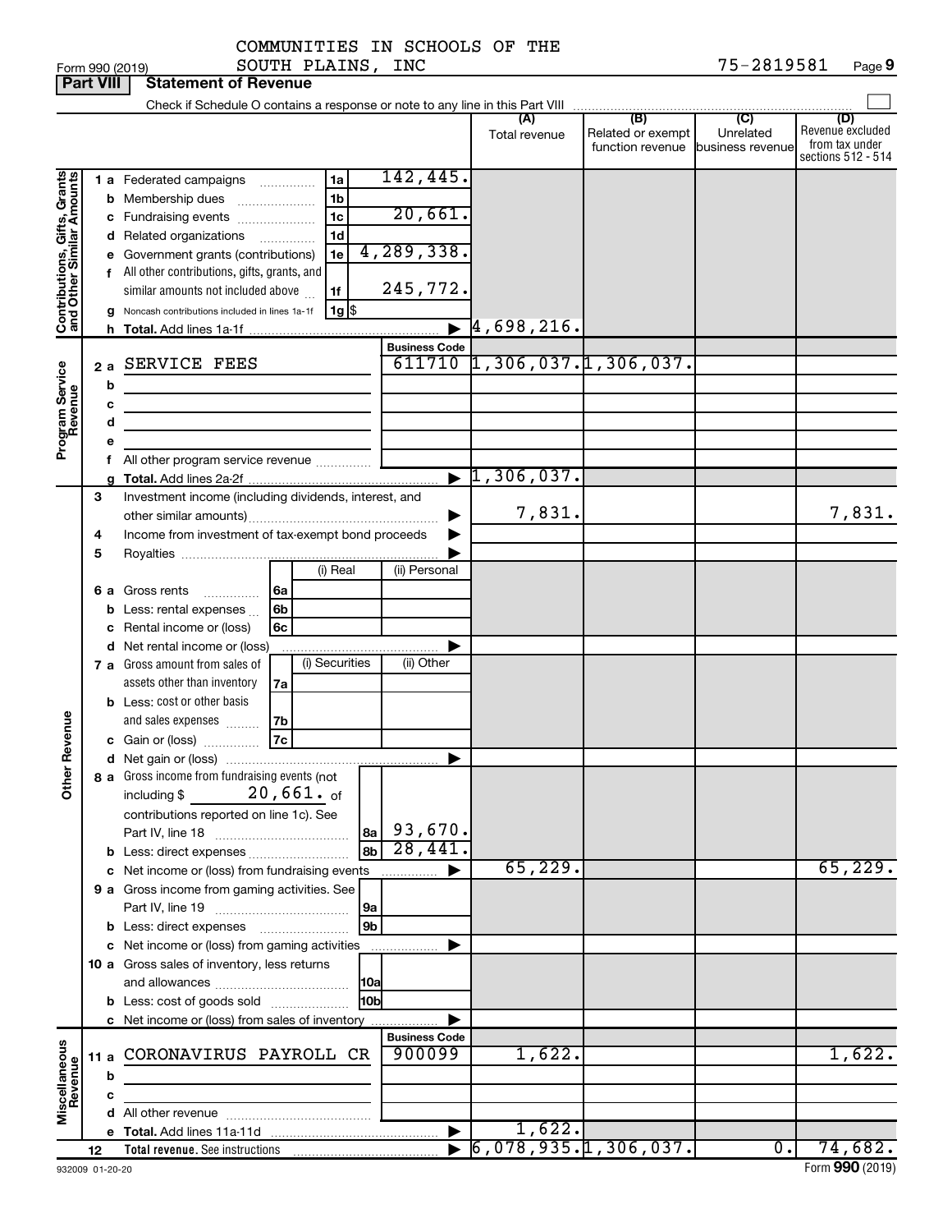Form 990 (2019) COMMUNITIES IN SCHOOLS OF THE SOUTH PLAINS, INC 75-2819581 Page **9**

## Part VIII Statement of Revenue

Check if Schedule O contains a response or note to any line in this Part VIII

| | | | | (A) Total revenue | (B) Related or exempt function revenue | (C) Unrelated business revenue | (D) Revenue excluded from tax under sections 512 - 514 |
|---|---|---|---|---|---|---|---|
| **Contributions, Gifts, Grants and Other Similar Amounts** | 1 a Federated campaigns | 1a | 142,445. | | | | |
| | b Membership dues | 1b | | | | | |
| | c Fundraising events | 1c | 20,661. | | | | |
| | d Related organizations | 1d | | | | | |
| | e Government grants (contributions) | 1e | 4,289,338. | | | | |
| | f All other contributions, gifts, grants, and similar amounts not included above | 1f | 245,772. | | | | |
| | g Noncash contributions included in lines 1a-1f | 1g | $ | | | | |
| | h **Total.** Add lines 1a-1f | | | 4,698,216. | | | |
| | | | **Business Code** | | | | |
| **Program Service Revenue** | 2 a SERVICE FEES | | 611710 | 1,306,037. | 1,306,037. | | |
| | b | | | | | | |
| | c | | | | | | |
| | d | | | | | | |
| | e | | | | | | |
| | f All other program service revenue | | | | | | |
| | g **Total.** Add lines 2a-2f | | | 1,306,037. | | | |
| **Other Revenue** | 3 Investment income (including dividends, interest, and other similar amounts) | | | 7,831. | | | 7,831. |
| | 4 Income from investment of tax-exempt bond proceeds | | | | | | |
| | 5 Royalties | | | | | | |
| | | (i) Real | (ii) Personal | | | | |
| | 6 a Gross rents | 6a | | | | | |
| | b Less: rental expenses | 6b | | | | | |
| | c Rental income or (loss) | 6c | | | | | |
| | d Net rental income or (loss) | | | | | | |
| | | (i) Securities | (ii) Other | | | | |
| | 7 a Gross amount from sales of assets other than inventory | 7a | | | | | |
| | b Less: cost or other basis and sales expenses | 7b | | | | | |
| | c Gain or (loss) | 7c | | | | | |
| | d Net gain or (loss) | | | | | | |
| | 8 a Gross income from fundraising events (not including $ 20,661. of contributions reported on line 1c). See Part IV, line 18 | 8a | 93,670. | | | | |
| | b Less: direct expenses | 8b | 28,441. | | | | |
| | c Net income or (loss) from fundraising events | | | 65,229. | | | 65,229. |
| | 9 a Gross income from gaming activities. See Part IV, line 19 | 9a | | | | | |
| | b Less: direct expenses | 9b | | | | | |
| | c Net income or (loss) from gaming activities | | | | | | |
| | 10 a Gross sales of inventory, less returns and allowances | 10a | | | | | |
| | b Less: cost of goods sold | 10b | | | | | |
| | c Net income or (loss) from sales of inventory | | | | | | |
| | | | **Business Code** | | | | |
| **Miscellaneous Revenue** | 11 a CORONAVIRUS PAYROLL CR | | 900099 | 1,622. | | | 1,622. |
| | b | | | | | | |
| | c | | | | | | |
| | d All other revenue | | | | | | |
| | e **Total.** Add lines 11a-11d | | | 1,622. | | | |
| | 12 **Total revenue.** See instructions | | | 6,078,935. | 1,306,037. | 0. | 74,682. |

932009 01-20-20 Form **990** (2019)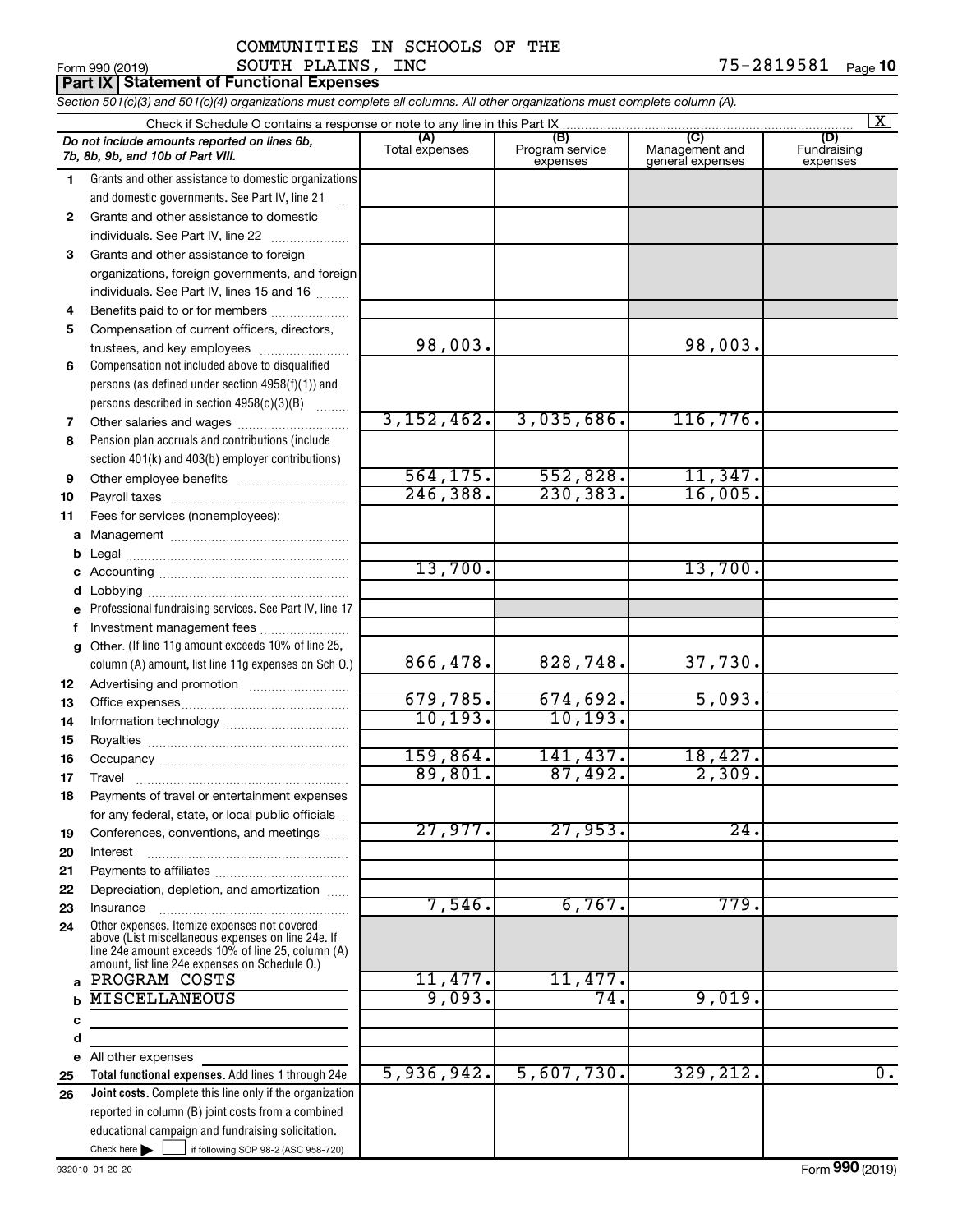COMMUNITIES IN SCHOOLS OF THE SOUTH PLAINS, INC

Form 990 (2019) 75-2819581 Page 10

**Part IX | Statement of Functional Expenses**

*Section 501(c)(3) and 501(c)(4) organizations must complete all columns. All other organizations must complete column (A).*

Check if Schedule O contains a response or note to any line in this Part IX [X]

| *Do not include amounts reported on lines 6b, 7b, 8b, 9b, and 10b of Part VIII.* | (A) Total expenses | (B) Program service expenses | (C) Management and general expenses | (D) Fundraising expenses |
|---|---|---|---|---|
| 1 Grants and other assistance to domestic organizations and domestic governments. See Part IV, line 21 | | | | |
| 2 Grants and other assistance to domestic individuals. See Part IV, line 22 | | | | |
| 3 Grants and other assistance to foreign organizations, foreign governments, and foreign individuals. See Part IV, lines 15 and 16 | | | | |
| 4 Benefits paid to or for members | | | | |
| 5 Compensation of current officers, directors, trustees, and key employees | 98,003. | | 98,003. | |
| 6 Compensation not included above to disqualified persons (as defined under section 4958(f)(1)) and persons described in section 4958(c)(3)(B) | | | | |
| 7 Other salaries and wages | 3,152,462. | 3,035,686. | 116,776. | |
| 8 Pension plan accruals and contributions (include section 401(k) and 403(b) employer contributions) | | | | |
| 9 Other employee benefits | 564,175. | 552,828. | 11,347. | |
| 10 Payroll taxes | 246,388. | 230,383. | 16,005. | |
| 11 Fees for services (nonemployees): | | | | |
| a Management | | | | |
| b Legal | | | | |
| c Accounting | 13,700. | | 13,700. | |
| d Lobbying | | | | |
| e Professional fundraising services. See Part IV, line 17 | | | | |
| f Investment management fees | | | | |
| g Other. (If line 11g amount exceeds 10% of line 25, column (A) amount, list line 11g expenses on Sch O.) | 866,478. | 828,748. | 37,730. | |
| 12 Advertising and promotion | | | | |
| 13 Office expenses | 679,785. | 674,692. | 5,093. | |
| 14 Information technology | 10,193. | 10,193. | | |
| 15 Royalties | | | | |
| 16 Occupancy | 159,864. | 141,437. | 18,427. | |
| 17 Travel | 89,801. | 87,492. | 2,309. | |
| 18 Payments of travel or entertainment expenses for any federal, state, or local public officials | | | | |
| 19 Conferences, conventions, and meetings | 27,977. | 27,953. | 24. | |
| 20 Interest | | | | |
| 21 Payments to affiliates | | | | |
| 22 Depreciation, depletion, and amortization | | | | |
| 23 Insurance | 7,546. | 6,767. | 779. | |
| 24 Other expenses. Itemize expenses not covered above (List miscellaneous expenses on line 24e. If line 24e amount exceeds 10% of line 25, column (A) amount, list line 24e expenses on Schedule O.) | | | | |
| a PROGRAM COSTS | 11,477. | 11,477. | | |
| b MISCELLANEOUS | 9,093. | 74. | 9,019. | |
| c | | | | |
| d | | | | |
| e All other expenses | | | | |
| 25 **Total functional expenses.** Add lines 1 through 24e | 5,936,942. | 5,607,730. | 329,212. | 0. |
| 26 **Joint costs.** Complete this line only if the organization reported in column (B) joint costs from a combined educational campaign and fundraising solicitation. Check here [ ] if following SOP 98-2 (ASC 958-720) | | | | |

932010 01-20-20 Form **990** (2019)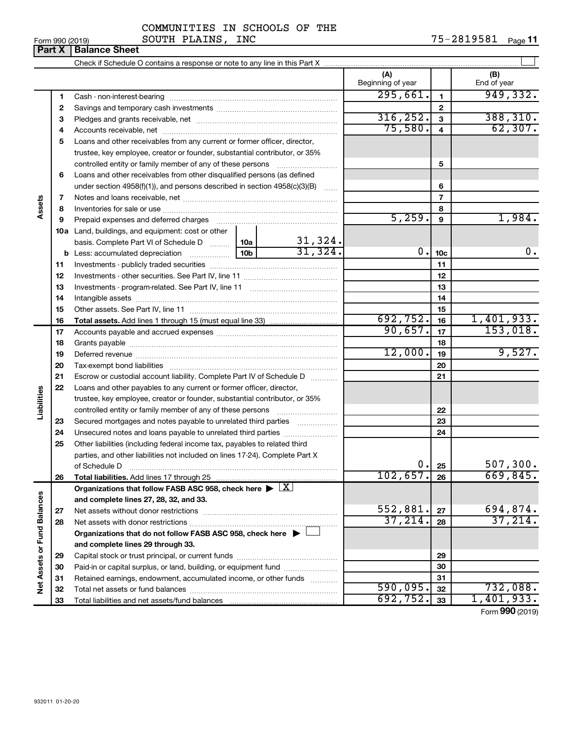COMMUNITIES IN SCHOOLS OF THE SOUTH PLAINS, INC 75-2819581

Form 990 (2019)

## Part X Balance Sheet

Check if Schedule O contains a response or note to any line in this Part X

| | | | (A) Beginning of year | | (B) End of year |
|---|---|---|---|---|---|
| **Assets** | 1 | Cash - non-interest-bearing | 295,661. | 1 | 949,332. |
| | 2 | Savings and temporary cash investments | | 2 | |
| | 3 | Pledges and grants receivable, net | 316,252. | 3 | 388,310. |
| | 4 | Accounts receivable, net | 75,580. | 4 | 62,307. |
| | 5 | Loans and other receivables from any current or former officer, director, trustee, key employee, creator or founder, substantial contributor, or 35% controlled entity or family member of any of these persons | | 5 | |
| | 6 | Loans and other receivables from other disqualified persons (as defined under section 4958(f)(1)), and persons described in section 4958(c)(3)(B) | | 6 | |
| | 7 | Notes and loans receivable, net | | 7 | |
| | 8 | Inventories for sale or use | | 8 | |
| | 9 | Prepaid expenses and deferred charges | 5,259. | 9 | 1,984. |
| | 10a | Land, buildings, and equipment: cost or other basis. Complete Part VI of Schedule D — 10a: 31,324. | | | |
| | b | Less: accumulated depreciation — 10b: 31,324. | 0. | 10c | 0. |
| | 11 | Investments - publicly traded securities | | 11 | |
| | 12 | Investments - other securities. See Part IV, line 11 | | 12 | |
| | 13 | Investments - program-related. See Part IV, line 11 | | 13 | |
| | 14 | Intangible assets | | 14 | |
| | 15 | Other assets. See Part IV, line 11 | | 15 | |
| | 16 | **Total assets.** Add lines 1 through 15 (must equal line 33) | 692,752. | 16 | 1,401,933. |
| **Liabilities** | 17 | Accounts payable and accrued expenses | 90,657. | 17 | 153,018. |
| | 18 | Grants payable | | 18 | |
| | 19 | Deferred revenue | 12,000. | 19 | 9,527. |
| | 20 | Tax-exempt bond liabilities | | 20 | |
| | 21 | Escrow or custodial account liability. Complete Part IV of Schedule D | | 21 | |
| | 22 | Loans and other payables to any current or former officer, director, trustee, key employee, creator or founder, substantial contributor, or 35% controlled entity or family member of any of these persons | | 22 | |
| | 23 | Secured mortgages and notes payable to unrelated third parties | | 23 | |
| | 24 | Unsecured notes and loans payable to unrelated third parties | | 24 | |
| | 25 | Other liabilities (including federal income tax, payables to related third parties, and other liabilities not included on lines 17-24). Complete Part X of Schedule D | 0. | 25 | 507,300. |
| | 26 | **Total liabilities.** Add lines 17 through 25 | 102,657. | 26 | 669,845. |
| **Net Assets or Fund Balances** | | **Organizations that follow FASB ASC 958, check here ▶ [X] and complete lines 27, 28, 32, and 33.** | | | |
| | 27 | Net assets without donor restrictions | 552,881. | 27 | 694,874. |
| | 28 | Net assets with donor restrictions | 37,214. | 28 | 37,214. |
| | | **Organizations that do not follow FASB ASC 958, check here ▶ [ ] and complete lines 29 through 33.** | | | |
| | 29 | Capital stock or trust principal, or current funds | | 29 | |
| | 30 | Paid-in or capital surplus, or land, building, or equipment fund | | 30 | |
| | 31 | Retained earnings, endowment, accumulated income, or other funds | | 31 | |
| | 32 | Total net assets or fund balances | 590,095. | 32 | 732,088. |
| | 33 | Total liabilities and net assets/fund balances | 692,752. | 33 | 1,401,933. |

Form **990** (2019)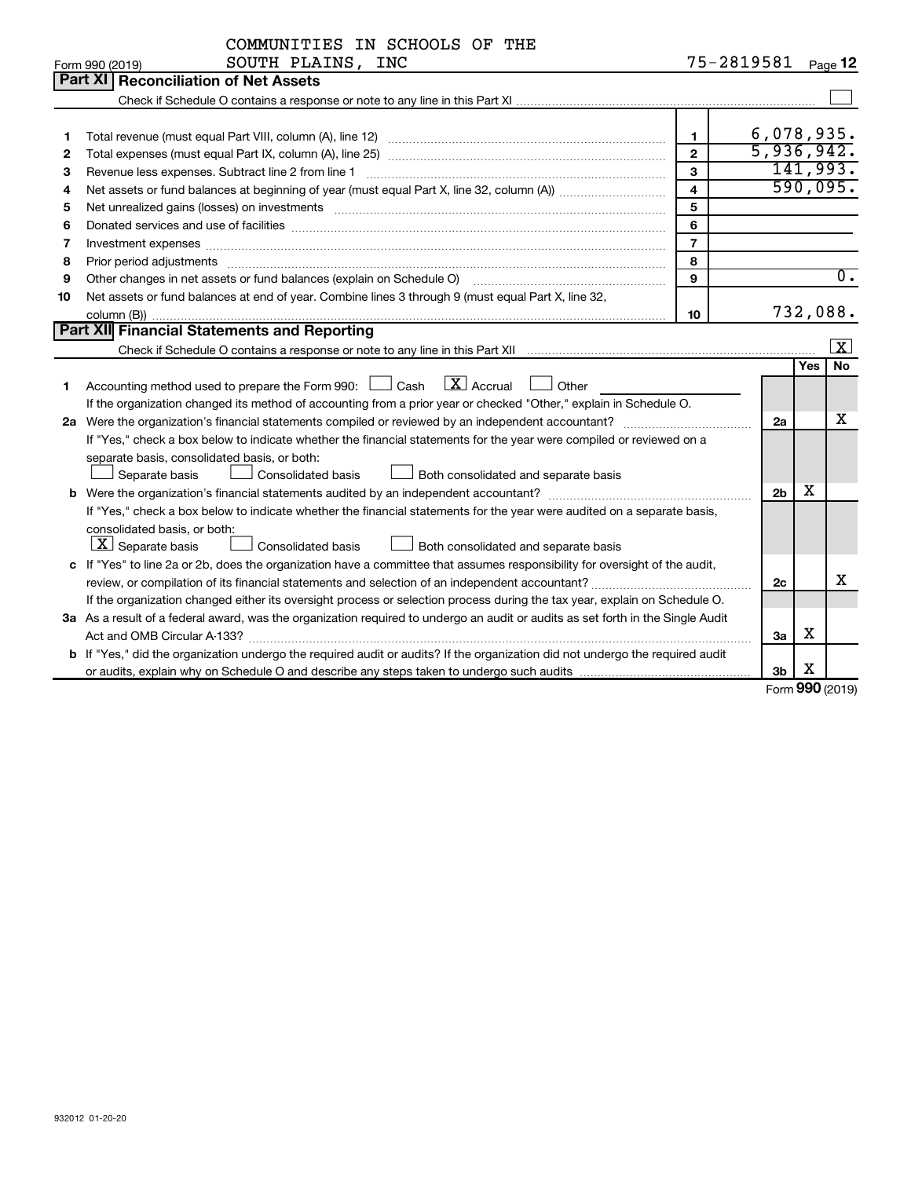COMMUNITIES IN SCHOOLS OF THE SOUTH PLAINS, INC — 75-2819581

Form 990 (2019)

## Part XI Reconciliation of Net Assets

Check if Schedule O contains a response or note to any line in this Part XI ☐

| | | | |
|---|---|---|---|
| 1 | Total revenue (must equal Part VIII, column (A), line 12) | 1 | 6,078,935. |
| 2 | Total expenses (must equal Part IX, column (A), line 25) | 2 | 5,936,942. |
| 3 | Revenue less expenses. Subtract line 2 from line 1 | 3 | 141,993. |
| 4 | Net assets or fund balances at beginning of year (must equal Part X, line 32, column (A)) | 4 | 590,095. |
| 5 | Net unrealized gains (losses) on investments | 5 | |
| 6 | Donated services and use of facilities | 6 | |
| 7 | Investment expenses | 7 | |
| 8 | Prior period adjustments | 8 | |
| 9 | Other changes in net assets or fund balances (explain on Schedule O) | 9 | 0. |
| 10 | Net assets or fund balances at end of year. Combine lines 3 through 9 (must equal Part X, line 32, column (B)) | 10 | 732,088. |

## Part XII Financial Statements and Reporting

Check if Schedule O contains a response or note to any line in this Part XII ☒

| | | | Yes | No |
|---|---|---|---|---|
| 1 | Accounting method used to prepare the Form 990: ☐ Cash ☒ Accrual ☐ Other<br>If the organization changed its method of accounting from a prior year or checked "Other," explain in Schedule O. | | | |
| 2a | Were the organization's financial statements compiled or reviewed by an independent accountant?<br>If "Yes," check a box below to indicate whether the financial statements for the year were compiled or reviewed on a separate basis, consolidated basis, or both:<br>☐ Separate basis ☐ Consolidated basis ☐ Both consolidated and separate basis | 2a | | X |
| b | Were the organization's financial statements audited by an independent accountant?<br>If "Yes," check a box below to indicate whether the financial statements for the year were audited on a separate basis, consolidated basis, or both:<br>☒ Separate basis ☐ Consolidated basis ☐ Both consolidated and separate basis | 2b | X | |
| c | If "Yes" to line 2a or 2b, does the organization have a committee that assumes responsibility for oversight of the audit, review, or compilation of its financial statements and selection of an independent accountant?<br>If the organization changed either its oversight process or selection process during the tax year, explain on Schedule O. | 2c | | X |
| 3a | As a result of a federal award, was the organization required to undergo an audit or audits as set forth in the Single Audit Act and OMB Circular A-133? | 3a | X | |
| b | If "Yes," did the organization undergo the required audit or audits? If the organization did not undergo the required audit or audits, explain why on Schedule O and describe any steps taken to undergo such audits | 3b | X | |

Form 990 (2019)

932012 01-20-20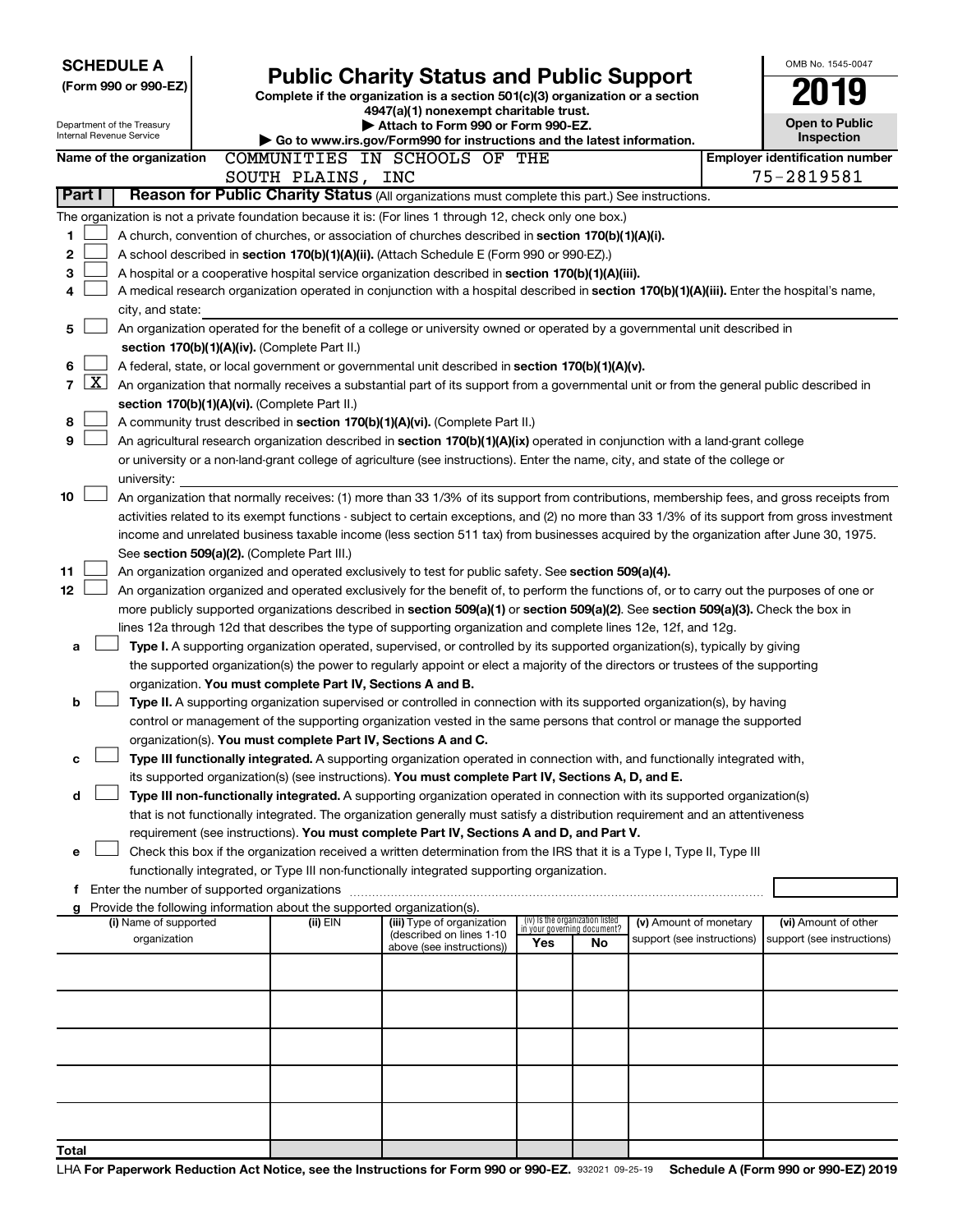**SCHEDULE A**
**(Form 990 or 990-EZ)**

Department of the Treasury
Internal Revenue Service

# Public Charity Status and Public Support

**Complete if the organization is a section 501(c)(3) organization or a section 4947(a)(1) nonexempt charitable trust.**
**▶ Attach to Form 990 or Form 990-EZ.**
**▶ Go to www.irs.gov/Form990 for instructions and the latest information.**

OMB No. 1545-0047

**2019**

**Open to Public Inspection**

**Name of the organization** COMMUNITIES IN SCHOOLS OF THE SOUTH PLAINS, INC

**Employer identification number** 75-2819581

**Part I** **Reason for Public Charity Status** (All organizations must complete this part.) See instructions.

The organization is not a private foundation because it is: (For lines 1 through 12, check only one box.)

1 ☐ A church, convention of churches, or association of churches described in **section 170(b)(1)(A)(i).**

2 ☐ A school described in **section 170(b)(1)(A)(ii).** (Attach Schedule E (Form 990 or 990-EZ).)

3 ☐ A hospital or a cooperative hospital service organization described in **section 170(b)(1)(A)(iii).**

4 ☐ A medical research organization operated in conjunction with a hospital described in **section 170(b)(1)(A)(iii).** Enter the hospital's name, city, and state:

5 ☐ An organization operated for the benefit of a college or university owned or operated by a governmental unit described in **section 170(b)(1)(A)(iv).** (Complete Part II.)

6 ☐ A federal, state, or local government or governmental unit described in **section 170(b)(1)(A)(v).**

7 ☒ An organization that normally receives a substantial part of its support from a governmental unit or from the general public described in **section 170(b)(1)(A)(vi).** (Complete Part II.)

8 ☐ A community trust described in **section 170(b)(1)(A)(vi).** (Complete Part II.)

9 ☐ An agricultural research organization described in **section 170(b)(1)(A)(ix)** operated in conjunction with a land-grant college or university or a non-land-grant college of agriculture (see instructions). Enter the name, city, and state of the college or university:

10 ☐ An organization that normally receives: (1) more than 33 1/3% of its support from contributions, membership fees, and gross receipts from activities related to its exempt functions - subject to certain exceptions, and (2) no more than 33 1/3% of its support from gross investment income and unrelated business taxable income (less section 511 tax) from businesses acquired by the organization after June 30, 1975. See **section 509(a)(2).** (Complete Part III.)

11 ☐ An organization organized and operated exclusively to test for public safety. See **section 509(a)(4).**

12 ☐ An organization organized and operated exclusively for the benefit of, to perform the functions of, or to carry out the purposes of one or more publicly supported organizations described in **section 509(a)(1)** or **section 509(a)(2).** See **section 509(a)(3).** Check the box in lines 12a through 12d that describes the type of supporting organization and complete lines 12e, 12f, and 12g.

a ☐ **Type I.** A supporting organization operated, supervised, or controlled by its supported organization(s), typically by giving the supported organization(s) the power to regularly appoint or elect a majority of the directors or trustees of the supporting organization. **You must complete Part IV, Sections A and B.**

b ☐ **Type II.** A supporting organization supervised or controlled in connection with its supported organization(s), by having control or management of the supporting organization vested in the same persons that control or manage the supported organization(s). **You must complete Part IV, Sections A and C.**

c ☐ **Type III functionally integrated.** A supporting organization operated in connection with, and functionally integrated with, its supported organization(s) (see instructions). **You must complete Part IV, Sections A, D, and E.**

d ☐ **Type III non-functionally integrated.** A supporting organization operated in connection with its supported organization(s) that is not functionally integrated. The organization generally must satisfy a distribution requirement and an attentiveness requirement (see instructions). **You must complete Part IV, Sections A and D, and Part V.**

e ☐ Check this box if the organization received a written determination from the IRS that it is a Type I, Type II, Type III functionally integrated, or Type III non-functionally integrated supporting organization.

f Enter the number of supported organizations

g Provide the following information about the supported organization(s).

| (i) Name of supported organization | (ii) EIN | (iii) Type of organization (described on lines 1-10 above (see instructions)) | (iv) Is the organization listed in your governing document? Yes | No | (v) Amount of monetary support (see instructions) | (vi) Amount of other support (see instructions) |
|---|---|---|---|---|---|---|
| | | | | | | |
| | | | | | | |
| | | | | | | |
| | | | | | | |
| | | | | | | |
| **Total** | | | | | | |

LHA **For Paperwork Reduction Act Notice, see the Instructions for Form 990 or 990-EZ.** 932021 09-25-19 **Schedule A (Form 990 or 990-EZ) 2019**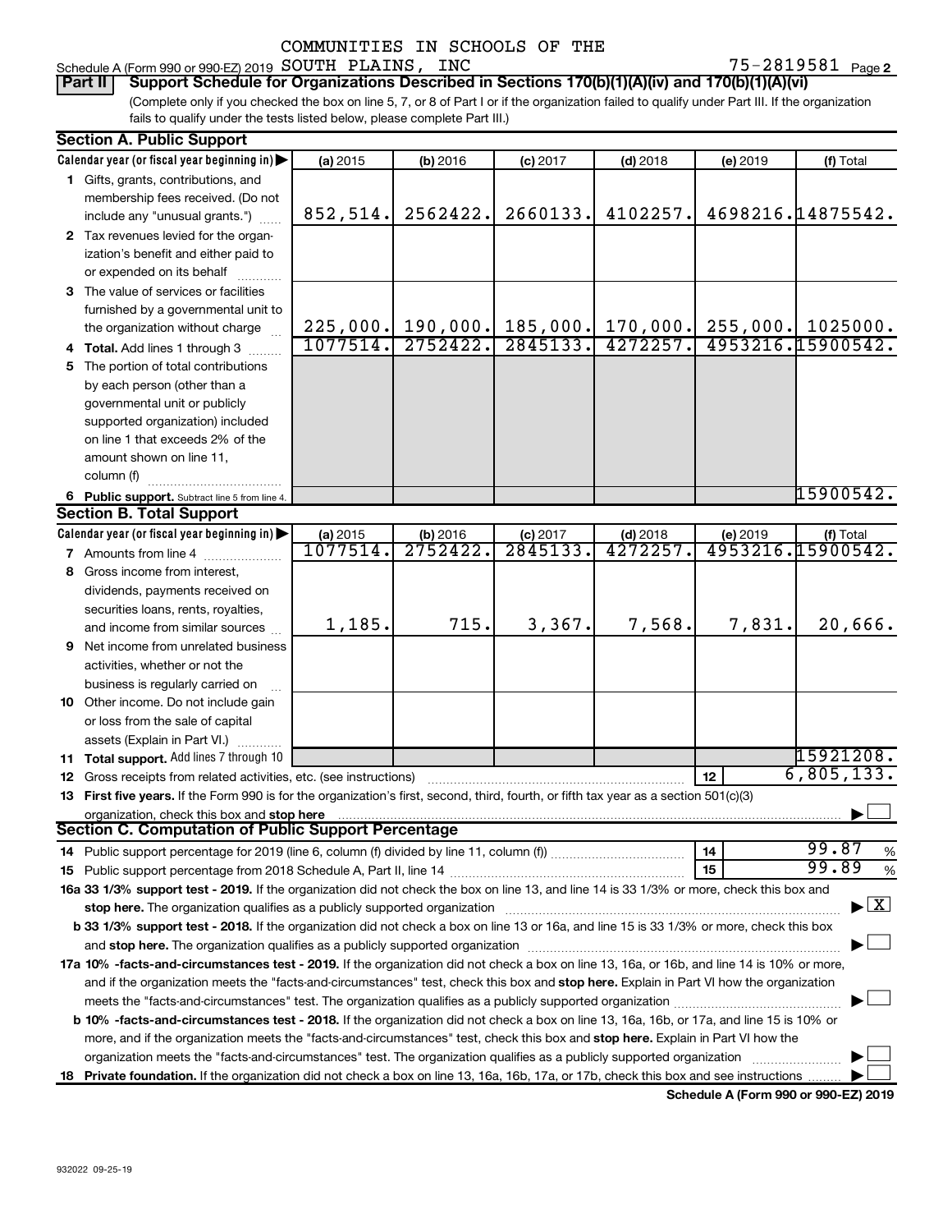Schedule A (Form 990 or 990-EZ) 2019 COMMUNITIES IN SCHOOLS OF THE SOUTH PLAINS, INC 75-2819581 Page 2

**Part II Support Schedule for Organizations Described in Sections 170(b)(1)(A)(iv) and 170(b)(1)(A)(vi)**

(Complete only if you checked the box on line 5, 7, or 8 of Part I or if the organization failed to qualify under Part III. If the organization fails to qualify under the tests listed below, please complete Part III.)

**Section A. Public Support**

| Calendar year (or fiscal year beginning in) | (a) 2015 | (b) 2016 | (c) 2017 | (d) 2018 | (e) 2019 | (f) Total |
|---|---|---|---|---|---|---|
| 1 Gifts, grants, contributions, and membership fees received. (Do not include any "unusual grants.") | 852,514. | 2562422. | 2660133. | 4102257. | 4698216. | 14875542. |
| 2 Tax revenues levied for the organization's benefit and either paid to or expended on its behalf | | | | | | |
| 3 The value of services or facilities furnished by a governmental unit to the organization without charge | 225,000. | 190,000. | 185,000. | 170,000. | 255,000. | 1025000. |
| 4 Total. Add lines 1 through 3 | 1077514. | 2752422. | 2845133. | 4272257. | 4953216. | 15900542. |
| 5 The portion of total contributions by each person (other than a governmental unit or publicly supported organization) included on line 1 that exceeds 2% of the amount shown on line 11, column (f) | | | | | | |
| 6 Public support. Subtract line 5 from line 4. | | | | | | 15900542. |

**Section B. Total Support**

| Calendar year (or fiscal year beginning in) | (a) 2015 | (b) 2016 | (c) 2017 | (d) 2018 | (e) 2019 | (f) Total |
|---|---|---|---|---|---|---|
| 7 Amounts from line 4 | 1077514. | 2752422. | 2845133. | 4272257. | 4953216. | 15900542. |
| 8 Gross income from interest, dividends, payments received on securities loans, rents, royalties, and income from similar sources | 1,185. | 715. | 3,367. | 7,568. | 7,831. | 20,666. |
| 9 Net income from unrelated business activities, whether or not the business is regularly carried on | | | | | | |
| 10 Other income. Do not include gain or loss from the sale of capital assets (Explain in Part VI.) | | | | | | |
| 11 Total support. Add lines 7 through 10 | | | | | | 15921208. |

12 Gross receipts from related activities, etc. (see instructions) | 12 | 6,805,133.

13 **First five years.** If the Form 990 is for the organization's first, second, third, fourth, or fifth tax year as a section 501(c)(3) organization, check this box and **stop here** ☐

**Section C. Computation of Public Support Percentage**

14 Public support percentage for 2019 (line 6, column (f) divided by line 11, column (f)) | 14 | 99.87 %

15 Public support percentage from 2018 Schedule A, Part II, line 14 | 15 | 99.89 %

**16a 33 1/3% support test - 2019.** If the organization did not check the box on line 13, and line 14 is 33 1/3% or more, check this box and **stop here.** The organization qualifies as a publicly supported organization ☒

**b 33 1/3% support test - 2018.** If the organization did not check a box on line 13 or 16a, and line 15 is 33 1/3% or more, check this box and **stop here.** The organization qualifies as a publicly supported organization ☐

**17a 10% -facts-and-circumstances test - 2019.** If the organization did not check a box on line 13, 16a, or 16b, and line 14 is 10% or more, and if the organization meets the "facts-and-circumstances" test, check this box and **stop here.** Explain in Part VI how the organization meets the "facts-and-circumstances" test. The organization qualifies as a publicly supported organization ☐

**b 10% -facts-and-circumstances test - 2018.** If the organization did not check a box on line 13, 16a, 16b, or 17a, and line 15 is 10% or more, and if the organization meets the "facts-and-circumstances" test, check this box and **stop here.** Explain in Part VI how the organization meets the "facts-and-circumstances" test. The organization qualifies as a publicly supported organization ☐

**18 Private foundation.** If the organization did not check a box on line 13, 16a, 16b, 17a, or 17b, check this box and see instructions ☐

**Schedule A (Form 990 or 990-EZ) 2019**

932022 09-25-19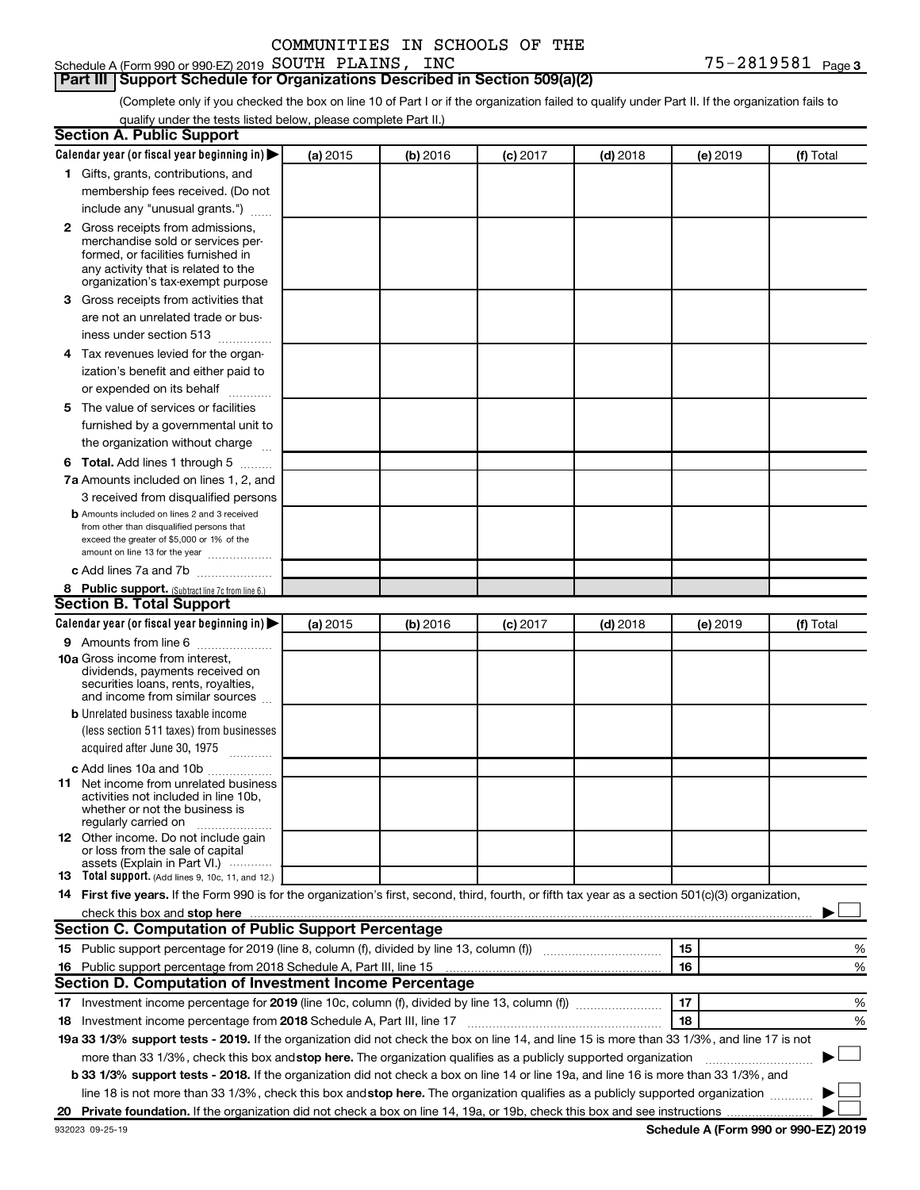COMMUNITIES IN SCHOOLS OF THE

Schedule A (Form 990 or 990-EZ) 2019 SOUTH PLAINS, INC 75-2819581 Page 3

## Part III Support Schedule for Organizations Described in Section 509(a)(2)

(Complete only if you checked the box on line 10 of Part I or if the organization failed to qualify under Part II. If the organization fails to qualify under the tests listed below, please complete Part II.)

### Section A. Public Support

| Calendar year (or fiscal year beginning in) ▶ | (a) 2015 | (b) 2016 | (c) 2017 | (d) 2018 | (e) 2019 | (f) Total |
|---|---|---|---|---|---|---|
| **1** Gifts, grants, contributions, and membership fees received. (Do not include any "unusual grants.") | | | | | | |
| **2** Gross receipts from admissions, merchandise sold or services performed, or facilities furnished in any activity that is related to the organization's tax-exempt purpose | | | | | | |
| **3** Gross receipts from activities that are not an unrelated trade or business under section 513 | | | | | | |
| **4** Tax revenues levied for the organization's benefit and either paid to or expended on its behalf | | | | | | |
| **5** The value of services or facilities furnished by a governmental unit to the organization without charge | | | | | | |
| **6 Total.** Add lines 1 through 5 | | | | | | |
| **7a** Amounts included on lines 1, 2, and 3 received from disqualified persons | | | | | | |
| **b** Amounts included on lines 2 and 3 received from other than disqualified persons that exceed the greater of $5,000 or 1% of the amount on line 13 for the year | | | | | | |
| **c** Add lines 7a and 7b | | | | | | |
| **8 Public support.** (Subtract line 7c from line 6.) | | | | | | |

### Section B. Total Support

| Calendar year (or fiscal year beginning in) ▶ | (a) 2015 | (b) 2016 | (c) 2017 | (d) 2018 | (e) 2019 | (f) Total |
|---|---|---|---|---|---|---|
| **9** Amounts from line 6 | | | | | | |
| **10a** Gross income from interest, dividends, payments received on securities loans, rents, royalties, and income from similar sources | | | | | | |
| **b** Unrelated business taxable income (less section 511 taxes) from businesses acquired after June 30, 1975 | | | | | | |
| **c** Add lines 10a and 10b | | | | | | |
| **11** Net income from unrelated business activities not included in line 10b, whether or not the business is regularly carried on | | | | | | |
| **12** Other income. Do not include gain or loss from the sale of capital assets (Explain in Part VI.) | | | | | | |
| **13 Total support.** (Add lines 9, 10c, 11, and 12.) | | | | | | |

**14 First five years.** If the Form 990 is for the organization's first, second, third, fourth, or fifth tax year as a section 501(c)(3) organization, check this box and **stop here** ▶ ☐

### Section C. Computation of Public Support Percentage

| | | | |
|---|---|---|---|
| **15** Public support percentage for 2019 (line 8, column (f), divided by line 13, column (f)) | **15** | | % |
| **16** Public support percentage from 2018 Schedule A, Part III, line 15 | **16** | | % |

### Section D. Computation of Investment Income Percentage

| | | | |
|---|---|---|---|
| **17** Investment income percentage for **2019** (line 10c, column (f), divided by line 13, column (f)) | **17** | | % |
| **18** Investment income percentage from **2018** Schedule A, Part III, line 17 | **18** | | % |

**19a 33 1/3% support tests - 2019.** If the organization did not check the box on line 14, and line 15 is more than 33 1/3%, and line 17 is not more than 33 1/3%, check this box and **stop here.** The organization qualifies as a publicly supported organization ▶ ☐

**b 33 1/3% support tests - 2018.** If the organization did not check a box on line 14 or line 19a, and line 16 is more than 33 1/3%, and line 18 is not more than 33 1/3%, check this box and **stop here.** The organization qualifies as a publicly supported organization ▶ ☐

**20 Private foundation.** If the organization did not check a box on line 14, 19a, or 19b, check this box and see instructions ▶ ☐

932023 09-25-19 **Schedule A (Form 990 or 990-EZ) 2019**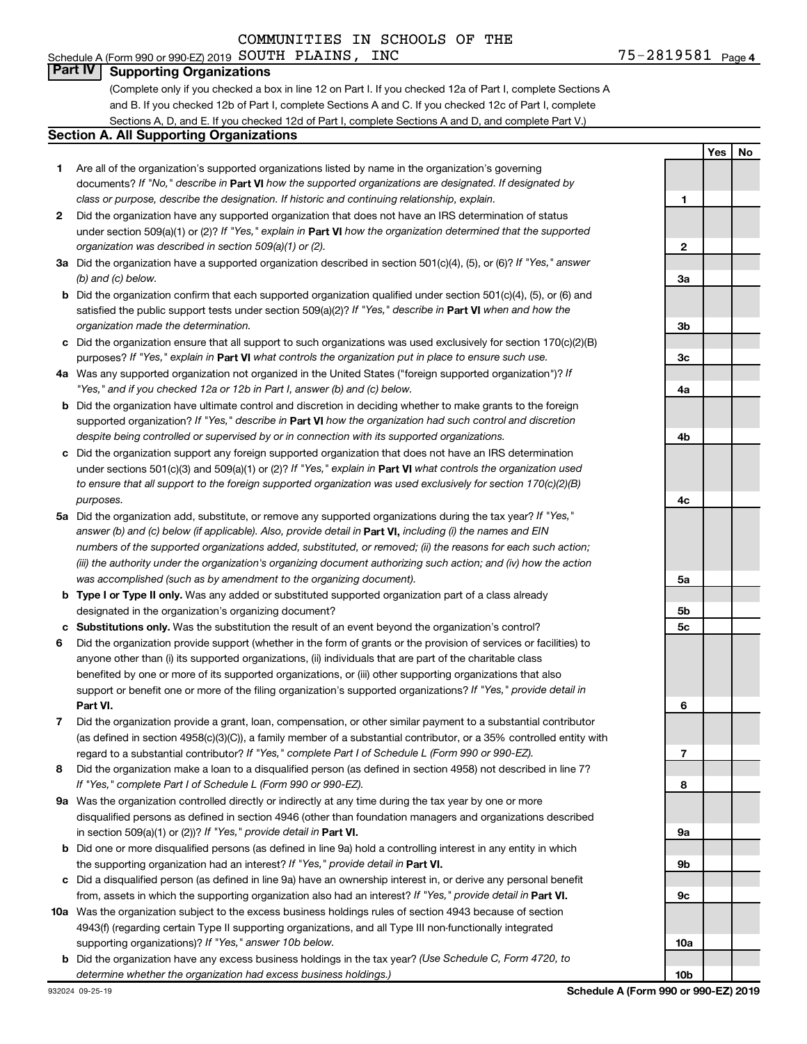Schedule A (Form 990 or 990-EZ) 2019 COMMUNITIES IN SCHOOLS OF THE SOUTH PLAINS, INC 75-2819581 Page 4

## Part IV Supporting Organizations

(Complete only if you checked a box in line 12 on Part I. If you checked 12a of Part I, complete Sections A and B. If you checked 12b of Part I, complete Sections A and C. If you checked 12c of Part I, complete Sections A, D, and E. If you checked 12d of Part I, complete Sections A and D, and complete Part V.)

### Section A. All Supporting Organizations

| | | | Yes | No |
|---|---|---|---|---|
| 1 | Are all of the organization's supported organizations listed by name in the organization's governing documents? *If "No," describe in* **Part VI** *how the supported organizations are designated. If designated by class or purpose, describe the designation. If historic and continuing relationship, explain.* | 1 | | |
| 2 | Did the organization have any supported organization that does not have an IRS determination of status under section 509(a)(1) or (2)? *If "Yes," explain in* **Part VI** *how the organization determined that the supported organization was described in section 509(a)(1) or (2).* | 2 | | |
| 3a | Did the organization have a supported organization described in section 501(c)(4), (5), or (6)? *If "Yes," answer (b) and (c) below.* | 3a | | |
| b | Did the organization confirm that each supported organization qualified under section 501(c)(4), (5), or (6) and satisfied the public support tests under section 509(a)(2)? *If "Yes," describe in* **Part VI** *when and how the organization made the determination.* | 3b | | |
| c | Did the organization ensure that all support to such organizations was used exclusively for section 170(c)(2)(B) purposes? *If "Yes," explain in* **Part VI** *what controls the organization put in place to ensure such use.* | 3c | | |
| 4a | Was any supported organization not organized in the United States ("foreign supported organization")? *If "Yes," and if you checked 12a or 12b in Part I, answer (b) and (c) below.* | 4a | | |
| b | Did the organization have ultimate control and discretion in deciding whether to make grants to the foreign supported organization? *If "Yes," describe in* **Part VI** *how the organization had such control and discretion despite being controlled or supervised by or in connection with its supported organizations.* | 4b | | |
| c | Did the organization support any foreign supported organization that does not have an IRS determination under sections 501(c)(3) and 509(a)(1) or (2)? *If "Yes," explain in* **Part VI** *what controls the organization used to ensure that all support to the foreign supported organization was used exclusively for section 170(c)(2)(B) purposes.* | 4c | | |
| 5a | Did the organization add, substitute, or remove any supported organizations during the tax year? *If "Yes," answer (b) and (c) below (if applicable). Also, provide detail in* **Part VI,** *including (i) the names and EIN numbers of the supported organizations added, substituted, or removed; (ii) the reasons for each such action; (iii) the authority under the organization's organizing document authorizing such action; and (iv) how the action was accomplished (such as by amendment to the organizing document).* | 5a | | |
| b | **Type I or Type II only.** Was any added or substituted supported organization part of a class already designated in the organization's organizing document? | 5b | | |
| c | **Substitutions only.** Was the substitution the result of an event beyond the organization's control? | 5c | | |
| 6 | Did the organization provide support (whether in the form of grants or the provision of services or facilities) to anyone other than (i) its supported organizations, (ii) individuals that are part of the charitable class benefited by one or more of its supported organizations, or (iii) other supporting organizations that also support or benefit one or more of the filing organization's supported organizations? *If "Yes," provide detail in* **Part VI.** | 6 | | |
| 7 | Did the organization provide a grant, loan, compensation, or other similar payment to a substantial contributor (as defined in section 4958(c)(3)(C)), a family member of a substantial contributor, or a 35% controlled entity with regard to a substantial contributor? *If "Yes," complete Part I of Schedule L (Form 990 or 990-EZ).* | 7 | | |
| 8 | Did the organization make a loan to a disqualified person (as defined in section 4958) not described in line 7? *If "Yes," complete Part I of Schedule L (Form 990 or 990-EZ).* | 8 | | |
| 9a | Was the organization controlled directly or indirectly at any time during the tax year by one or more disqualified persons as defined in section 4946 (other than foundation managers and organizations described in section 509(a)(1) or (2))? *If "Yes," provide detail in* **Part VI.** | 9a | | |
| b | Did one or more disqualified persons (as defined in line 9a) hold a controlling interest in any entity in which the supporting organization had an interest? *If "Yes," provide detail in* **Part VI.** | 9b | | |
| c | Did a disqualified person (as defined in line 9a) have an ownership interest in, or derive any personal benefit from, assets in which the supporting organization also had an interest? *If "Yes," provide detail in* **Part VI.** | 9c | | |
| 10a | Was the organization subject to the excess business holdings rules of section 4943 because of section 4943(f) (regarding certain Type II supporting organizations, and all Type III non-functionally integrated supporting organizations)? *If "Yes," answer 10b below.* | 10a | | |
| b | Did the organization have any excess business holdings in the tax year? *(Use Schedule C, Form 4720, to determine whether the organization had excess business holdings.)* | 10b | | |

932024 09-25-19 **Schedule A (Form 990 or 990-EZ) 2019**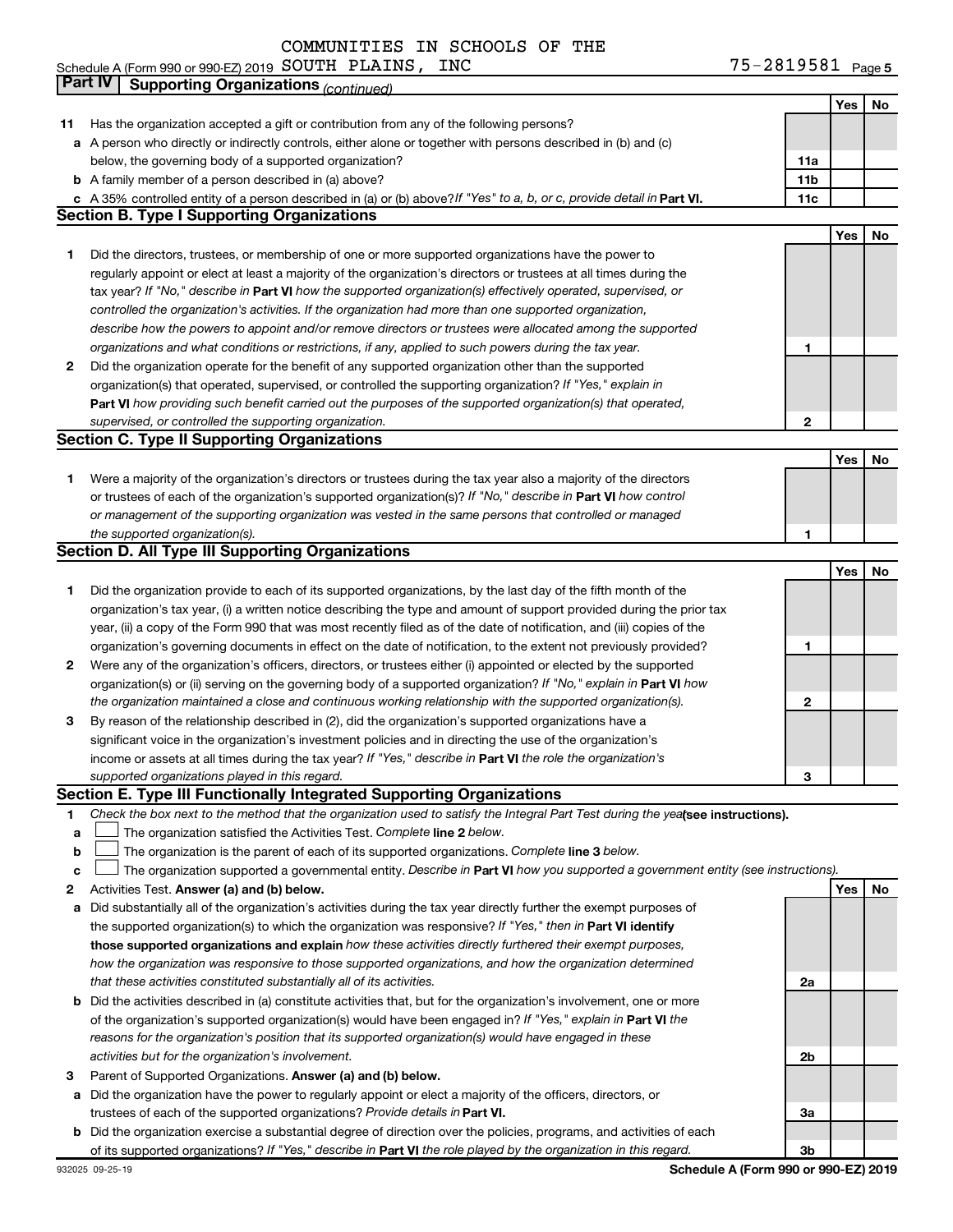COMMUNITIES IN SCHOOLS OF THE

Schedule A (Form 990 or 990-EZ) 2019 SOUTH PLAINS, INC 75-2819581 Page 5

## Part IV Supporting Organizations *(continued)*

| | | | Yes | No |
|---|---|---|---|---|
| **11** | Has the organization accepted a gift or contribution from any of the following persons? | | | |
| **a** | A person who directly or indirectly controls, either alone or together with persons described in (b) and (c) below, the governing body of a supported organization? | **11a** | | |
| **b** | A family member of a person described in (a) above? | **11b** | | |
| **c** | A 35% controlled entity of a person described in (a) or (b) above? *If "Yes" to a, b, or c, provide detail in* **Part VI.** | **11c** | | |

### Section B. Type I Supporting Organizations

| | | | Yes | No |
|---|---|---|---|---|
| **1** | Did the directors, trustees, or membership of one or more supported organizations have the power to regularly appoint or elect at least a majority of the organization's directors or trustees at all times during the tax year? *If "No," describe in* **Part VI** *how the supported organization(s) effectively operated, supervised, or controlled the organization's activities. If the organization had more than one supported organization, describe how the powers to appoint and/or remove directors or trustees were allocated among the supported organizations and what conditions or restrictions, if any, applied to such powers during the tax year.* | **1** | | |
| **2** | Did the organization operate for the benefit of any supported organization other than the supported organization(s) that operated, supervised, or controlled the supporting organization? *If "Yes," explain in* **Part VI** *how providing such benefit carried out the purposes of the supported organization(s) that operated, supervised, or controlled the supporting organization.* | **2** | | |

### Section C. Type II Supporting Organizations

| | | | Yes | No |
|---|---|---|---|---|
| **1** | Were a majority of the organization's directors or trustees during the tax year also a majority of the directors or trustees of each of the organization's supported organization(s)? *If "No," describe in* **Part VI** *how control or management of the supporting organization was vested in the same persons that controlled or managed the supported organization(s).* | **1** | | |

### Section D. All Type III Supporting Organizations

| | | | Yes | No |
|---|---|---|---|---|
| **1** | Did the organization provide to each of its supported organizations, by the last day of the fifth month of the organization's tax year, (i) a written notice describing the type and amount of support provided during the prior tax year, (ii) a copy of the Form 990 that was most recently filed as of the date of notification, and (iii) copies of the organization's governing documents in effect on the date of notification, to the extent not previously provided? | **1** | | |
| **2** | Were any of the organization's officers, directors, or trustees either (i) appointed or elected by the supported organization(s) or (ii) serving on the governing body of a supported organization? *If "No," explain in* **Part VI** *how the organization maintained a close and continuous working relationship with the supported organization(s).* | **2** | | |
| **3** | By reason of the relationship described in (2), did the organization's supported organizations have a significant voice in the organization's investment policies and in directing the use of the organization's income or assets at all times during the tax year? *If "Yes," describe in* **Part VI** *the role the organization's supported organizations played in this regard.* | **3** | | |

### Section E. Type III Functionally Integrated Supporting Organizations

**1** *Check the box next to the method that the organization used to satisfy the Integral Part Test during the year* **(see instructions).**

- **a** ☐ The organization satisfied the Activities Test. *Complete* **line 2** *below.*
- **b** ☐ The organization is the parent of each of its supported organizations. *Complete* **line 3** *below.*
- **c** ☐ The organization supported a governmental entity. *Describe in* **Part VI** *how you supported a government entity (see instructions).*

| | | | Yes | No |
|---|---|---|---|---|
| **2** | Activities Test. **Answer (a) and (b) below.** | | | |
| **a** | Did substantially all of the organization's activities during the tax year directly further the exempt purposes of the supported organization(s) to which the organization was responsive? *If "Yes," then in* **Part VI identify those supported organizations and explain** *how these activities directly furthered their exempt purposes, how the organization was responsive to those supported organizations, and how the organization determined that these activities constituted substantially all of its activities.* | **2a** | | |
| **b** | Did the activities described in (a) constitute activities that, but for the organization's involvement, one or more of the organization's supported organization(s) would have been engaged in? *If "Yes," explain in* **Part VI** *the reasons for the organization's position that its supported organization(s) would have engaged in these activities but for the organization's involvement.* | **2b** | | |
| **3** | Parent of Supported Organizations. **Answer (a) and (b) below.** | | | |
| **a** | Did the organization have the power to regularly appoint or elect a majority of the officers, directors, or trustees of each of the supported organizations? *Provide details in* **Part VI.** | **3a** | | |
| **b** | Did the organization exercise a substantial degree of direction over the policies, programs, and activities of each of its supported organizations? *If "Yes," describe in* **Part VI** *the role played by the organization in this regard.* | **3b** | | |

932025 09-25-19 **Schedule A (Form 990 or 990-EZ) 2019**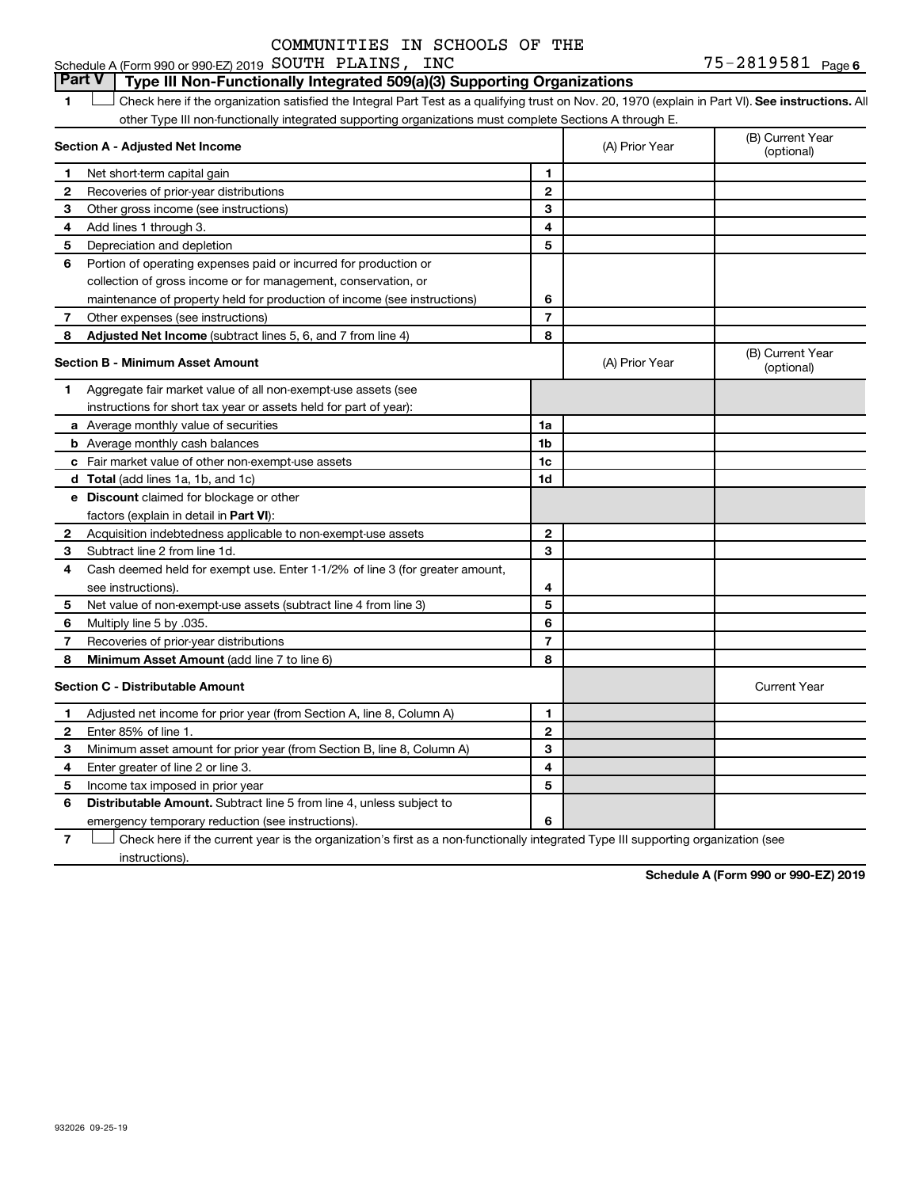COMMUNITIES IN SCHOOLS OF THE

Schedule A (Form 990 or 990-EZ) 2019 SOUTH PLAINS, INC 75-2819581 Page 6

## Part V | Type III Non-Functionally Integrated 509(a)(3) Supporting Organizations

1 ☐ Check here if the organization satisfied the Integral Part Test as a qualifying trust on Nov. 20, 1970 (explain in Part VI). **See instructions.** All other Type III non-functionally integrated supporting organizations must complete Sections A through E.

| **Section A - Adjusted Net Income** | | (A) Prior Year | (B) Current Year (optional) |
|---|---|---|---|
| **1** Net short-term capital gain | 1 | | |
| **2** Recoveries of prior-year distributions | 2 | | |
| **3** Other gross income (see instructions) | 3 | | |
| **4** Add lines 1 through 3. | 4 | | |
| **5** Depreciation and depletion | 5 | | |
| **6** Portion of operating expenses paid or incurred for production or collection of gross income or for management, conservation, or maintenance of property held for production of income (see instructions) | 6 | | |
| **7** Other expenses (see instructions) | 7 | | |
| **8** **Adjusted Net Income** (subtract lines 5, 6, and 7 from line 4) | 8 | | |

| **Section B - Minimum Asset Amount** | | (A) Prior Year | (B) Current Year (optional) |
|---|---|---|---|
| **1** Aggregate fair market value of all non-exempt-use assets (see instructions for short tax year or assets held for part of year): | | | |
| **a** Average monthly value of securities | 1a | | |
| **b** Average monthly cash balances | 1b | | |
| **c** Fair market value of other non-exempt-use assets | 1c | | |
| **d** **Total** (add lines 1a, 1b, and 1c) | 1d | | |
| **e** **Discount** claimed for blockage or other factors (explain in detail in **Part VI**): | | | |
| **2** Acquisition indebtedness applicable to non-exempt-use assets | 2 | | |
| **3** Subtract line 2 from line 1d. | 3 | | |
| **4** Cash deemed held for exempt use. Enter 1-1/2% of line 3 (for greater amount, see instructions). | 4 | | |
| **5** Net value of non-exempt-use assets (subtract line 4 from line 3) | 5 | | |
| **6** Multiply line 5 by .035. | 6 | | |
| **7** Recoveries of prior-year distributions | 7 | | |
| **8** **Minimum Asset Amount** (add line 7 to line 6) | 8 | | |

| **Section C - Distributable Amount** | | | Current Year |
|---|---|---|---|
| **1** Adjusted net income for prior year (from Section A, line 8, Column A) | 1 | | |
| **2** Enter 85% of line 1. | 2 | | |
| **3** Minimum asset amount for prior year (from Section B, line 8, Column A) | 3 | | |
| **4** Enter greater of line 2 or line 3. | 4 | | |
| **5** Income tax imposed in prior year | 5 | | |
| **6** **Distributable Amount.** Subtract line 5 from line 4, unless subject to emergency temporary reduction (see instructions). | 6 | | |

7 ☐ Check here if the current year is the organization's first as a non-functionally integrated Type III supporting organization (see instructions).

**Schedule A (Form 990 or 990-EZ) 2019**

932026 09-25-19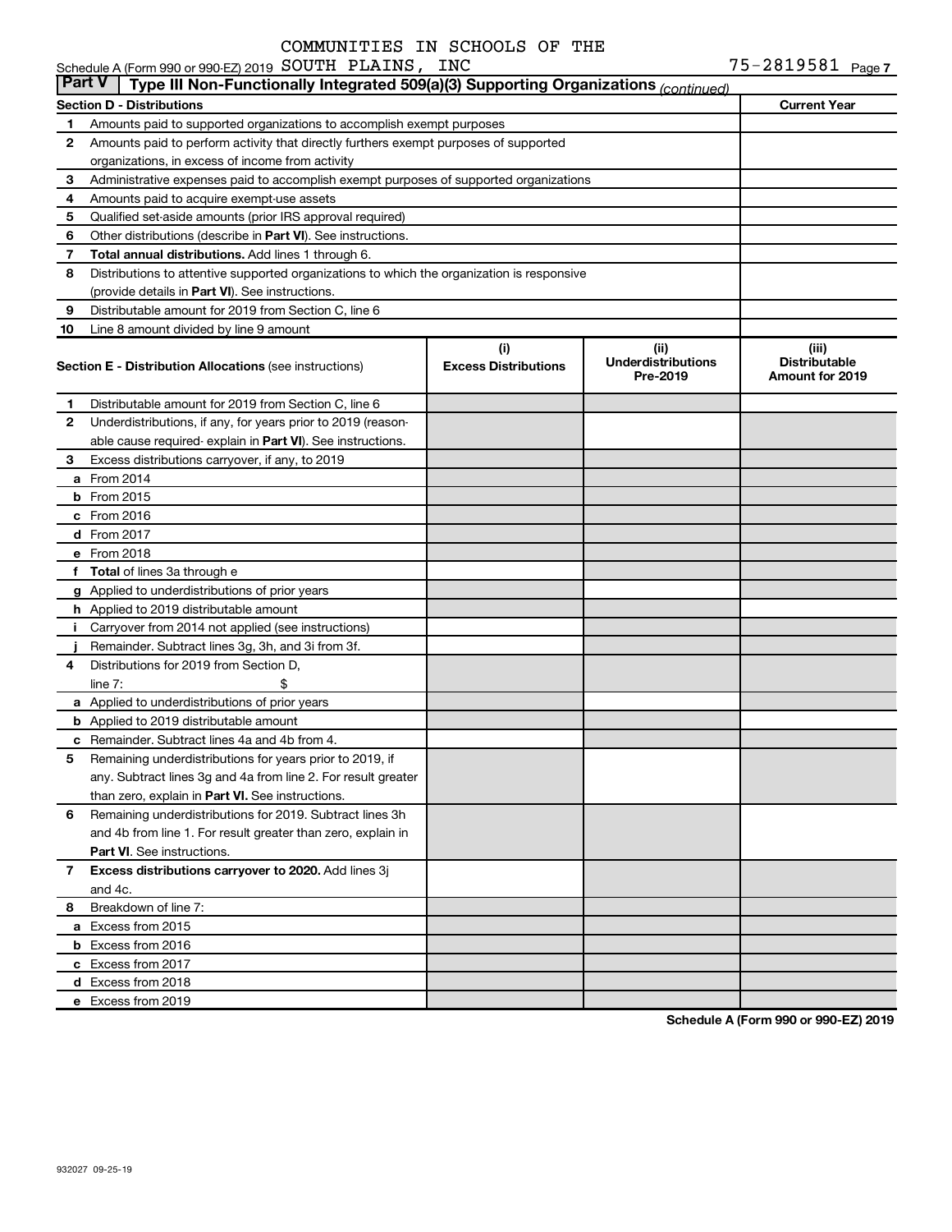COMMUNITIES IN SCHOOLS OF THE

Schedule A (Form 990 or 990-EZ) 2019 SOUTH PLAINS, INC 75-2819581 Page 7

## Part V | Type III Non-Functionally Integrated 509(a)(3) Supporting Organizations *(continued)*

| Section D - Distributions | | Current Year |
|---|---|---|
| 1 | Amounts paid to supported organizations to accomplish exempt purposes | |
| 2 | Amounts paid to perform activity that directly furthers exempt purposes of supported organizations, in excess of income from activity | |
| 3 | Administrative expenses paid to accomplish exempt purposes of supported organizations | |
| 4 | Amounts paid to acquire exempt-use assets | |
| 5 | Qualified set-aside amounts (prior IRS approval required) | |
| 6 | Other distributions (describe in **Part VI**). See instructions. | |
| 7 | **Total annual distributions.** Add lines 1 through 6. | |
| 8 | Distributions to attentive supported organizations to which the organization is responsive (provide details in **Part VI**). See instructions. | |
| 9 | Distributable amount for 2019 from Section C, line 6 | |
| 10 | Line 8 amount divided by line 9 amount | |

| Section E - Distribution Allocations (see instructions) | (i) Excess Distributions | (ii) Underdistributions Pre-2019 | (iii) Distributable Amount for 2019 |
|---|---|---|---|
| **1** Distributable amount for 2019 from Section C, line 6 | | | |
| **2** Underdistributions, if any, for years prior to 2019 (reasonable cause required- explain in **Part VI**). See instructions. | | | |
| **3** Excess distributions carryover, if any, to 2019 | | | |
| **a** From 2014 | | | |
| **b** From 2015 | | | |
| **c** From 2016 | | | |
| **d** From 2017 | | | |
| **e** From 2018 | | | |
| **f Total** of lines 3a through e | | | |
| **g** Applied to underdistributions of prior years | | | |
| **h** Applied to 2019 distributable amount | | | |
| **i** Carryover from 2014 not applied (see instructions) | | | |
| **j** Remainder. Subtract lines 3g, 3h, and 3i from 3f. | | | |
| **4** Distributions for 2019 from Section D, line 7: $ | | | |
| **a** Applied to underdistributions of prior years | | | |
| **b** Applied to 2019 distributable amount | | | |
| **c** Remainder. Subtract lines 4a and 4b from 4. | | | |
| **5** Remaining underdistributions for years prior to 2019, if any. Subtract lines 3g and 4a from line 2. For result greater than zero, explain in **Part VI.** See instructions. | | | |
| **6** Remaining underdistributions for 2019. Subtract lines 3h and 4b from line 1. For result greater than zero, explain in **Part VI**. See instructions. | | | |
| **7 Excess distributions carryover to 2020.** Add lines 3j and 4c. | | | |
| **8** Breakdown of line 7: | | | |
| **a** Excess from 2015 | | | |
| **b** Excess from 2016 | | | |
| **c** Excess from 2017 | | | |
| **d** Excess from 2018 | | | |
| **e** Excess from 2019 | | | |

**Schedule A (Form 990 or 990-EZ) 2019**

932027 09-25-19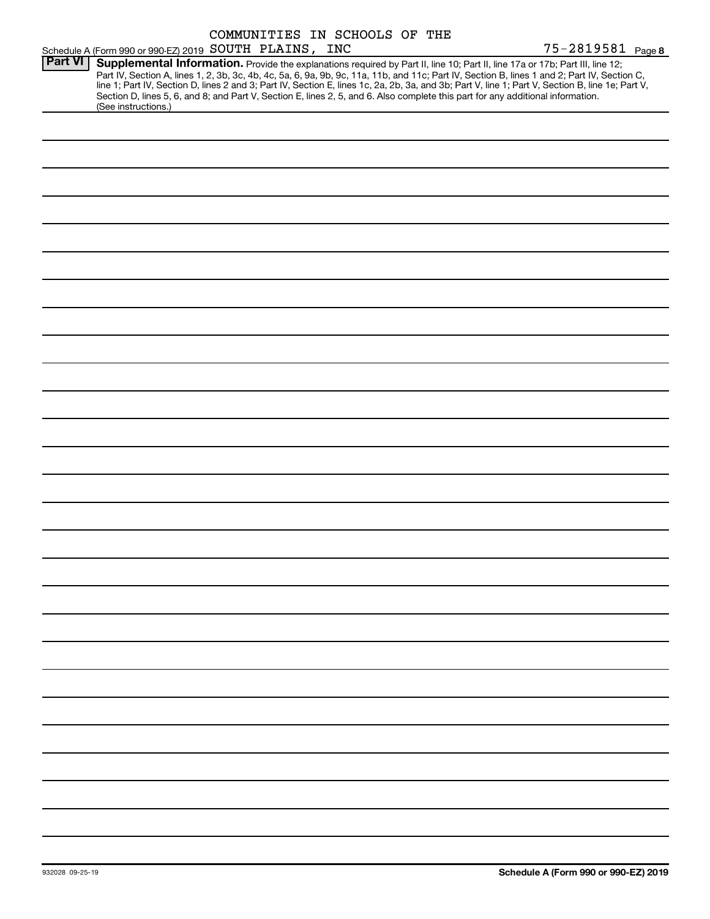COMMUNITIES IN SCHOOLS OF THE

Schedule A (Form 990 or 990-EZ) 2019 SOUTH PLAINS, INC 75-2819581 Page **8**

**Part VI** **Supplemental Information.** Provide the explanations required by Part II, line 10; Part II, line 17a or 17b; Part III, line 12; Part IV, Section A, lines 1, 2, 3b, 3c, 4b, 4c, 5a, 6, 9a, 9b, 9c, 11a, 11b, and 11c; Part IV, Section B, lines 1 and 2; Part IV, Section C, line 1; Part IV, Section D, lines 2 and 3; Part IV, Section E, lines 1c, 2a, 2b, 3a, and 3b; Part V, line 1; Part V, Section B, line 1e; Part V, Section D, lines 5, 6, and 8; and Part V, Section E, lines 2, 5, and 6. Also complete this part for any additional information. (See instructions.)

932028 09-25-19

**Schedule A (Form 990 or 990-EZ) 2019**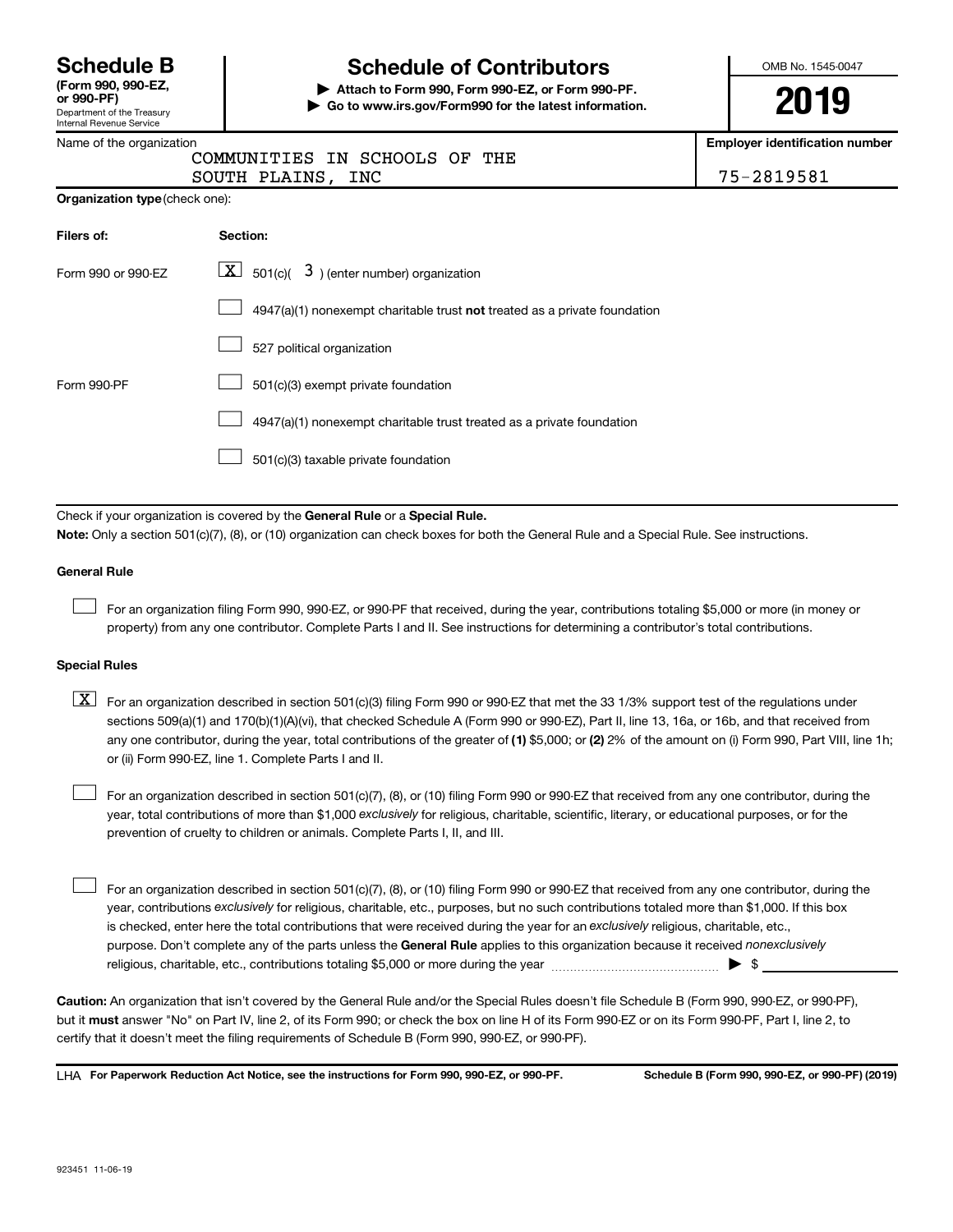# Schedule B

**(Form 990, 990-EZ, or 990-PF)**

Department of the Treasury
Internal Revenue Service

## Schedule of Contributors

▶ **Attach to Form 990, Form 990-EZ, or Form 990-PF.**

▶ **Go to www.irs.gov/Form990 for the latest information.**

OMB No. 1545-0047

**2019**

Name of the organization: COMMUNITIES IN SCHOOLS OF THE SOUTH PLAINS, INC

**Employer identification number:** 75-2819581

**Organization type** (check one):

| Filers of: | Section: |
|---|---|
| Form 990 or 990-EZ | [X] 501(c)( 3 ) (enter number) organization |
| | [ ] 4947(a)(1) nonexempt charitable trust **not** treated as a private foundation |
| | [ ] 527 political organization |
| Form 990-PF | [ ] 501(c)(3) exempt private foundation |
| | [ ] 4947(a)(1) nonexempt charitable trust treated as a private foundation |
| | [ ] 501(c)(3) taxable private foundation |

Check if your organization is covered by the **General Rule** or a **Special Rule.**

**Note:** Only a section 501(c)(7), (8), or (10) organization can check boxes for both the General Rule and a Special Rule. See instructions.

### General Rule

[ ] For an organization filing Form 990, 990-EZ, or 990-PF that received, during the year, contributions totaling $5,000 or more (in money or property) from any one contributor. Complete Parts I and II. See instructions for determining a contributor's total contributions.

### Special Rules

[X] For an organization described in section 501(c)(3) filing Form 990 or 990-EZ that met the 33 1/3% support test of the regulations under sections 509(a)(1) and 170(b)(1)(A)(vi), that checked Schedule A (Form 990 or 990-EZ), Part II, line 13, 16a, or 16b, and that received from any one contributor, during the year, total contributions of the greater of **(1)** $5,000; or **(2)** 2% of the amount on (i) Form 990, Part VIII, line 1h; or (ii) Form 990-EZ, line 1. Complete Parts I and II.

[ ] For an organization described in section 501(c)(7), (8), or (10) filing Form 990 or 990-EZ that received from any one contributor, during the year, total contributions of more than $1,000 *exclusively* for religious, charitable, scientific, literary, or educational purposes, or for the prevention of cruelty to children or animals. Complete Parts I, II, and III.

[ ] For an organization described in section 501(c)(7), (8), or (10) filing Form 990 or 990-EZ that received from any one contributor, during the year, contributions *exclusively* for religious, charitable, etc., purposes, but no such contributions totaled more than $1,000. If this box is checked, enter here the total contributions that were received during the year for an *exclusively* religious, charitable, etc., purpose. Don't complete any of the parts unless the **General Rule** applies to this organization because it received *nonexclusively* religious, charitable, etc., contributions totaling $5,000 or more during the year ▶ $ ____________

**Caution:** An organization that isn't covered by the General Rule and/or the Special Rules doesn't file Schedule B (Form 990, 990-EZ, or 990-PF), but it **must** answer "No" on Part IV, line 2, of its Form 990; or check the box on line H of its Form 990-EZ or on its Form 990-PF, Part I, line 2, to certify that it doesn't meet the filing requirements of Schedule B (Form 990, 990-EZ, or 990-PF).

LHA **For Paperwork Reduction Act Notice, see the instructions for Form 990, 990-EZ, or 990-PF.** **Schedule B (Form 990, 990-EZ, or 990-PF) (2019)**

923451 11-06-19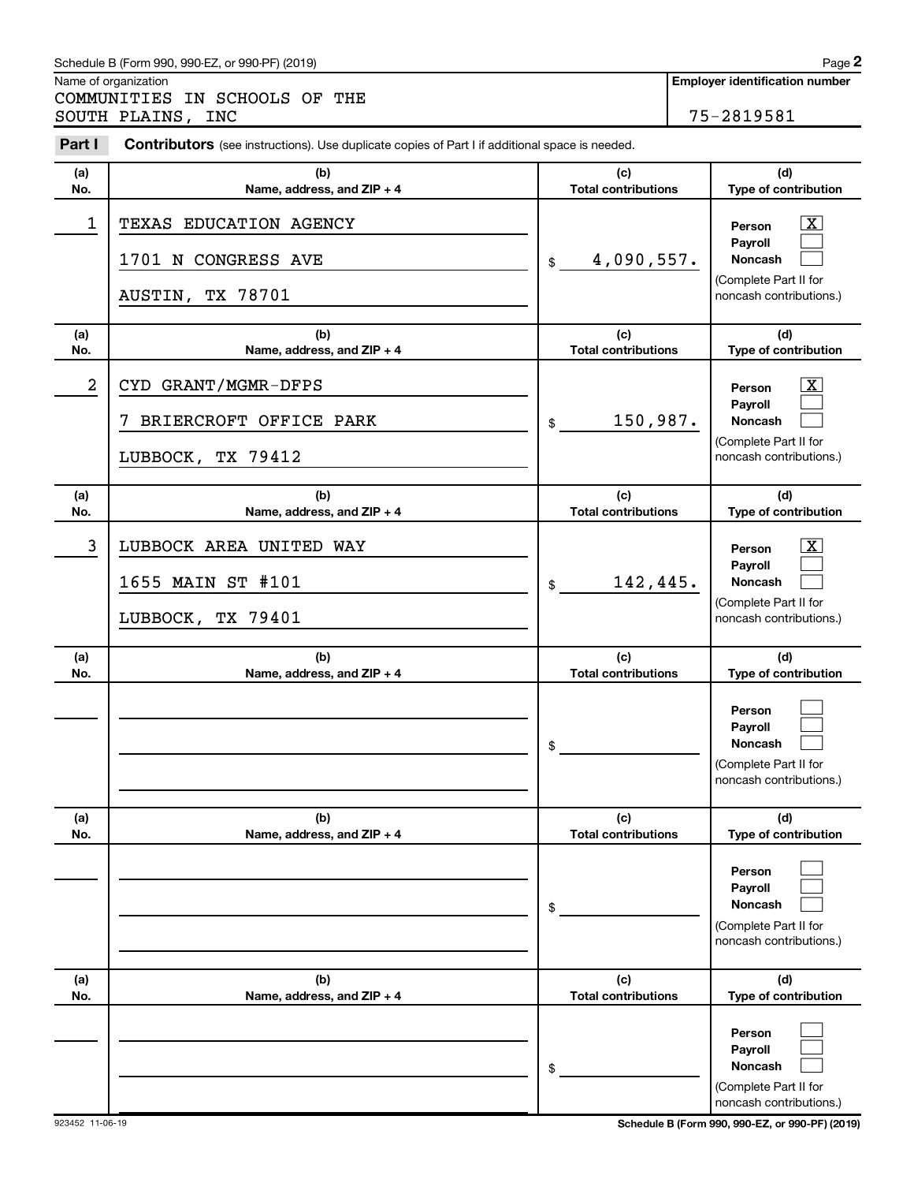Schedule B (Form 990, 990-EZ, or 990-PF) (2019)

Name of organization

COMMUNITIES IN SCHOOLS OF THE SOUTH PLAINS, INC

**Employer identification number**

75-2819581

**Part I** **Contributors** (see instructions). Use duplicate copies of Part I if additional space is needed.

| (a) No. | (b) Name, address, and ZIP + 4 | (c) Total contributions | (d) Type of contribution |
|---|---|---|---|
| 1 | TEXAS EDUCATION AGENCY<br>1701 N CONGRESS AVE<br>AUSTIN, TX 78701 | $ 4,090,557. | Person [X]<br>Payroll [ ]<br>Noncash [ ]<br>(Complete Part II for noncash contributions.) |
| 2 | CYD GRANT/MGMR-DFPS<br>7 BRIERCROFT OFFICE PARK<br>LUBBOCK, TX 79412 | $ 150,987. | Person [X]<br>Payroll [ ]<br>Noncash [ ]<br>(Complete Part II for noncash contributions.) |
| 3 | LUBBOCK AREA UNITED WAY<br>1655 MAIN ST #101<br>LUBBOCK, TX 79401 | $ 142,445. | Person [X]<br>Payroll [ ]<br>Noncash [ ]<br>(Complete Part II for noncash contributions.) |
| | | $ | Person [ ]<br>Payroll [ ]<br>Noncash [ ]<br>(Complete Part II for noncash contributions.) |
| | | $ | Person [ ]<br>Payroll [ ]<br>Noncash [ ]<br>(Complete Part II for noncash contributions.) |
| | | $ | Person [ ]<br>Payroll [ ]<br>Noncash [ ]<br>(Complete Part II for noncash contributions.) |

923452 11-06-19

**Schedule B (Form 990, 990-EZ, or 990-PF) (2019)**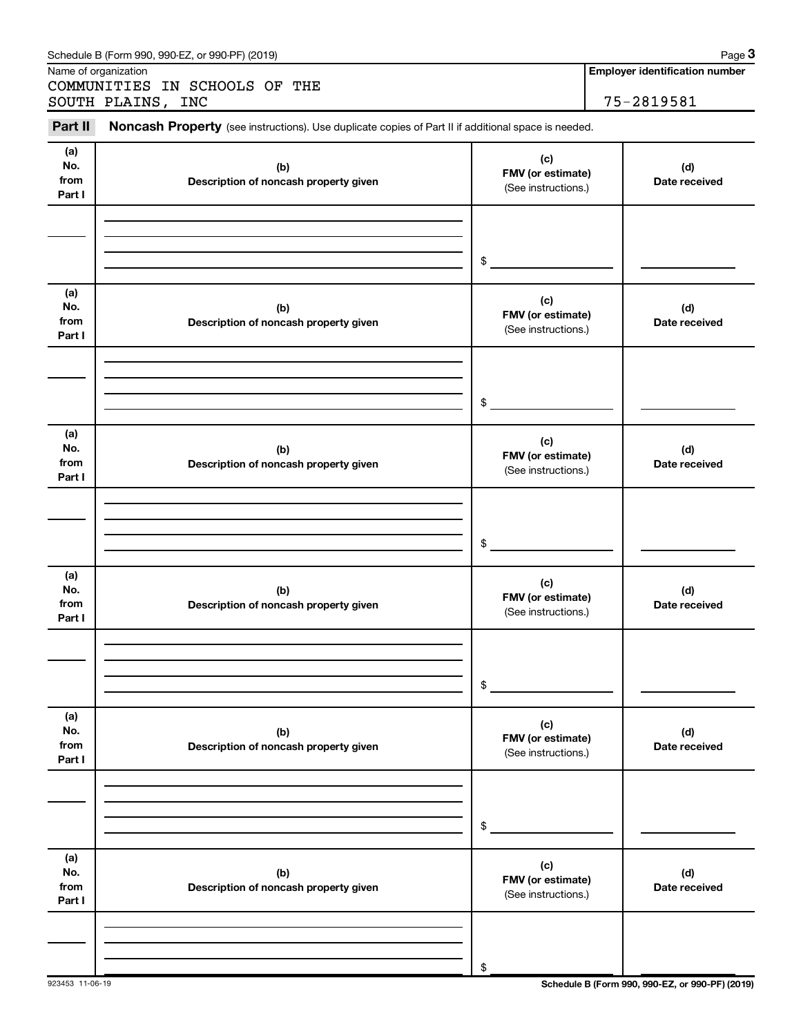Name of organization

COMMUNITIES IN SCHOOLS OF THE SOUTH PLAINS, INC

**Employer identification number**

75-2819581

**Part II** **Noncash Property** (see instructions). Use duplicate copies of Part II if additional space is needed.

| (a) No. from Part I | (b) Description of noncash property given | (c) FMV (or estimate) (See instructions.) | (d) Date received |
|---|---|---|---|
| | | $ | |

| (a) No. from Part I | (b) Description of noncash property given | (c) FMV (or estimate) (See instructions.) | (d) Date received |
|---|---|---|---|
| | | $ | |

| (a) No. from Part I | (b) Description of noncash property given | (c) FMV (or estimate) (See instructions.) | (d) Date received |
|---|---|---|---|
| | | $ | |

| (a) No. from Part I | (b) Description of noncash property given | (c) FMV (or estimate) (See instructions.) | (d) Date received |
|---|---|---|---|
| | | $ | |

| (a) No. from Part I | (b) Description of noncash property given | (c) FMV (or estimate) (See instructions.) | (d) Date received |
|---|---|---|---|
| | | $ | |

| (a) No. from Part I | (b) Description of noncash property given | (c) FMV (or estimate) (See instructions.) | (d) Date received |
|---|---|---|---|
| | | $ | |

923453 11-06-19

**Schedule B (Form 990, 990-EZ, or 990-PF) (2019)**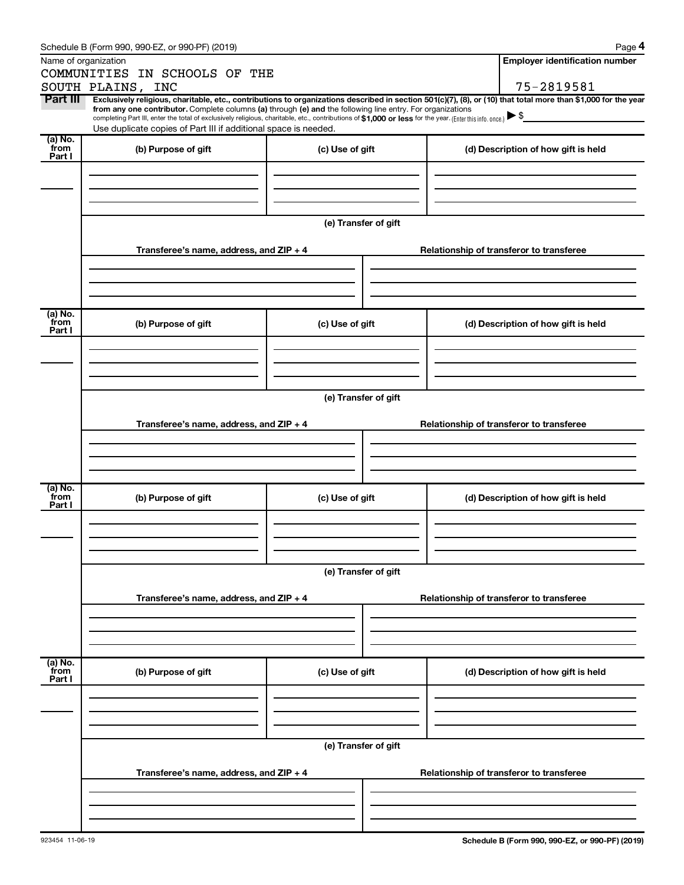Schedule B (Form 990, 990-EZ, or 990-PF) (2019)

Name of organization

COMMUNITIES IN SCHOOLS OF THE SOUTH PLAINS, INC

**Employer identification number**

75-2819581

**Part III** **Exclusively religious, charitable, etc., contributions to organizations described in section 501(c)(7), (8), or (10) that total more than $1,000 for the year from any one contributor.** Complete columns **(a)** through **(e) and** the following line entry. For organizations completing Part III, enter the total of exclusively religious, charitable, etc., contributions of **$1,000 or less** for the year. (Enter this info. once.) ▶ $

Use duplicate copies of Part III if additional space is needed.

| (a) No. from Part I | (b) Purpose of gift | (c) Use of gift | (d) Description of how gift is held |
|---|---|---|---|
| | | | |

(e) Transfer of gift

| Transferee's name, address, and ZIP + 4 | Relationship of transferor to transferee |
|---|---|
| | |

| (a) No. from Part I | (b) Purpose of gift | (c) Use of gift | (d) Description of how gift is held |
|---|---|---|---|
| | | | |

(e) Transfer of gift

| Transferee's name, address, and ZIP + 4 | Relationship of transferor to transferee |
|---|---|
| | |

| (a) No. from Part I | (b) Purpose of gift | (c) Use of gift | (d) Description of how gift is held |
|---|---|---|---|
| | | | |

(e) Transfer of gift

| Transferee's name, address, and ZIP + 4 | Relationship of transferor to transferee |
|---|---|
| | |

| (a) No. from Part I | (b) Purpose of gift | (c) Use of gift | (d) Description of how gift is held |
|---|---|---|---|
| | | | |

(e) Transfer of gift

| Transferee's name, address, and ZIP + 4 | Relationship of transferor to transferee |
|---|---|
| | |

923454 11-06-19

**Schedule B (Form 990, 990-EZ, or 990-PF) (2019)**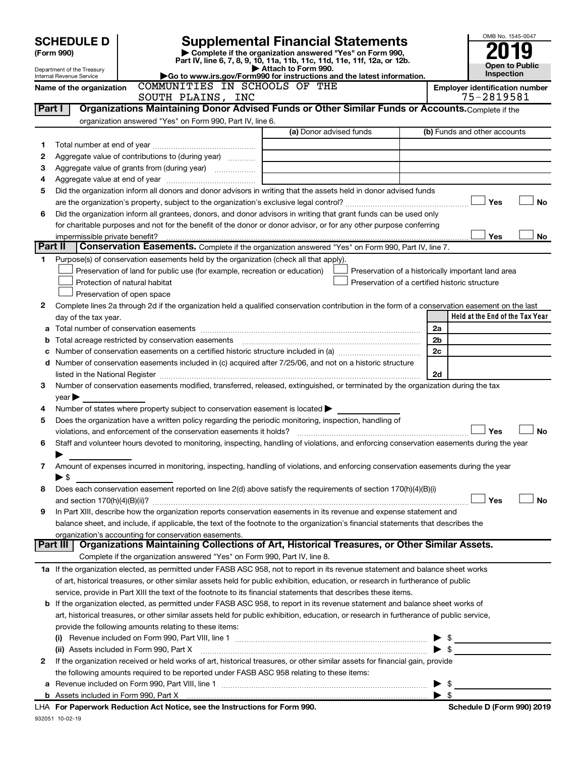# SCHEDULE D (Form 990)

Department of the Treasury
Internal Revenue Service

# Supplemental Financial Statements

▶ Complete if the organization answered "Yes" on Form 990, Part IV, line 6, 7, 8, 9, 10, 11a, 11b, 11c, 11d, 11e, 11f, 12a, or 12b.
▶ Attach to Form 990.
▶Go to www.irs.gov/Form990 for instructions and the latest information.

OMB No. 1545-0047
**2019**
**Open to Public Inspection**

Name of the organization: COMMUNITIES IN SCHOOLS OF THE SOUTH PLAINS, INC
Employer identification number: 75-2819581

## Part I Organizations Maintaining Donor Advised Funds or Other Similar Funds or Accounts.

Complete if the organization answered "Yes" on Form 990, Part IV, line 6.

| | | (a) Donor advised funds | (b) Funds and other accounts |
|---|---|---|---|
| 1 | Total number at end of year | | |
| 2 | Aggregate value of contributions to (during year) | | |
| 3 | Aggregate value of grants from (during year) | | |
| 4 | Aggregate value at end of year | | |

5 Did the organization inform all donors and donor advisors in writing that the assets held in donor advised funds are the organization's property, subject to the organization's exclusive legal control? ☐ Yes ☐ No

6 Did the organization inform all grantees, donors, and donor advisors in writing that grant funds can be used only for charitable purposes and not for the benefit of the donor or donor advisor, or for any other purpose conferring impermissible private benefit? ☐ Yes ☐ No

## Part II Conservation Easements.

Complete if the organization answered "Yes" on Form 990, Part IV, line 7.

1 Purpose(s) of conservation easements held by the organization (check all that apply).
- ☐ Preservation of land for public use (for example, recreation or education)
- ☐ Protection of natural habitat
- ☐ Preservation of open space
- ☐ Preservation of a historically important land area
- ☐ Preservation of a certified historic structure

2 Complete lines 2a through 2d if the organization held a qualified conservation contribution in the form of a conservation easement on the last day of the tax year.

| | | | Held at the End of the Tax Year |
|---|---|---|---|
| a | Total number of conservation easements | 2a | |
| b | Total acreage restricted by conservation easements | 2b | |
| c | Number of conservation easements on a certified historic structure included in (a) | 2c | |
| d | Number of conservation easements included in (c) acquired after 7/25/06, and not on a historic structure listed in the National Register | 2d | |

3 Number of conservation easements modified, transferred, released, extinguished, or terminated by the organization during the tax year ▶

4 Number of states where property subject to conservation easement is located ▶

5 Does the organization have a written policy regarding the periodic monitoring, inspection, handling of violations, and enforcement of the conservation easements it holds? ☐ Yes ☐ No

6 Staff and volunteer hours devoted to monitoring, inspecting, handling of violations, and enforcing conservation easements during the year ▶

7 Amount of expenses incurred in monitoring, inspecting, handling of violations, and enforcing conservation easements during the year ▶ $

8 Does each conservation easement reported on line 2(d) above satisfy the requirements of section 170(h)(4)(B)(i) and section 170(h)(4)(B)(ii)? ☐ Yes ☐ No

9 In Part XIII, describe how the organization reports conservation easements in its revenue and expense statement and balance sheet, and include, if applicable, the text of the footnote to the organization's financial statements that describes the organization's accounting for conservation easements.

## Part III Organizations Maintaining Collections of Art, Historical Treasures, or Other Similar Assets.

Complete if the organization answered "Yes" on Form 990, Part IV, line 8.

1a If the organization elected, as permitted under FASB ASC 958, not to report in its revenue statement and balance sheet works of art, historical treasures, or other similar assets held for public exhibition, education, or research in furtherance of public service, provide in Part XIII the text of the footnote to its financial statements that describes these items.

b If the organization elected, as permitted under FASB ASC 958, to report in its revenue statement and balance sheet works of art, historical treasures, or other similar assets held for public exhibition, education, or research in furtherance of public service, provide the following amounts relating to these items:

(i) Revenue included on Form 990, Part VIII, line 1 ▶ $

(ii) Assets included in Form 990, Part X ▶ $

2 If the organization received or held works of art, historical treasures, or other similar assets for financial gain, provide the following amounts required to be reported under FASB ASC 958 relating to these items:

a Revenue included on Form 990, Part VIII, line 1 ▶ $

b Assets included in Form 990, Part X ▶ $

LHA For Paperwork Reduction Act Notice, see the Instructions for Form 990. Schedule D (Form 990) 2019

932051 10-02-19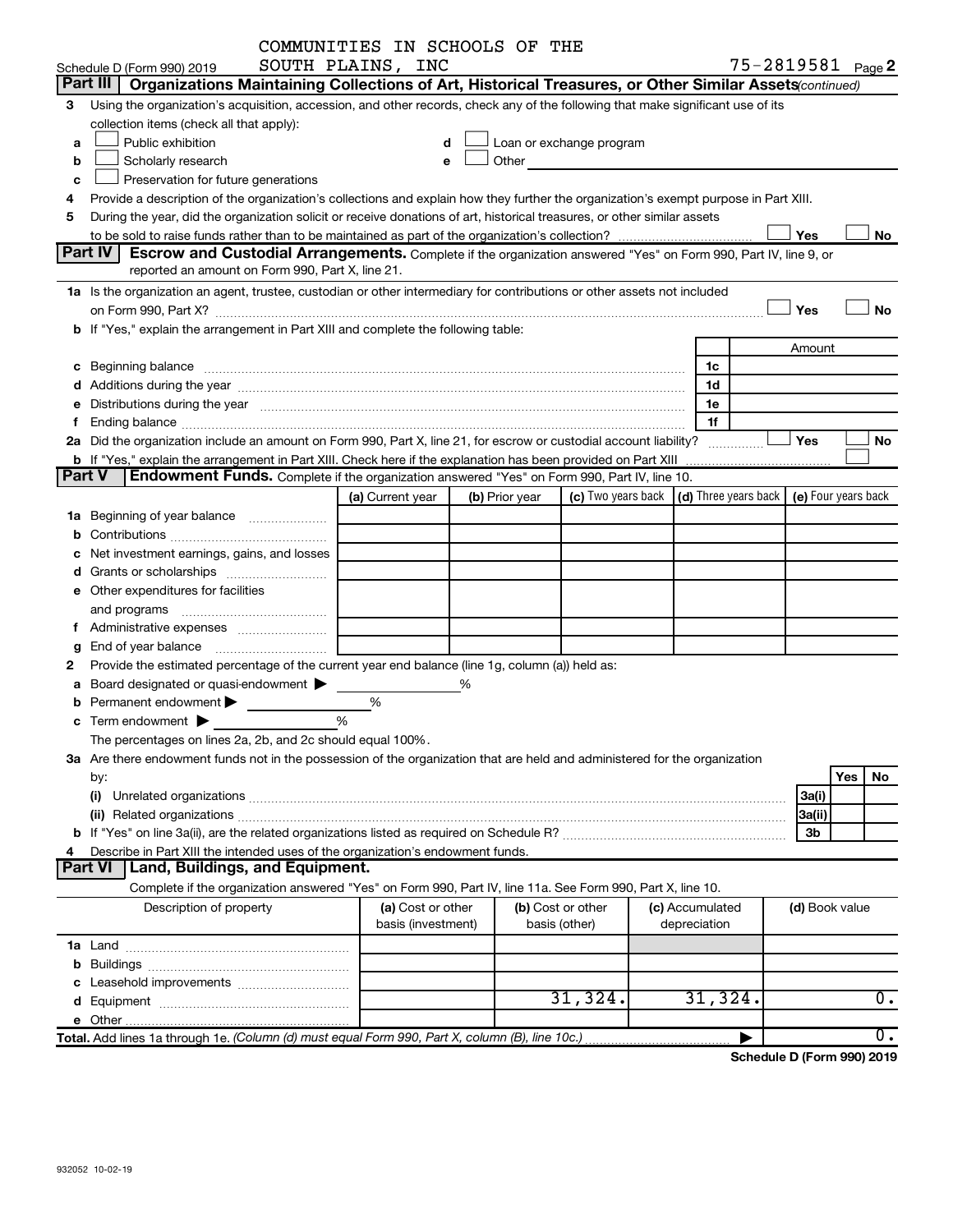COMMUNITIES IN SCHOOLS OF THE SOUTH PLAINS, INC

Schedule D (Form 990) 2019 — 75-2819581 Page 2

**Part III | Organizations Maintaining Collections of Art, Historical Treasures, or Other Similar Assets** *(continued)*

3 Using the organization's acquisition, accession, and other records, check any of the following that make significant use of its collection items (check all that apply):

a ☐ Public exhibition
b ☐ Scholarly research
c ☐ Preservation for future generations
d ☐ Loan or exchange program
e ☐ Other

4 Provide a description of the organization's collections and explain how they further the organization's exempt purpose in Part XIII.

5 During the year, did the organization solicit or receive donations of art, historical treasures, or other similar assets to be sold to raise funds rather than to be maintained as part of the organization's collection? ☐ Yes ☐ No

**Part IV | Escrow and Custodial Arrangements.** Complete if the organization answered "Yes" on Form 990, Part IV, line 9, or reported an amount on Form 990, Part X, line 21.

1a Is the organization an agent, trustee, custodian or other intermediary for contributions or other assets not included on Form 990, Part X? ☐ Yes ☐ No

b If "Yes," explain the arrangement in Part XIII and complete the following table:

| | | Amount |
|---|---|---|
| c Beginning balance | 1c | |
| d Additions during the year | 1d | |
| e Distributions during the year | 1e | |
| f Ending balance | 1f | |

2a Did the organization include an amount on Form 990, Part X, line 21, for escrow or custodial account liability? ☐ Yes ☐ No

b If "Yes," explain the arrangement in Part XIII. Check here if the explanation has been provided on Part XIII ☐

**Part V | Endowment Funds.** Complete if the organization answered "Yes" on Form 990, Part IV, line 10.

| | (a) Current year | (b) Prior year | (c) Two years back | (d) Three years back | (e) Four years back |
|---|---|---|---|---|---|
| 1a Beginning of year balance | | | | | |
| b Contributions | | | | | |
| c Net investment earnings, gains, and losses | | | | | |
| d Grants or scholarships | | | | | |
| e Other expenditures for facilities and programs | | | | | |
| f Administrative expenses | | | | | |
| g End of year balance | | | | | |

2 Provide the estimated percentage of the current year end balance (line 1g, column (a)) held as:

a Board designated or quasi-endowment ▶ %
b Permanent endowment ▶ %
c Term endowment ▶ %

The percentages on lines 2a, 2b, and 2c should equal 100%.

3a Are there endowment funds not in the possession of the organization that are held and administered for the organization by:

| | | Yes | No |
|---|---|---|---|
| (i) Unrelated organizations | 3a(i) | | |
| (ii) Related organizations | 3a(ii) | | |
| b If "Yes" on line 3a(ii), are the related organizations listed as required on Schedule R? | 3b | | |

4 Describe in Part XIII the intended uses of the organization's endowment funds.

**Part VI | Land, Buildings, and Equipment.**

Complete if the organization answered "Yes" on Form 990, Part IV, line 11a. See Form 990, Part X, line 10.

| Description of property | (a) Cost or other basis (investment) | (b) Cost or other basis (other) | (c) Accumulated depreciation | (d) Book value |
|---|---|---|---|---|
| 1a Land | | | | |
| b Buildings | | | | |
| c Leasehold improvements | | | | |
| d Equipment | | 31,324. | 31,324. | 0. |
| e Other | | | | |
| **Total.** Add lines 1a through 1e. *(Column (d) must equal Form 990, Part X, column (B), line 10c.)* | | | ▶ | 0. |

**Schedule D (Form 990) 2019**

932052 10-02-19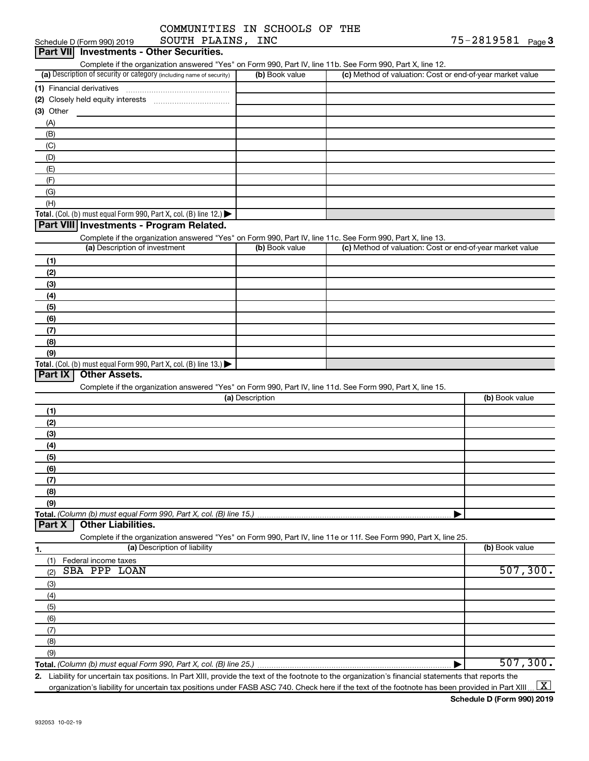COMMUNITIES IN SCHOOLS OF THE SOUTH PLAINS, INC — 75-2819581

Schedule D (Form 990) 2019

## Part VII Investments - Other Securities.

Complete if the organization answered "Yes" on Form 990, Part IV, line 11b. See Form 990, Part X, line 12.

| (a) Description of security or category (including name of security) | (b) Book value | (c) Method of valuation: Cost or end-of-year market value |
|---|---|---|
| (1) Financial derivatives | | |
| (2) Closely held equity interests | | |
| (3) Other | | |
| (A) | | |
| (B) | | |
| (C) | | |
| (D) | | |
| (E) | | |
| (F) | | |
| (G) | | |
| (H) | | |
| **Total.** (Col. (b) must equal Form 990, Part X, col. (B) line 12.) ▶ | | |

## Part VIII Investments - Program Related.

Complete if the organization answered "Yes" on Form 990, Part IV, line 11c. See Form 990, Part X, line 13.

| (a) Description of investment | (b) Book value | (c) Method of valuation: Cost or end-of-year market value |
|---|---|---|
| (1) | | |
| (2) | | |
| (3) | | |
| (4) | | |
| (5) | | |
| (6) | | |
| (7) | | |
| (8) | | |
| (9) | | |
| **Total.** (Col. (b) must equal Form 990, Part X, col. (B) line 13.) ▶ | | |

## Part IX Other Assets.

Complete if the organization answered "Yes" on Form 990, Part IV, line 11d. See Form 990, Part X, line 15.

| (a) Description | (b) Book value |
|---|---|
| (1) | |
| (2) | |
| (3) | |
| (4) | |
| (5) | |
| (6) | |
| (7) | |
| (8) | |
| (9) | |
| **Total.** *(Column (b) must equal Form 990, Part X, col. (B) line 15.)* ▶ | |

## Part X Other Liabilities.

Complete if the organization answered "Yes" on Form 990, Part IV, line 11e or 11f. See Form 990, Part X, line 25.

| 1. (a) Description of liability | (b) Book value |
|---|---|
| (1) Federal income taxes | |
| (2) SBA PPP LOAN | 507,300. |
| (3) | |
| (4) | |
| (5) | |
| (6) | |
| (7) | |
| (8) | |
| (9) | |
| **Total.** *(Column (b) must equal Form 990, Part X, col. (B) line 25.)* ▶ | 507,300. |

**2.** Liability for uncertain tax positions. In Part XIII, provide the text of the footnote to the organization's financial statements that reports the organization's liability for uncertain tax positions under FASB ASC 740. Check here if the text of the footnote has been provided in Part XIII ... [X]

**Schedule D (Form 990) 2019**

932053 10-02-19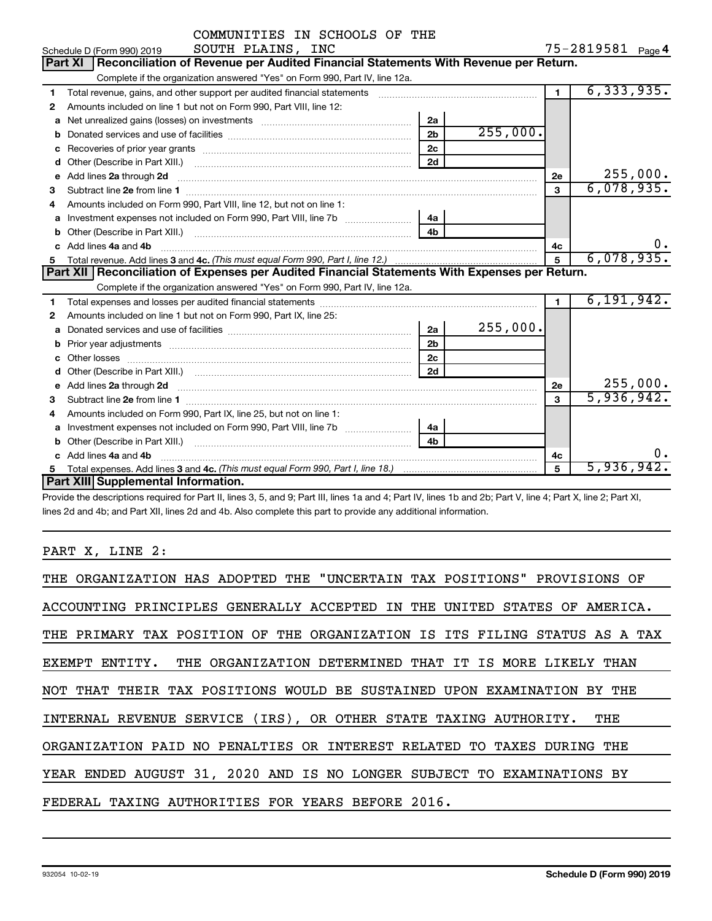COMMUNITIES IN SCHOOLS OF THE SOUTH PLAINS, INC

Schedule D (Form 990) 2019 — 75-2819581 Page 4

## Part XI Reconciliation of Revenue per Audited Financial Statements With Revenue per Return.

Complete if the organization answered "Yes" on Form 990, Part IV, line 12a.

| | | | | | |
|---|---|---|---|---|---|
| 1 | Total revenue, gains, and other support per audited financial statements | | | 1 | 6,333,935. |
| 2 | Amounts included on line 1 but not on Form 990, Part VIII, line 12: | | | | |
| a | Net unrealized gains (losses) on investments | 2a | | | |
| b | Donated services and use of facilities | 2b | 255,000. | | |
| c | Recoveries of prior year grants | 2c | | | |
| d | Other (Describe in Part XIII.) | 2d | | | |
| e | Add lines 2a through 2d | | | 2e | 255,000. |
| 3 | Subtract line 2e from line 1 | | | 3 | 6,078,935. |
| 4 | Amounts included on Form 990, Part VIII, line 12, but not on line 1: | | | | |
| a | Investment expenses not included on Form 990, Part VIII, line 7b | 4a | | | |
| b | Other (Describe in Part XIII.) | 4b | | | |
| c | Add lines 4a and 4b | | | 4c | 0. |
| 5 | Total revenue. Add lines 3 and 4c. *(This must equal Form 990, Part I, line 12.)* | | | 5 | 6,078,935. |

## Part XII Reconciliation of Expenses per Audited Financial Statements With Expenses per Return.

Complete if the organization answered "Yes" on Form 990, Part IV, line 12a.

| | | | | | |
|---|---|---|---|---|---|
| 1 | Total expenses and losses per audited financial statements | | | 1 | 6,191,942. |
| 2 | Amounts included on line 1 but not on Form 990, Part IX, line 25: | | | | |
| a | Donated services and use of facilities | 2a | 255,000. | | |
| b | Prior year adjustments | 2b | | | |
| c | Other losses | 2c | | | |
| d | Other (Describe in Part XIII.) | 2d | | | |
| e | Add lines 2a through 2d | | | 2e | 255,000. |
| 3 | Subtract line 2e from line 1 | | | 3 | 5,936,942. |
| 4 | Amounts included on Form 990, Part IX, line 25, but not on line 1: | | | | |
| a | Investment expenses not included on Form 990, Part VIII, line 7b | 4a | | | |
| b | Other (Describe in Part XIII.) | 4b | | | |
| c | Add lines 4a and 4b | | | 4c | 0. |
| 5 | Total expenses. Add lines 3 and 4c. *(This must equal Form 990, Part I, line 18.)* | | | 5 | 5,936,942. |

## Part XIII Supplemental Information.

Provide the descriptions required for Part II, lines 3, 5, and 9; Part III, lines 1a and 4; Part IV, lines 1b and 2b; Part V, line 4; Part X, line 2; Part XI, lines 2d and 4b; and Part XII, lines 2d and 4b. Also complete this part to provide any additional information.

PART X, LINE 2:

THE ORGANIZATION HAS ADOPTED THE "UNCERTAIN TAX POSITIONS" PROVISIONS OF ACCOUNTING PRINCIPLES GENERALLY ACCEPTED IN THE UNITED STATES OF AMERICA. THE PRIMARY TAX POSITION OF THE ORGANIZATION IS ITS FILING STATUS AS A TAX EXEMPT ENTITY. THE ORGANIZATION DETERMINED THAT IT IS MORE LIKELY THAN NOT THAT THEIR TAX POSITIONS WOULD BE SUSTAINED UPON EXAMINATION BY THE INTERNAL REVENUE SERVICE (IRS), OR OTHER STATE TAXING AUTHORITY. THE ORGANIZATION PAID NO PENALTIES OR INTEREST RELATED TO TAXES DURING THE YEAR ENDED AUGUST 31, 2020 AND IS NO LONGER SUBJECT TO EXAMINATIONS BY FEDERAL TAXING AUTHORITIES FOR YEARS BEFORE 2016.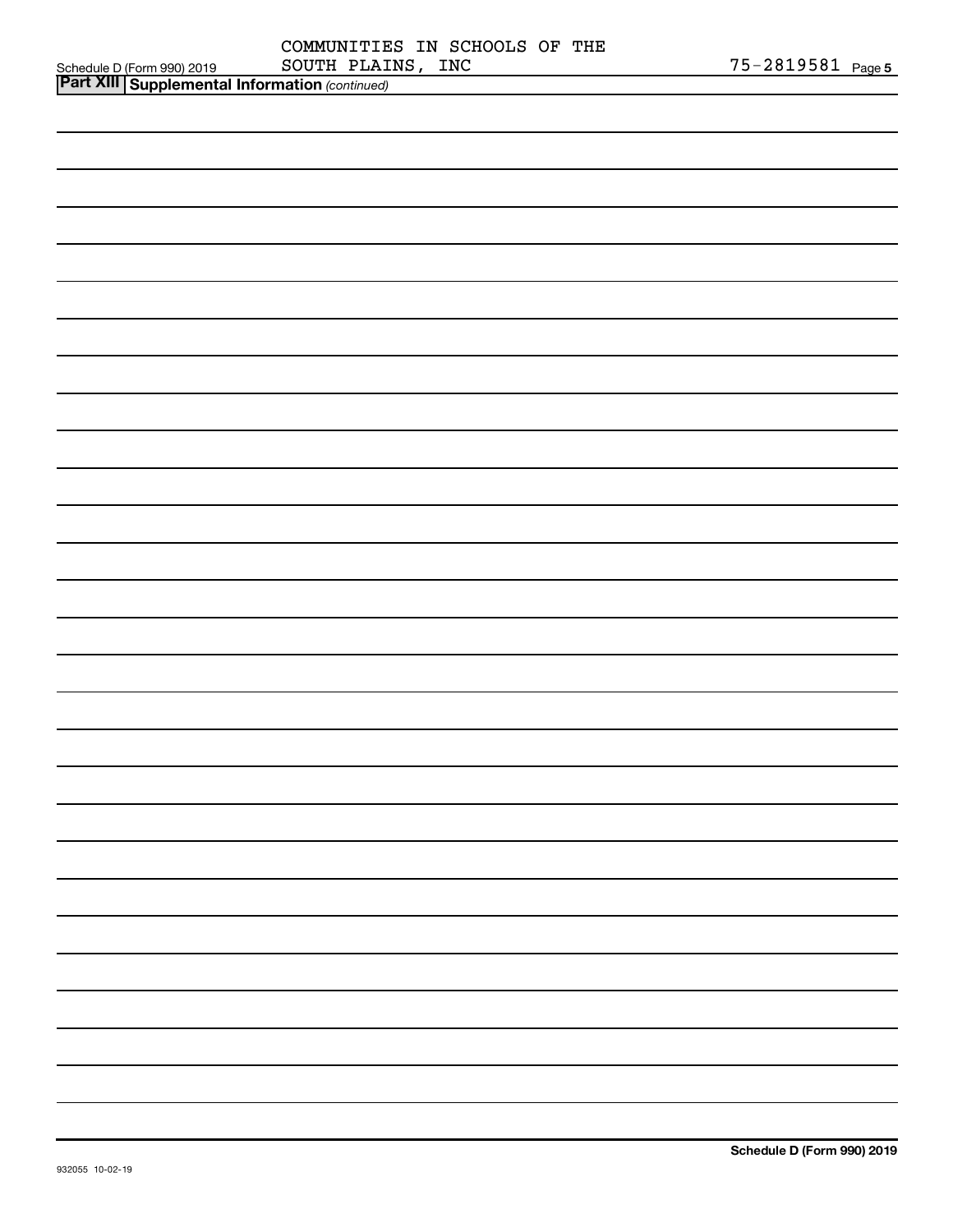COMMUNITIES IN SCHOOLS OF THE SOUTH PLAINS, INC 75-2819581

**Part XIII Supplemental Information** *(continued)*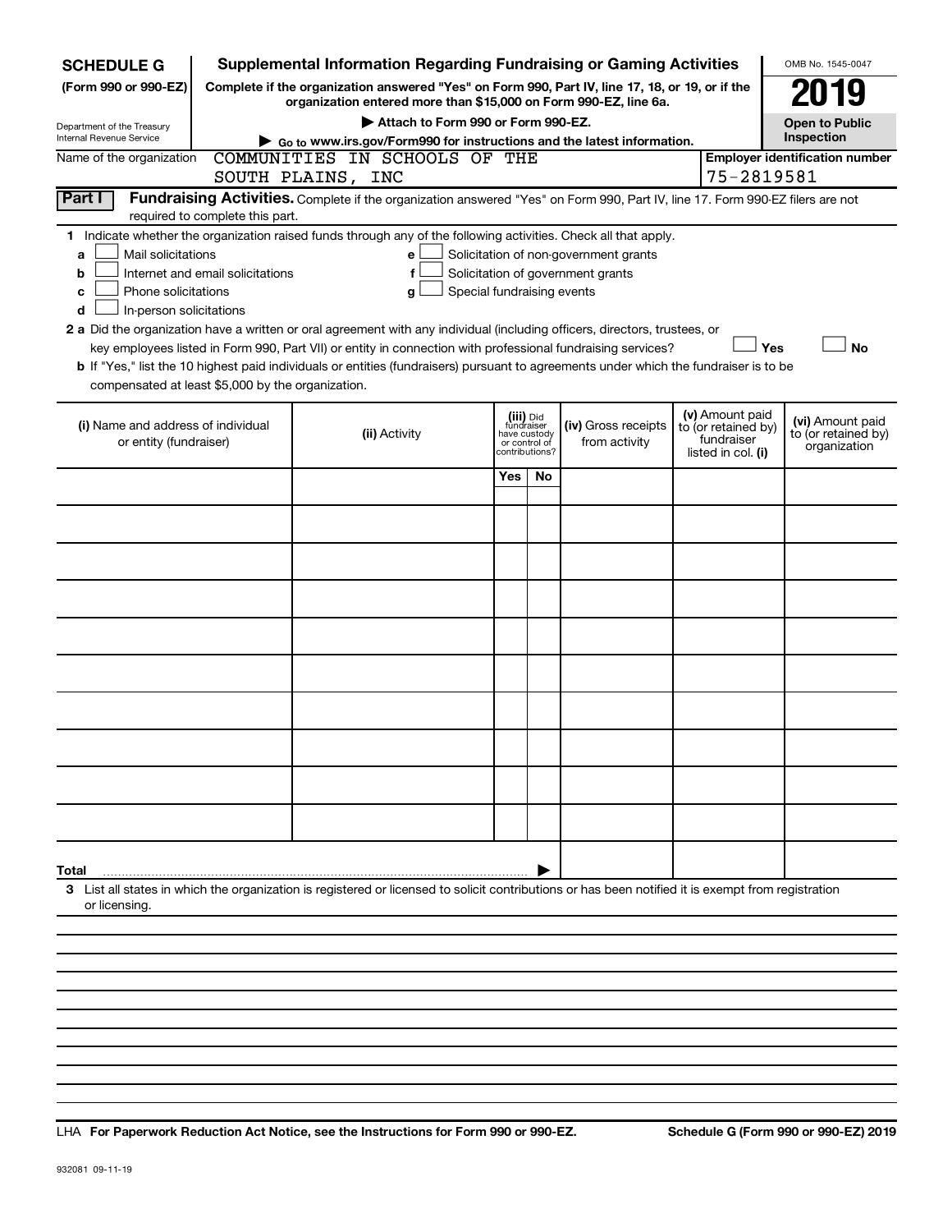**SCHEDULE G** (Form 990 or 990-EZ)

Department of the Treasury
Internal Revenue Service

# Supplemental Information Regarding Fundraising or Gaming Activities

**Complete if the organization answered "Yes" on Form 990, Part IV, line 17, 18, or 19, or if the organization entered more than $15,000 on Form 990-EZ, line 6a.**

▶ Attach to Form 990 or Form 990-EZ.

▶ Go to www.irs.gov/Form990 for instructions and the latest information.

OMB No. 1545-0047

**2019**

**Open to Public Inspection**

Name of the organization: COMMUNITIES IN SCHOOLS OF THE SOUTH PLAINS, INC

Employer identification number: 75-2819581

**Part I** **Fundraising Activities.** Complete if the organization answered "Yes" on Form 990, Part IV, line 17. Form 990-EZ filers are not required to complete this part.

1 Indicate whether the organization raised funds through any of the following activities. Check all that apply.

- a ☐ Mail solicitations
- b ☐ Internet and email solicitations
- c ☐ Phone solicitations
- d ☐ In-person solicitations
- e ☐ Solicitation of non-government grants
- f ☐ Solicitation of government grants
- g ☐ Special fundraising events

2 a Did the organization have a written or oral agreement with any individual (including officers, directors, trustees, or key employees listed in Form 990, Part VII) or entity in connection with professional fundraising services? ☐ Yes ☐ No

b If "Yes," list the 10 highest paid individuals or entities (fundraisers) pursuant to agreements under which the fundraiser is to be compensated at least $5,000 by the organization.

| (i) Name and address of individual or entity (fundraiser) | (ii) Activity | (iii) Did fundraiser have custody or control of contributions? | | (iv) Gross receipts from activity | (v) Amount paid to (or retained by) fundraiser listed in col. (i) | (vi) Amount paid to (or retained by) organization |
|---|---|---|---|---|---|---|
| | | Yes | No | | | |
| | | | | | | |
| | | | | | | |
| | | | | | | |
| | | | | | | |
| | | | | | | |
| | | | | | | |
| | | | | | | |
| | | | | | | |
| | | | | | | |
| | | | | | | |
| Total ▶ | | | | | | |

3 List all states in which the organization is registered or licensed to solicit contributions or has been notified it is exempt from registration or licensing.

LHA **For Paperwork Reduction Act Notice, see the Instructions for Form 990 or 990-EZ.** **Schedule G (Form 990 or 990-EZ) 2019**

932081 09-11-19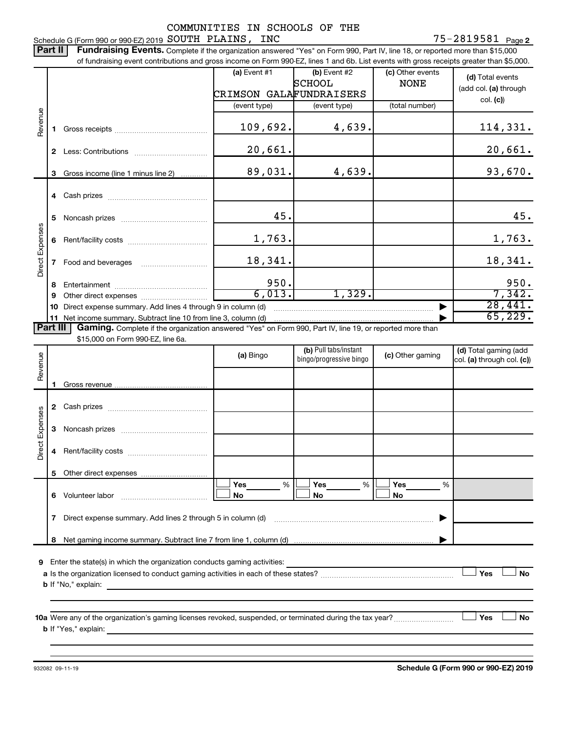Schedule G (Form 990 or 990-EZ) 2019 COMMUNITIES IN SCHOOLS OF THE SOUTH PLAINS, INC 75-2819581 Page **2**

**Part II** **Fundraising Events.** Complete if the organization answered "Yes" on Form 990, Part IV, line 18, or reported more than $15,000 of fundraising event contributions and gross income on Form 990-EZ, lines 1 and 6b. List events with gross receipts greater than $5,000.

| | | | (a) Event #1 CRIMSON GALA (event type) | (b) Event #2 SCHOOL FUNDRAISERS (event type) | (c) Other events NONE (total number) | (d) Total events (add col. (a) through col. (c)) |
|---|---|---|---|---|---|---|
| Revenue | 1 | Gross receipts | 109,692. | 4,639. | | 114,331. |
| | 2 | Less: Contributions | 20,661. | | | 20,661. |
| | 3 | Gross income (line 1 minus line 2) | 89,031. | 4,639. | | 93,670. |
| Direct Expenses | 4 | Cash prizes | | | | |
| | 5 | Noncash prizes | 45. | | | 45. |
| | 6 | Rent/facility costs | 1,763. | | | 1,763. |
| | 7 | Food and beverages | 18,341. | | | 18,341. |
| | 8 | Entertainment | 950. | | | 950. |
| | 9 | Other direct expenses | 6,013. | 1,329. | | 7,342. |
| | 10 | Direct expense summary. Add lines 4 through 9 in column (d) | | | | 28,441. |
| | 11 | Net income summary. Subtract line 10 from line 3, column (d) | | | | 65,229. |

**Part III** **Gaming.** Complete if the organization answered "Yes" on Form 990, Part IV, line 19, or reported more than $15,000 on Form 990-EZ, line 6a.

| | | | (a) Bingo | (b) Pull tabs/instant bingo/progressive bingo | (c) Other gaming | (d) Total gaming (add col. (a) through col. (c)) |
|---|---|---|---|---|---|---|
| Revenue | 1 | Gross revenue | | | | |
| Direct Expenses | 2 | Cash prizes | | | | |
| | 3 | Noncash prizes | | | | |
| | 4 | Rent/facility costs | | | | |
| | 5 | Other direct expenses | | | | |
| | 6 | Volunteer labor | ☐ Yes ___ % ☐ No | ☐ Yes ___ % ☐ No | ☐ Yes ___ % ☐ No | |
| | 7 | Direct expense summary. Add lines 2 through 5 in column (d) | | | | |
| | 8 | Net gaming income summary. Subtract line 7 from line 1, column (d) | | | | |

**9** Enter the state(s) in which the organization conducts gaming activities: ____________

**a** Is the organization licensed to conduct gaming activities in each of these states? ☐ Yes ☐ No

**b** If "No," explain: ____________

**10a** Were any of the organization's gaming licenses revoked, suspended, or terminated during the tax year? ☐ Yes ☐ No

**b** If "Yes," explain: ____________

932082 09-11-19 **Schedule G (Form 990 or 990-EZ) 2019**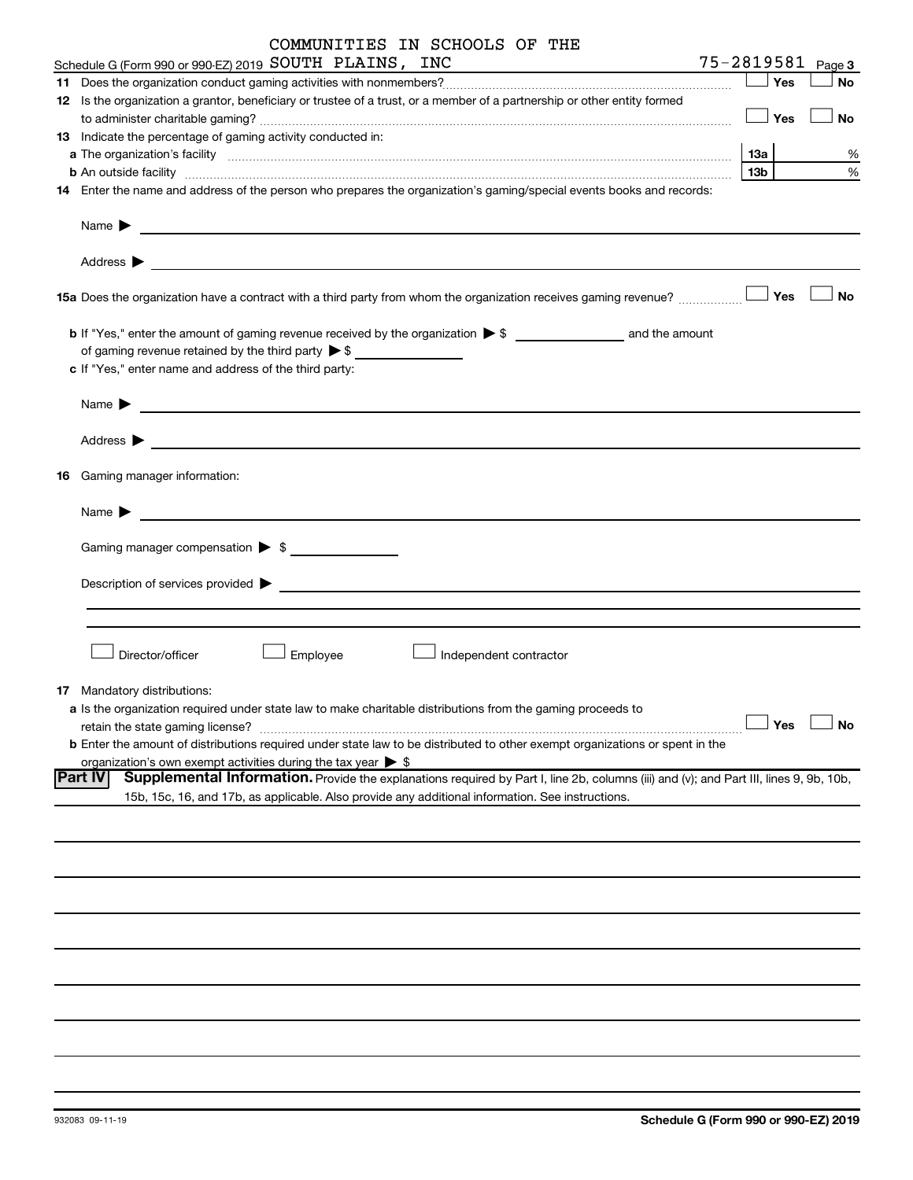Schedule G (Form 990 or 990-EZ) 2019 COMMUNITIES IN SCHOOLS OF THE SOUTH PLAINS, INC 75-2819581 Page 3

**11** Does the organization conduct gaming activities with nonmembers? ☐ Yes ☐ No

**12** Is the organization a grantor, beneficiary or trustee of a trust, or a member of a partnership or other entity formed to administer charitable gaming? ☐ Yes ☐ No

**13** Indicate the percentage of gaming activity conducted in:

**a** The organization's facility **13a** %

**b** An outside facility **13b** %

**14** Enter the name and address of the person who prepares the organization's gaming/special events books and records:

Name ▶

Address ▶

**15a** Does the organization have a contract with a third party from whom the organization receives gaming revenue? ☐ Yes ☐ No

**b** If "Yes," enter the amount of gaming revenue received by the organization ▶ $ ______ and the amount of gaming revenue retained by the third party ▶ $ ______

**c** If "Yes," enter name and address of the third party:

Name ▶

Address ▶

**16** Gaming manager information:

Name ▶

Gaming manager compensation ▶ $

Description of services provided ▶

☐ Director/officer ☐ Employee ☐ Independent contractor

**17** Mandatory distributions:

**a** Is the organization required under state law to make charitable distributions from the gaming proceeds to retain the state gaming license? ☐ Yes ☐ No

**b** Enter the amount of distributions required under state law to be distributed to other exempt organizations or spent in the organization's own exempt activities during the tax year ▶ $

**Part IV** **Supplemental Information.** Provide the explanations required by Part I, line 2b, columns (iii) and (v); and Part III, lines 9, 9b, 10b, 15b, 15c, 16, and 17b, as applicable. Also provide any additional information. See instructions.

932083 09-11-19 **Schedule G (Form 990 or 990-EZ) 2019**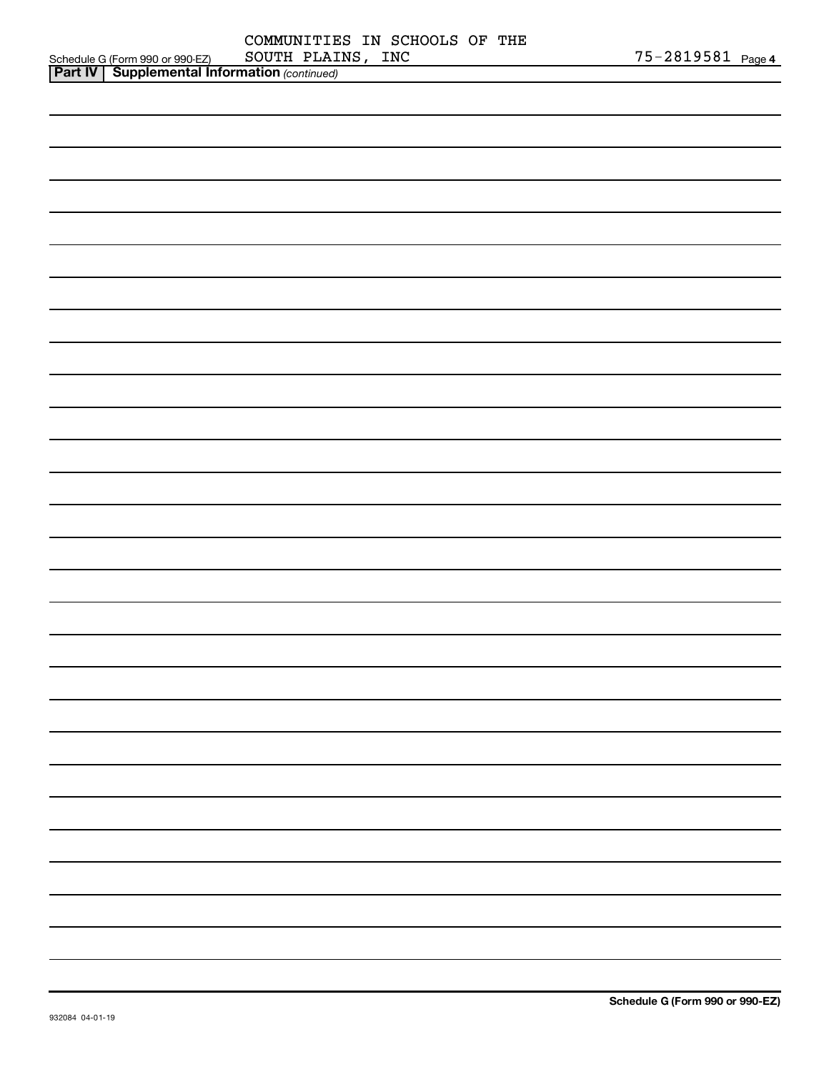Schedule G (Form 990 or 990-EZ) COMMUNITIES IN SCHOOLS OF THE SOUTH PLAINS, INC 75-2819581 Page 4

**Part IV | Supplemental Information** *(continued)*

**Schedule G (Form 990 or 990-EZ)**

932084 04-01-19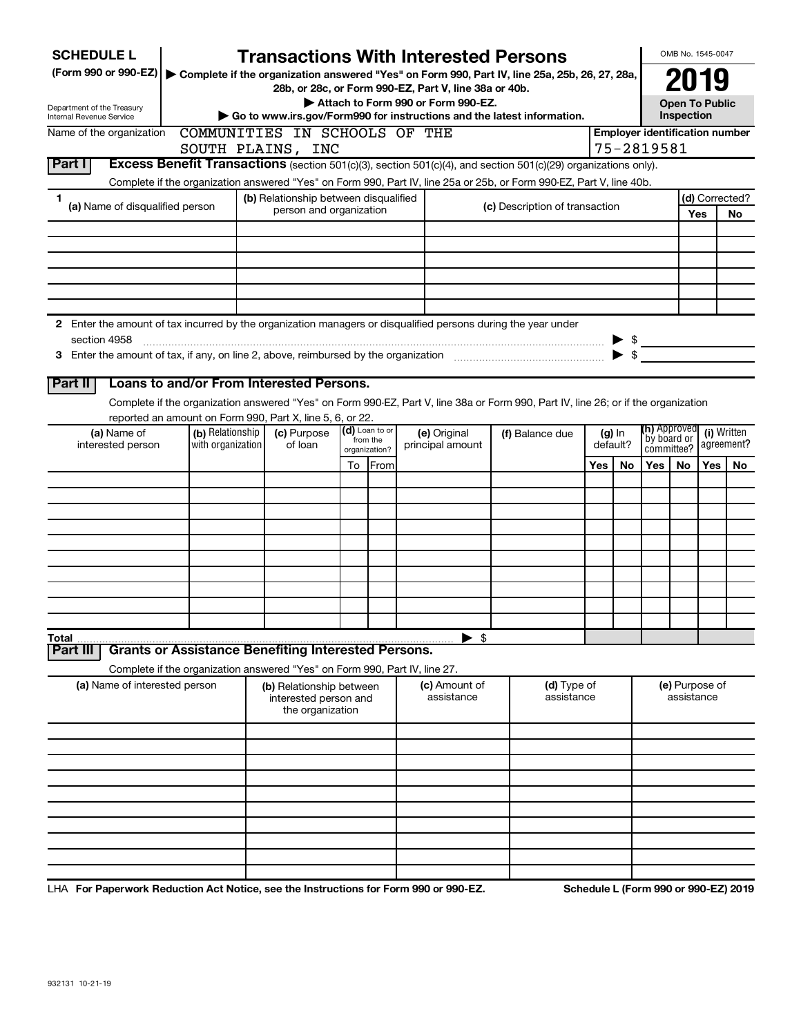**SCHEDULE L**
**(Form 990 or 990-EZ)**

Department of the Treasury
Internal Revenue Service

# Transactions With Interested Persons

▶ **Complete if the organization answered "Yes" on Form 990, Part IV, line 25a, 25b, 26, 27, 28a, 28b, or 28c, or Form 990-EZ, Part V, line 38a or 40b.**
▶ **Attach to Form 990 or Form 990-EZ.**
▶ **Go to www.irs.gov/Form990 for instructions and the latest information.**

OMB No. 1545-0047

**2019**

**Open To Public Inspection**

Name of the organization: COMMUNITIES IN SCHOOLS OF THE SOUTH PLAINS, INC

**Employer identification number**: 75-2819581

## Part I Excess Benefit Transactions (section 501(c)(3), section 501(c)(4), and section 501(c)(29) organizations only).

Complete if the organization answered "Yes" on Form 990, Part IV, line 25a or 25b, or Form 990-EZ, Part V, line 40b.

| 1 (a) Name of disqualified person | (b) Relationship between disqualified person and organization | (c) Description of transaction | (d) Corrected? Yes | No |
|---|---|---|---|---|
| | | | | |
| | | | | |
| | | | | |
| | | | | |
| | | | | |
| | | | | |

**2** Enter the amount of tax incurred by the organization managers or disqualified persons during the year under section 4958 ▶ $

**3** Enter the amount of tax, if any, on line 2, above, reimbursed by the organization ▶ $

## Part II Loans to and/or From Interested Persons.

Complete if the organization answered "Yes" on Form 990-EZ, Part V, line 38a or Form 990, Part IV, line 26; or if the organization reported an amount on Form 990, Part X, line 5, 6, or 22.

| (a) Name of interested person | (b) Relationship with organization | (c) Purpose of loan | (d) Loan to or from the organization? To | From | (e) Original principal amount | (f) Balance due | (g) In default? Yes | No | (h) Approved by board or committee? Yes | No | (i) Written agreement? Yes | No |
|---|---|---|---|---|---|---|---|---|---|---|---|---|
| | | | | | | | | | | | | |
| | | | | | | | | | | | | |
| | | | | | | | | | | | | |
| | | | | | | | | | | | | |
| | | | | | | | | | | | | |
| | | | | | | | | | | | | |
| | | | | | | | | | | | | |
| | | | | | | | | | | | | |
| | | | | | | | | | | | | |
| | | | | | | | | | | | | |
| **Total** | | | | | | ▶ $ | | | | | | |

## Part III Grants or Assistance Benefiting Interested Persons.

Complete if the organization answered "Yes" on Form 990, Part IV, line 27.

| (a) Name of interested person | (b) Relationship between interested person and the organization | (c) Amount of assistance | (d) Type of assistance | (e) Purpose of assistance |
|---|---|---|---|---|
| | | | | |
| | | | | |
| | | | | |
| | | | | |
| | | | | |
| | | | | |
| | | | | |
| | | | | |
| | | | | |

LHA **For Paperwork Reduction Act Notice, see the Instructions for Form 990 or 990-EZ.** **Schedule L (Form 990 or 990-EZ) 2019**

932131 10-21-19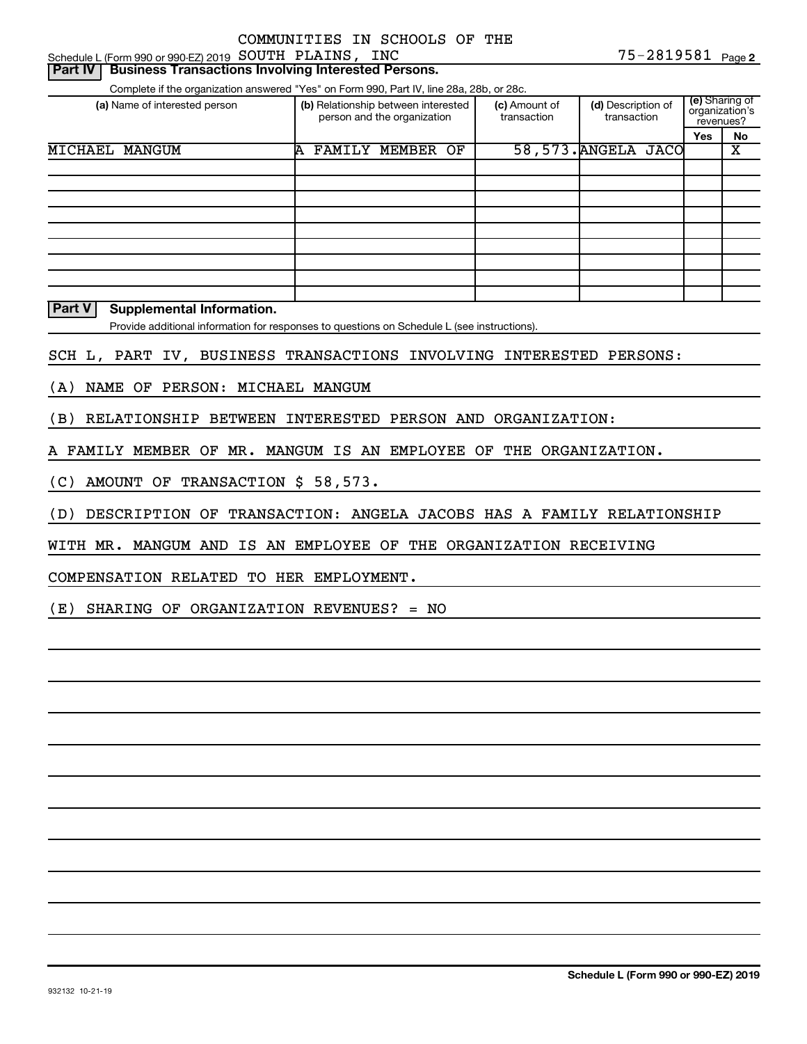COMMUNITIES IN SCHOOLS OF THE

Schedule L (Form 990 or 990-EZ) 2019 SOUTH PLAINS, INC 75-2819581 Page 2

**Part IV | Business Transactions Involving Interested Persons.**

Complete if the organization answered "Yes" on Form 990, Part IV, line 28a, 28b, or 28c.

| (a) Name of interested person | (b) Relationship between interested person and the organization | (c) Amount of transaction | (d) Description of transaction | (e) Sharing of organization's revenues? Yes | No |
|---|---|---|---|---|---|
| MICHAEL MANGUM | A FAMILY MEMBER OF | 58,573. | ANGELA JACO | | X |
| | | | | | |
| | | | | | |
| | | | | | |
| | | | | | |
| | | | | | |
| | | | | | |
| | | | | | |
| | | | | | |
| | | | | | |

**Part V | Supplemental Information.**

Provide additional information for responses to questions on Schedule L (see instructions).

SCH L, PART IV, BUSINESS TRANSACTIONS INVOLVING INTERESTED PERSONS:

(A) NAME OF PERSON: MICHAEL MANGUM

(B) RELATIONSHIP BETWEEN INTERESTED PERSON AND ORGANIZATION:

A FAMILY MEMBER OF MR. MANGUM IS AN EMPLOYEE OF THE ORGANIZATION.

(C) AMOUNT OF TRANSACTION $ 58,573.

(D) DESCRIPTION OF TRANSACTION: ANGELA JACOBS HAS A FAMILY RELATIONSHIP

WITH MR. MANGUM AND IS AN EMPLOYEE OF THE ORGANIZATION RECEIVING

COMPENSATION RELATED TO HER EMPLOYMENT.

(E) SHARING OF ORGANIZATION REVENUES? = NO

932132 10-21-19

**Schedule L (Form 990 or 990-EZ) 2019**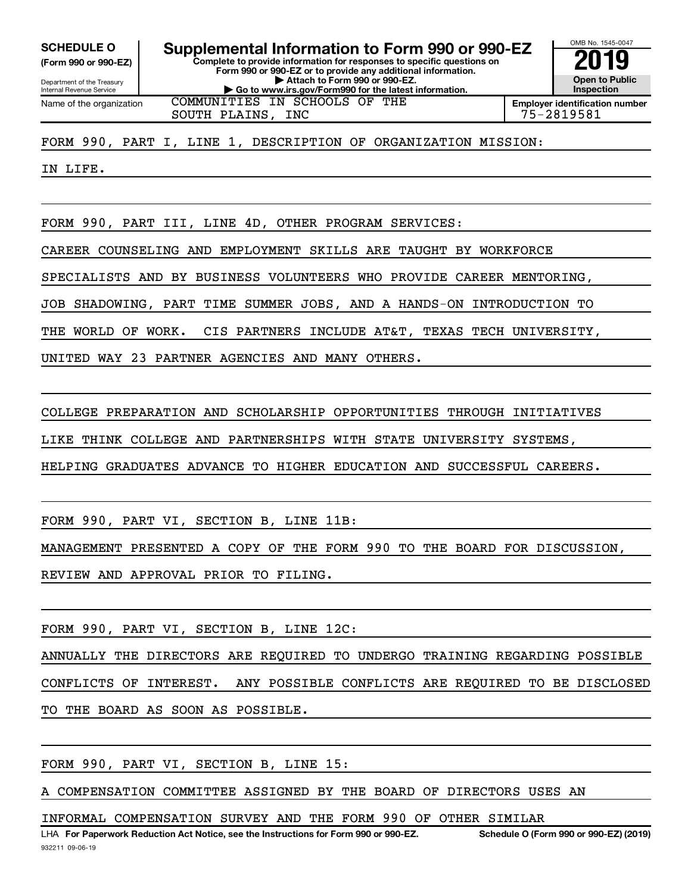**SCHEDULE O**
**(Form 990 or 990-EZ)**

Department of the Treasury
Internal Revenue Service

# Supplemental Information to Form 990 or 990-EZ

**Complete to provide information for responses to specific questions on Form 990 or 990-EZ or to provide any additional information.**
**▶ Attach to Form 990 or 990-EZ.**
**▶ Go to www.irs.gov/Form990 for the latest information.**

OMB No. 1545-0047

**2019**

**Open to Public Inspection**

Name of the organization: COMMUNITIES IN SCHOOLS OF THE SOUTH PLAINS, INC

**Employer identification number**: 75-2819581

FORM 990, PART I, LINE 1, DESCRIPTION OF ORGANIZATION MISSION:

IN LIFE.

FORM 990, PART III, LINE 4D, OTHER PROGRAM SERVICES:

CAREER COUNSELING AND EMPLOYMENT SKILLS ARE TAUGHT BY WORKFORCE SPECIALISTS AND BY BUSINESS VOLUNTEERS WHO PROVIDE CAREER MENTORING, JOB SHADOWING, PART TIME SUMMER JOBS, AND A HANDS-ON INTRODUCTION TO THE WORLD OF WORK. CIS PARTNERS INCLUDE AT&T, TEXAS TECH UNIVERSITY, UNITED WAY 23 PARTNER AGENCIES AND MANY OTHERS.

COLLEGE PREPARATION AND SCHOLARSHIP OPPORTUNITIES THROUGH INITIATIVES LIKE THINK COLLEGE AND PARTNERSHIPS WITH STATE UNIVERSITY SYSTEMS, HELPING GRADUATES ADVANCE TO HIGHER EDUCATION AND SUCCESSFUL CAREERS.

FORM 990, PART VI, SECTION B, LINE 11B:

MANAGEMENT PRESENTED A COPY OF THE FORM 990 TO THE BOARD FOR DISCUSSION, REVIEW AND APPROVAL PRIOR TO FILING.

FORM 990, PART VI, SECTION B, LINE 12C:

ANNUALLY THE DIRECTORS ARE REQUIRED TO UNDERGO TRAINING REGARDING POSSIBLE CONFLICTS OF INTEREST. ANY POSSIBLE CONFLICTS ARE REQUIRED TO BE DISCLOSED TO THE BOARD AS SOON AS POSSIBLE.

FORM 990, PART VI, SECTION B, LINE 15:

A COMPENSATION COMMITTEE ASSIGNED BY THE BOARD OF DIRECTORS USES AN INFORMAL COMPENSATION SURVEY AND THE FORM 990 OF OTHER SIMILAR

LHA **For Paperwork Reduction Act Notice, see the Instructions for Form 990 or 990-EZ.** **Schedule O (Form 990 or 990-EZ) (2019)**

932211 09-06-19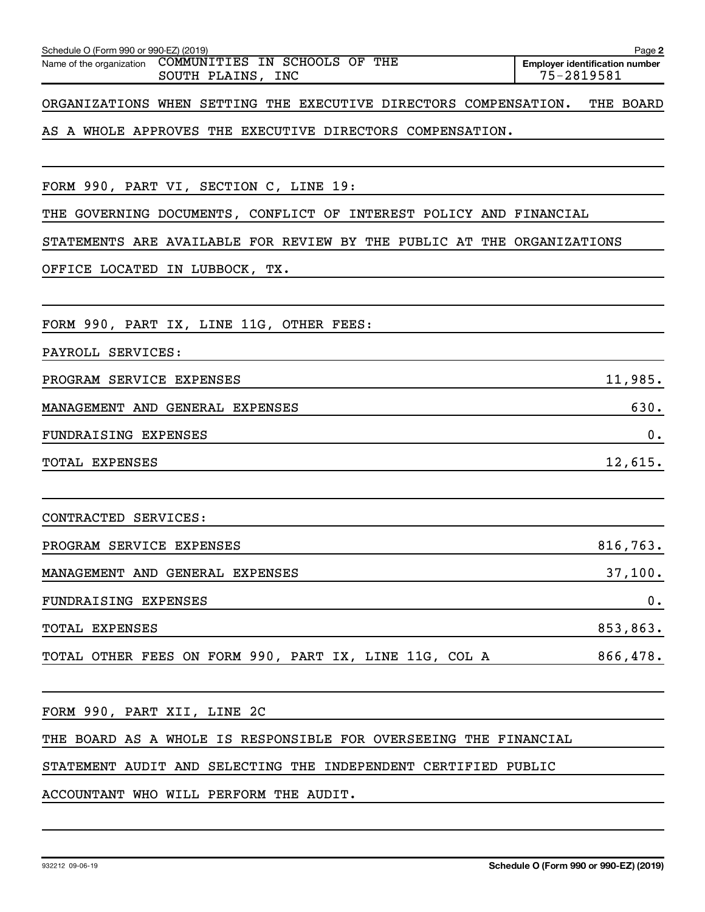Name of the organization: COMMUNITIES IN SCHOOLS OF THE SOUTH PLAINS, INC

Employer identification number: 75-2819581

ORGANIZATIONS WHEN SETTING THE EXECUTIVE DIRECTORS COMPENSATION. THE BOARD AS A WHOLE APPROVES THE EXECUTIVE DIRECTORS COMPENSATION.

FORM 990, PART VI, SECTION C, LINE 19:

THE GOVERNING DOCUMENTS, CONFLICT OF INTEREST POLICY AND FINANCIAL STATEMENTS ARE AVAILABLE FOR REVIEW BY THE PUBLIC AT THE ORGANIZATIONS OFFICE LOCATED IN LUBBOCK, TX.

FORM 990, PART IX, LINE 11G, OTHER FEES:

PAYROLL SERVICES:

| | |
|---|---|
| PROGRAM SERVICE EXPENSES | 11,985. |
| MANAGEMENT AND GENERAL EXPENSES | 630. |
| FUNDRAISING EXPENSES | 0. |
| TOTAL EXPENSES | 12,615. |

CONTRACTED SERVICES:

| | |
|---|---|
| PROGRAM SERVICE EXPENSES | 816,763. |
| MANAGEMENT AND GENERAL EXPENSES | 37,100. |
| FUNDRAISING EXPENSES | 0. |
| TOTAL EXPENSES | 853,863. |
| TOTAL OTHER FEES ON FORM 990, PART IX, LINE 11G, COL A | 866,478. |

FORM 990, PART XII, LINE 2C

THE BOARD AS A WHOLE IS RESPONSIBLE FOR OVERSEEING THE FINANCIAL STATEMENT AUDIT AND SELECTING THE INDEPENDENT CERTIFIED PUBLIC ACCOUNTANT WHO WILL PERFORM THE AUDIT.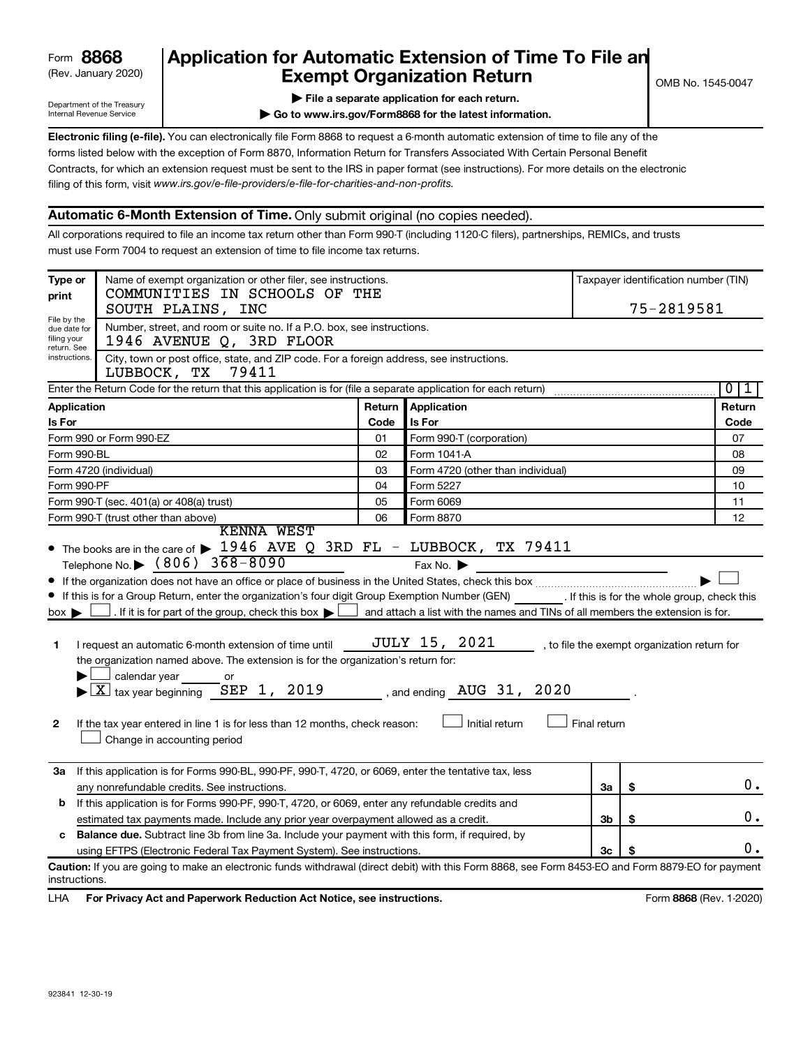Form **8868**
(Rev. January 2020)

Department of the Treasury
Internal Revenue Service

# Application for Automatic Extension of Time To File an Exempt Organization Return

▶ **File a separate application for each return.**

▶ **Go to www.irs.gov/Form8868 for the latest information.**

OMB No. 1545-0047

**Electronic filing (e-file).** You can electronically file Form 8868 to request a 6-month automatic extension of time to file any of the forms listed below with the exception of Form 8870, Information Return for Transfers Associated With Certain Personal Benefit Contracts, for which an extension request must be sent to the IRS in paper format (see instructions). For more details on the electronic filing of this form, visit *www.irs.gov/e-file-providers/e-file-for-charities-and-non-profits.*

## Automatic 6-Month Extension of Time. Only submit original (no copies needed).

All corporations required to file an income tax return other than Form 990-T (including 1120-C filers), partnerships, REMICs, and trusts must use Form 7004 to request an extension of time to file income tax returns.

| Type or print | | |
|---|---|---|
| File by the due date for filing your return. See instructions. | Name of exempt organization or other filer, see instructions.<br>COMMUNITIES IN SCHOOLS OF THE SOUTH PLAINS, INC | Taxpayer identification number (TIN)<br>75-2819581 |
| | Number, street, and room or suite no. If a P.O. box, see instructions.<br>1946 AVENUE Q, 3RD FLOOR | |
| | City, town or post office, state, and ZIP code. For a foreign address, see instructions.<br>LUBBOCK, TX 79411 | |

Enter the Return Code for the return that this application is for (file a separate application for each return) 0 1

| Application Is For | Return Code | Application Is For | Return Code |
|---|---|---|---|
| Form 990 or Form 990-EZ | 01 | Form 990-T (corporation) | 07 |
| Form 990-BL | 02 | Form 1041-A | 08 |
| Form 4720 (individual) | 03 | Form 4720 (other than individual) | 09 |
| Form 990-PF | 04 | Form 5227 | 10 |
| Form 990-T (sec. 401(a) or 408(a) trust) | 05 | Form 6069 | 11 |
| Form 990-T (trust other than above) | 06 | Form 8870 | 12 |

- The books are in the care of ▶ KENNA WEST 1946 AVE Q 3RD FL - LUBBOCK, TX 79411
  Telephone No. ▶ (806) 368-8090 Fax No. ▶
- If the organization does not have an office or place of business in the United States, check this box ▶ ☐
- If this is for a Group Return, enter the organization's four digit Group Exemption Number (GEN) ______ . If this is for the whole group, check this box ▶ ☐ . If it is for part of the group, check this box ▶ ☐ and attach a list with the names and TINs of all members the extension is for.

**1** I request an automatic 6-month extension of time until JULY 15, 2021 , to file the exempt organization return for the organization named above. The extension is for the organization's return for:
▶ ☐ calendar year ______ or
▶ ☒ tax year beginning SEP 1, 2019 , and ending AUG 31, 2020 .

**2** If the tax year entered in line 1 is for less than 12 months, check reason: ☐ Initial return ☐ Final return ☐ Change in accounting period

| | | | | |
|---|---|---|---|---|
| **3a** | If this application is for Forms 990-BL, 990-PF, 990-T, 4720, or 6069, enter the tentative tax, less any nonrefundable credits. See instructions. | **3a** | $ | 0. |
| **b** | If this application is for Forms 990-PF, 990-T, 4720, or 6069, enter any refundable credits and estimated tax payments made. Include any prior year overpayment allowed as a credit. | **3b** | $ | 0. |
| **c** | **Balance due.** Subtract line 3b from line 3a. Include your payment with this form, if required, by using EFTPS (Electronic Federal Tax Payment System). See instructions. | **3c** | $ | 0. |

**Caution:** If you are going to make an electronic funds withdrawal (direct debit) with this Form 8868, see Form 8453-EO and Form 8879-EO for payment instructions.

LHA **For Privacy Act and Paperwork Reduction Act Notice, see instructions.** Form **8868** (Rev. 1-2020)

923841 12-30-19